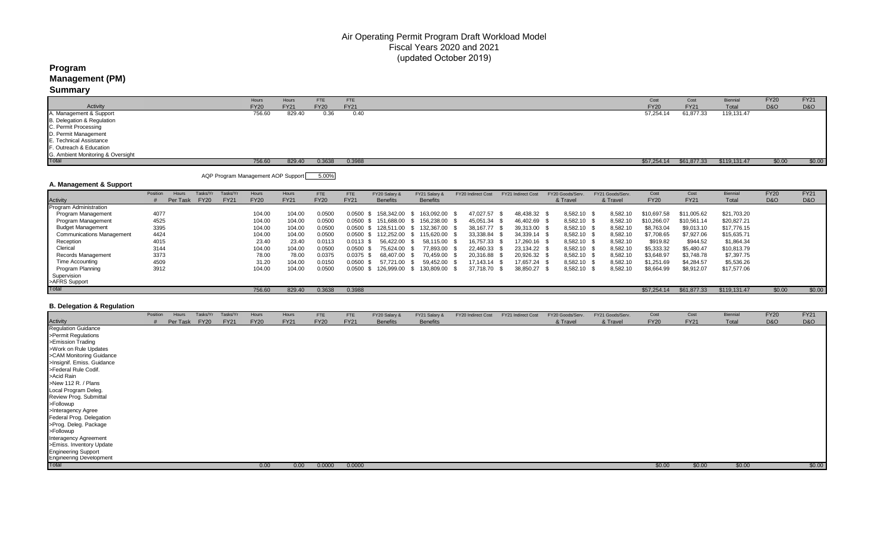# Air Operating Permit Program Draft Workload Model
## Fiscal Years 2020 and 2021
## (updated October 2019)

## Program Management (PM)
## Summary

| Activity | Hours FY20 | Hours FY21 | FTE FY20 | FTE FY21 | Cost FY20 | Cost FY21 | Biennial Total | FY20 D&O | FY21 D&O |
|---|---|---|---|---|---|---|---|---|---|
| A. Management & Support | 756.60 | 829.40 | 0.36 | 0.40 | 57,254.14 | 61,877.33 | 119,131.47 | | |
| B. Delegation & Regulation | | | | | | | | | |
| C. Permit Processing | | | | | | | | | |
| D. Permit Management | | | | | | | | | |
| E. Technical Assistance | | | | | | | | | |
| F. Outreach & Education | | | | | | | | | |
| G. Ambient Monitoring & Oversight | | | | | | | | | |
| Total | 756.60 | 829.40 | 0.3638 | 0.3988 | $57,254.14 | $61,877.33 | $119,131.47 | $0.00 | $0.00 |

AQP Program Management AOP Support 5.00%

### A. Management & Support

| Activity | Position # | Hours Per Task | Tasks/Yr FY20 | Tasks/Yr FY21 | Hours FY20 | Hours FY21 | FTE FY20 | FTE FY21 | FY20 Salary & Benefits | FY21 Salary & Benefits | FY20 Indirect Cost | FY21 Indirect Cost | FY20 Goods/Serv. & Travel | FY21 Goods/Serv. & Travel | Cost FY20 | Cost FY21 | Biennial Total | FY20 D&O | FY21 D&O |
|---|---|---|---|---|---|---|---|---|---|---|---|---|---|---|---|---|---|---|---|
| Program Administration | | | | | | | | | | | | | | | | | | | |
| Program Management | 4077 | | | | 104.00 | 104.00 | 0.0500 | 0.0500 | $ 158,342.00 | $ 163,092.00 | $ 47,027.57 | $ 48,438.32 | $ 8,582.10 | $ 8,582.10 | $10,697.58 | $11,005.62 | $21,703.20 | | |
| Program Management | 4525 | | | | 104.00 | 104.00 | 0.0500 | 0.0500 | $ 151,688.00 | $ 156,238.00 | $ 45,051.34 | $ 46,402.69 | $ 8,582.10 | $ 8,582.10 | $10,266.07 | $10,561.14 | $20,827.21 | | |
| Budget Management | 3395 | | | | 104.00 | 104.00 | 0.0500 | 0.0500 | $ 128,511.00 | $ 132,367.00 | $ 38,167.77 | $ 39,313.00 | $ 8,582.10 | $ 8,582.10 | $8,763.04 | $9,013.10 | $17,776.15 | | |
| Communications Management | 4424 | | | | 104.00 | 104.00 | 0.0500 | 0.0500 | $ 112,252.00 | $ 115,620.00 | $ 33,338.84 | $ 34,339.14 | $ 8,582.10 | $ 8,582.10 | $7,708.65 | $7,927.06 | $15,635.71 | | |
| Reception | 4015 | | | | 23.40 | 23.40 | 0.0113 | 0.0113 | $ 56,422.00 | $ 58,115.00 | $ 16,757.33 | $ 17,260.16 | $ 8,582.10 | $ 8,582.10 | $919.82 | $944.52 | $1,864.34 | | |
| Clerical | 3144 | | | | 104.00 | 104.00 | 0.0500 | 0.0500 | $ 75,624.00 | $ 77,893.00 | $ 22,460.33 | $ 23,134.22 | $ 8,582.10 | $ 8,582.10 | $5,333.32 | $5,480.47 | $10,813.79 | | |
| Records Management | 3373 | | | | 78.00 | 78.00 | 0.0375 | 0.0375 | $ 68,407.00 | $ 70,459.00 | $ 20,316.88 | $ 20,926.32 | $ 8,582.10 | $ 8,582.10 | $3,648.97 | $3,748.78 | $7,397.75 | | |
| Time Accounting | 4509 | | | | 31.20 | 104.00 | 0.0150 | 0.0500 | $ 57,721.00 | $ 59,452.00 | $ 17,143.14 | $ 17,657.24 | $ 8,582.10 | $ 8,582.10 | $1,251.69 | $4,284.57 | $5,536.26 | | |
| Program Planning | 3912 | | | | 104.00 | 104.00 | 0.0500 | 0.0500 | $ 126,999.00 | $ 130,809.00 | $ 37,718.70 | $ 38,850.27 | $ 8,582.10 | $ 8,582.10 | $8,664.99 | $8,912.07 | $17,577.06 | | |
| Supervision | | | | | | | | | | | | | | | | | | | |
| >AFRS Support | | | | | | | | | | | | | | | | | | | |
| Total | | | | | 756.60 | 829.40 | 0.3638 | 0.3988 | | | | | | | $57,254.14 | $61,877.33 | $119,131.47 | $0.00 | $0.00 |

### B. Delegation & Regulation

| Activity | Position # | Hours Per Task | Tasks/Yr FY20 | Tasks/Yr FY21 | Hours FY20 | Hours FY21 | FTE FY20 | FTE FY21 | FY20 Salary & Benefits | FY21 Salary & Benefits | FY20 Indirect Cost | FY21 Indirect Cost | FY20 Goods/Serv. & Travel | FY21 Goods/Serv. & Travel | Cost FY20 | Cost FY21 | Biennial Total | FY20 D&O | FY21 D&O |
|---|---|---|---|---|---|---|---|---|---|---|---|---|---|---|---|---|---|---|---|
| Regulation Guidance | | | | | | | | | | | | | | | | | | | |
| >Permit Regulations | | | | | | | | | | | | | | | | | | | |
| >Emission Trading | | | | | | | | | | | | | | | | | | | |
| >Work on Rule Updates | | | | | | | | | | | | | | | | | | | |
| >CAM Monitoring Guidance | | | | | | | | | | | | | | | | | | | |
| >Insignif. Emiss. Guidance | | | | | | | | | | | | | | | | | | | |
| >Federal Rule Codif. | | | | | | | | | | | | | | | | | | | |
| >Acid Rain | | | | | | | | | | | | | | | | | | | |
| >New 112 R. / Plans | | | | | | | | | | | | | | | | | | | |
| Local Program Deleg. | | | | | | | | | | | | | | | | | | | |
| Review Prog. Submittal | | | | | | | | | | | | | | | | | | | |
| >Followup | | | | | | | | | | | | | | | | | | | |
| >Interagency Agree | | | | | | | | | | | | | | | | | | | |
| Federal Prog. Delegation | | | | | | | | | | | | | | | | | | | |
| >Prog. Deleg. Package | | | | | | | | | | | | | | | | | | | |
| >Followup | | | | | | | | | | | | | | | | | | | |
| Interagency Agreement | | | | | | | | | | | | | | | | | | | |
| >Emiss. Inventory Update | | | | | | | | | | | | | | | | | | | |
| Engineering Support | | | | | | | | | | | | | | | | | | | |
| Engineering Development | | | | | | | | | | | | | | | | | | | |
| Total | | | | | 0.00 | 0.00 | 0.0000 | 0.0000 | | | | | | | $0.00 | $0.00 | $0.00 | | $0.00 |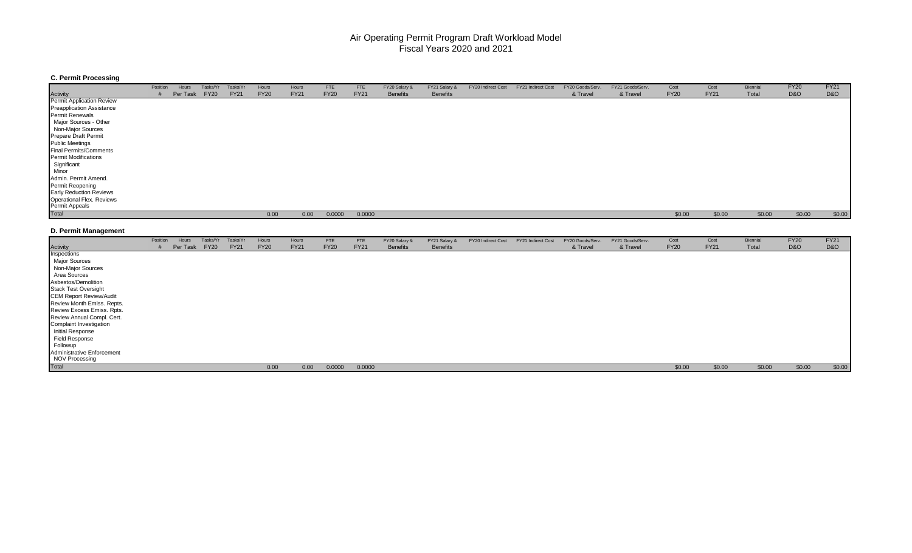# Air Operating Permit Program Draft Workload Model
## Fiscal Years 2020 and 2021

### C. Permit Processing

| Activity | Position # | Hours Per Task | Tasks/Yr FY20 | Tasks/Yr FY21 | Hours FY20 | Hours FY21 | FTE FY20 | FTE FY21 | FY20 Salary & Benefits | FY21 Salary & Benefits | FY20 Indirect Cost | FY21 Indirect Cost | FY20 Goods/Serv. & Travel | FY21 Goods/Serv. & Travel | Cost FY20 | Cost FY21 | Biennial Total | FY20 D&O | FY21 D&O |
|---|---|---|---|---|---|---|---|---|---|---|---|---|---|---|---|---|---|---|---|
| Permit Application Review | | | | | | | | | | | | | | | | | | | |
| Preapplication Assistance | | | | | | | | | | | | | | | | | | | |
| Permit Renewals | | | | | | | | | | | | | | | | | | | |
| Major Sources - Other | | | | | | | | | | | | | | | | | | | |
| Non-Major Sources | | | | | | | | | | | | | | | | | | | |
| Prepare Draft Permit | | | | | | | | | | | | | | | | | | | |
| Public Meetings | | | | | | | | | | | | | | | | | | | |
| Final Permits/Comments | | | | | | | | | | | | | | | | | | | |
| Permit Modifications | | | | | | | | | | | | | | | | | | | |
| Significant | | | | | | | | | | | | | | | | | | | |
| Minor | | | | | | | | | | | | | | | | | | | |
| Admin. Permit Amend. | | | | | | | | | | | | | | | | | | | |
| Permit Reopening | | | | | | | | | | | | | | | | | | | |
| Early Reduction Reviews | | | | | | | | | | | | | | | | | | | |
| Operational Flex. Reviews | | | | | | | | | | | | | | | | | | | |
| Permit Appeals | | | | | | | | | | | | | | | | | | | |
| Total | | | | | 0.00 | 0.00 | 0.0000 | 0.0000 | | | | | | | $0.00 | $0.00 | $0.00 | $0.00 | $0.00 |

### D. Permit Management

| Activity | Position # | Hours Per Task | Tasks/Yr FY20 | Tasks/Yr FY21 | Hours FY20 | Hours FY21 | FTE FY20 | FTE FY21 | FY20 Salary & Benefits | FY21 Salary & Benefits | FY20 Indirect Cost | FY21 Indirect Cost | FY20 Goods/Serv. & Travel | FY21 Goods/Serv. & Travel | Cost FY20 | Cost FY21 | Biennial Total | FY20 D&O | FY21 D&O |
|---|---|---|---|---|---|---|---|---|---|---|---|---|---|---|---|---|---|---|---|
| Inspections | | | | | | | | | | | | | | | | | | | |
| Major Sources | | | | | | | | | | | | | | | | | | | |
| Non-Major Sources | | | | | | | | | | | | | | | | | | | |
| Area Sources | | | | | | | | | | | | | | | | | | | |
| Asbestos/Demolition | | | | | | | | | | | | | | | | | | | |
| Stack Test Oversight | | | | | | | | | | | | | | | | | | | |
| CEM Report Review/Audit | | | | | | | | | | | | | | | | | | | |
| Review Month Emiss. Repts. | | | | | | | | | | | | | | | | | | | |
| Review Excess Emiss. Rpts. | | | | | | | | | | | | | | | | | | | |
| Review Annual Compl. Cert. | | | | | | | | | | | | | | | | | | | |
| Complaint Investigation | | | | | | | | | | | | | | | | | | | |
| Initial Response | | | | | | | | | | | | | | | | | | | |
| Field Response | | | | | | | | | | | | | | | | | | | |
| Followup | | | | | | | | | | | | | | | | | | | |
| Administrative Enforcement | | | | | | | | | | | | | | | | | | | |
| NOV Processing | | | | | | | | | | | | | | | | | | | |
| Total | | | | | 0.00 | 0.00 | 0.0000 | 0.0000 | | | | | | | $0.00 | $0.00 | $0.00 | $0.00 | $0.00 |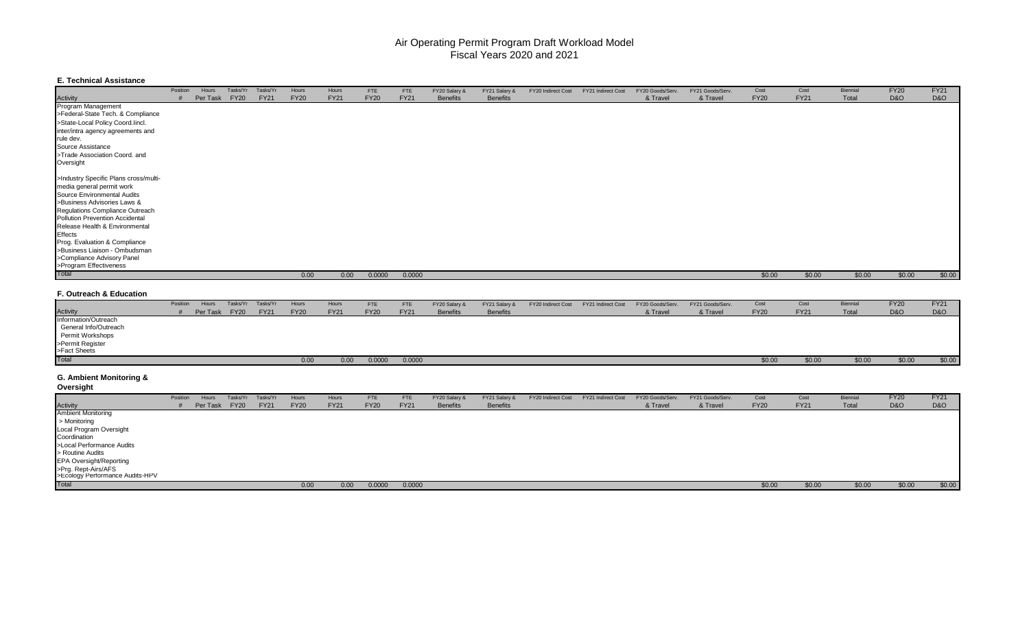# Air Operating Permit Program Draft Workload Model
## Fiscal Years 2020 and 2021

### E. Technical Assistance

| Activity | Position # | Hours Per Task | Tasks/Yr FY20 | Tasks/Yr FY21 | Hours FY20 | Hours FY21 | FTE FY20 | FTE FY21 | FY20 Salary & Benefits | FY21 Salary & Benefits | FY20 Indirect Cost | FY21 Indirect Cost | FY20 Goods/Serv. & Travel | FY21 Goods/Serv. & Travel | Cost FY20 | Cost FY21 | Biennial Total | FY20 D&O | FY21 D&O |
|---|---|---|---|---|---|---|---|---|---|---|---|---|---|---|---|---|---|---|---|
| Program Management | | | | | | | | | | | | | | | | | | | |
| >Federal-State Tech. & Compliance | | | | | | | | | | | | | | | | | | | |
| >State-Local Policy Coord.Iincl. inter/intra agency agreements and rule dev. | | | | | | | | | | | | | | | | | | | |
| Source Assistance | | | | | | | | | | | | | | | | | | | |
| >Trade Association Coord. and Oversight | | | | | | | | | | | | | | | | | | | |
| >Industry Specific Plans cross/multi-media general permit work | | | | | | | | | | | | | | | | | | | |
| Source Environmental Audits | | | | | | | | | | | | | | | | | | | |
| >Business Advisories Laws & Regulations Compliance Outreach | | | | | | | | | | | | | | | | | | | |
| Pollution Prevention Accidental Release Health & Environmental Effects | | | | | | | | | | | | | | | | | | | |
| Prog. Evaluation & Compliance | | | | | | | | | | | | | | | | | | | |
| >Business Liaison - Ombudsman | | | | | | | | | | | | | | | | | | | |
| >Compliance Advisory Panel | | | | | | | | | | | | | | | | | | | |
| >Program Effectiveness | | | | | | | | | | | | | | | | | | | |
| Total | | | | | 0.00 | 0.00 | 0.0000 | 0.0000 | | | | | | | $0.00 | $0.00 | $0.00 | $0.00 | $0.00 |

### F. Outreach & Education

| Activity | Position # | Hours Per Task | Tasks/Yr FY20 | Tasks/Yr FY21 | Hours FY20 | Hours FY21 | FTE FY20 | FTE FY21 | FY20 Salary & Benefits | FY21 Salary & Benefits | FY20 Indirect Cost | FY21 Indirect Cost | FY20 Goods/Serv. & Travel | FY21 Goods/Serv. & Travel | Cost FY20 | Cost FY21 | Biennial Total | FY20 D&O | FY21 D&O |
|---|---|---|---|---|---|---|---|---|---|---|---|---|---|---|---|---|---|---|---|
| Information/Outreach | | | | | | | | | | | | | | | | | | | |
| General Info/Outreach | | | | | | | | | | | | | | | | | | | |
| Permit Workshops | | | | | | | | | | | | | | | | | | | |
| >Permit Register | | | | | | | | | | | | | | | | | | | |
| >Fact Sheets | | | | | | | | | | | | | | | | | | | |
| Total | | | | | 0.00 | 0.00 | 0.0000 | 0.0000 | | | | | | | $0.00 | $0.00 | $0.00 | $0.00 | $0.00 |

### G. Ambient Monitoring & Oversight

| Activity | Position # | Hours Per Task | Tasks/Yr FY20 | Tasks/Yr FY21 | Hours FY20 | Hours FY21 | FTE FY20 | FTE FY21 | FY20 Salary & Benefits | FY21 Salary & Benefits | FY20 Indirect Cost | FY21 Indirect Cost | FY20 Goods/Serv. & Travel | FY21 Goods/Serv. & Travel | Cost FY20 | Cost FY21 | Biennial Total | FY20 D&O | FY21 D&O |
|---|---|---|---|---|---|---|---|---|---|---|---|---|---|---|---|---|---|---|---|
| Ambient Monitoring | | | | | | | | | | | | | | | | | | | |
| > Monitoring | | | | | | | | | | | | | | | | | | | |
| Local Program Oversight Coordination | | | | | | | | | | | | | | | | | | | |
| >Local Performance Audits | | | | | | | | | | | | | | | | | | | |
| > Routine Audits | | | | | | | | | | | | | | | | | | | |
| EPA Oversight/Reporting | | | | | | | | | | | | | | | | | | | |
| >Prg. Rept-Airs/AFS | | | | | | | | | | | | | | | | | | | |
| >Ecology Performance Audits-HPV | | | | | | | | | | | | | | | | | | | |
| Total | | | | | 0.00 | 0.00 | 0.0000 | 0.0000 | | | | | | | $0.00 | $0.00 | $0.00 | $0.00 | $0.00 |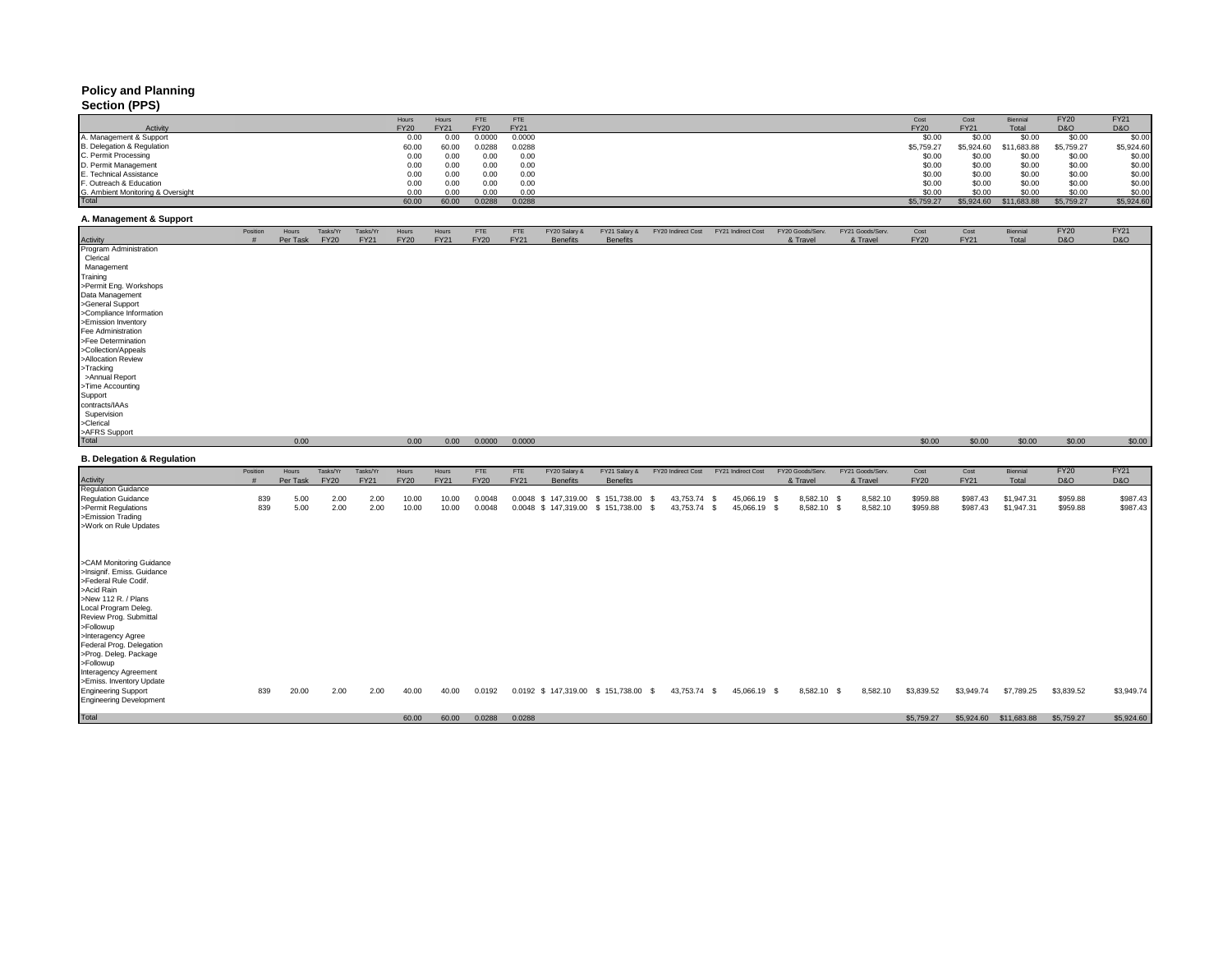# Policy and Planning Section (PPS)

| Activity | Hours FY20 | Hours FY21 | FTE FY20 | FTE FY21 | Cost FY20 | Cost FY21 | Biennial Total | FY20 D&O | FY21 D&O |
|---|---|---|---|---|---|---|---|---|---|
| A. Management & Support | 0.00 | 0.00 | 0.0000 | 0.0000 | $0.00 | $0.00 | $0.00 | $0.00 | $0.00 |
| B. Delegation & Regulation | 60.00 | 60.00 | 0.0288 | 0.0288 | $5,759.27 | $5,924.60 | $11,683.88 | $5,759.27 | $5,924.60 |
| C. Permit Processing | 0.00 | 0.00 | 0.00 | 0.00 | $0.00 | $0.00 | $0.00 | $0.00 | $0.00 |
| D. Permit Management | 0.00 | 0.00 | 0.00 | 0.00 | $0.00 | $0.00 | $0.00 | $0.00 | $0.00 |
| E. Technical Assistance | 0.00 | 0.00 | 0.00 | 0.00 | $0.00 | $0.00 | $0.00 | $0.00 | $0.00 |
| F. Outreach & Education | 0.00 | 0.00 | 0.00 | 0.00 | $0.00 | $0.00 | $0.00 | $0.00 | $0.00 |
| G. Ambient Monitoring & Oversight | 0.00 | 0.00 | 0.00 | 0.00 | $0.00 | $0.00 | $0.00 | $0.00 | $0.00 |
| Total | 60.00 | 60.00 | 0.0288 | 0.0288 | $5,759.27 | $5,924.60 | $11,683.88 | $5,759.27 | $5,924.60 |

## A. Management & Support

| Activity | Position # | Hours Per Task | Tasks/Yr FY20 | Tasks/Yr FY21 | Hours FY20 | Hours FY21 | FTE FY20 | FTE FY21 | FY20 Salary & Benefits | FY21 Salary & Benefits | FY20 Indirect Cost | FY21 Indirect Cost | FY20 Goods/Serv. & Travel | FY21 Goods/Serv. & Travel | Cost FY20 | Cost FY21 | Biennial Total | FY20 D&O | FY21 D&O |
|---|---|---|---|---|---|---|---|---|---|---|---|---|---|---|---|---|---|---|---|
| Program Administration | | | | | | | | | | | | | | | | | | | |
| Clerical | | | | | | | | | | | | | | | | | | | |
| Management | | | | | | | | | | | | | | | | | | | |
| Training | | | | | | | | | | | | | | | | | | | |
| >Permit Eng. Workshops | | | | | | | | | | | | | | | | | | | |
| Data Management | | | | | | | | | | | | | | | | | | | |
| >General Support | | | | | | | | | | | | | | | | | | | |
| >Compliance Information | | | | | | | | | | | | | | | | | | | |
| >Emission Inventory | | | | | | | | | | | | | | | | | | | |
| Fee Administration | | | | | | | | | | | | | | | | | | | |
| >Fee Determination | | | | | | | | | | | | | | | | | | | |
| >Collection/Appeals | | | | | | | | | | | | | | | | | | | |
| >Allocation Review | | | | | | | | | | | | | | | | | | | |
| >Tracking | | | | | | | | | | | | | | | | | | | |
| >Annual Report | | | | | | | | | | | | | | | | | | | |
| >Time Accounting | | | | | | | | | | | | | | | | | | | |
| Support | | | | | | | | | | | | | | | | | | | |
| contracts/IAAs | | | | | | | | | | | | | | | | | | | |
| Supervision | | | | | | | | | | | | | | | | | | | |
| >Clerical | | | | | | | | | | | | | | | | | | | |
| >AFRS Support | | | | | | | | | | | | | | | | | | | |
| Total | | 0.00 | | | 0.00 | 0.00 | 0.0000 | 0.0000 | | | | | | | $0.00 | $0.00 | $0.00 | $0.00 | $0.00 |

## B. Delegation & Regulation

| Activity | Position # | Hours Per Task | Tasks/Yr FY20 | Tasks/Yr FY21 | Hours FY20 | Hours FY21 | FTE FY20 | FTE FY21 | FY20 Salary & Benefits | FY21 Salary & Benefits | FY20 Indirect Cost | FY21 Indirect Cost | FY20 Goods/Serv. & Travel | FY21 Goods/Serv. & Travel | Cost FY20 | Cost FY21 | Biennial Total | FY20 D&O | FY21 D&O |
|---|---|---|---|---|---|---|---|---|---|---|---|---|---|---|---|---|---|---|---|
| Regulation Guidance | | | | | | | | | | | | | | | | | | | |
| Regulation Guidance | 839 | 5.00 | 2.00 | 2.00 | 10.00 | 10.00 | 0.0048 | 0.0048 | $ 147,319.00 | $ 151,738.00 | $ 43,753.74 | $ 45,066.19 | $ 8,582.10 | $ 8,582.10 | $959.88 | $987.43 | $1,947.31 | $959.88 | $987.43 |
| >Permit Regulations | 839 | 5.00 | 2.00 | 2.00 | 10.00 | 10.00 | 0.0048 | 0.0048 | $ 147,319.00 | $ 151,738.00 | $ 43,753.74 | $ 45,066.19 | $ 8,582.10 | $ 8,582.10 | $959.88 | $987.43 | $1,947.31 | $959.88 | $987.43 |
| >Emission Trading | | | | | | | | | | | | | | | | | | | |
| >Work on Rule Updates | | | | | | | | | | | | | | | | | | | |
| >CAM Monitoring Guidance | | | | | | | | | | | | | | | | | | | |
| >Insignif. Emiss. Guidance | | | | | | | | | | | | | | | | | | | |
| >Federal Rule Codif. | | | | | | | | | | | | | | | | | | | |
| >Acid Rain | | | | | | | | | | | | | | | | | | | |
| >New 112 R. / Plans | | | | | | | | | | | | | | | | | | | |
| Local Program Deleg. | | | | | | | | | | | | | | | | | | | |
| Review Prog. Submittal | | | | | | | | | | | | | | | | | | | |
| >Followup | | | | | | | | | | | | | | | | | | | |
| >Interagency Agree | | | | | | | | | | | | | | | | | | | |
| Federal Prog. Delegation | | | | | | | | | | | | | | | | | | | |
| >Prog. Deleg. Package | | | | | | | | | | | | | | | | | | | |
| >Followup | | | | | | | | | | | | | | | | | | | |
| Interagency Agreement | | | | | | | | | | | | | | | | | | | |
| >Emiss. Inventory Update | | | | | | | | | | | | | | | | | | | |
| Engineering Support | 839 | 20.00 | 2.00 | 2.00 | 40.00 | 40.00 | 0.0192 | 0.0192 | $ 147,319.00 | $ 151,738.00 | $ 43,753.74 | $ 45,066.19 | $ 8,582.10 | $ 8,582.10 | $3,839.52 | $3,949.74 | $7,789.25 | $3,839.52 | $3,949.74 |
| Engineering Development | | | | | | | | | | | | | | | | | | | |
| Total | | | | | 60.00 | 60.00 | 0.0288 | 0.0288 | | | | | | | $5,759.27 | $5,924.60 | $11,683.88 | $5,759.27 | $5,924.60 |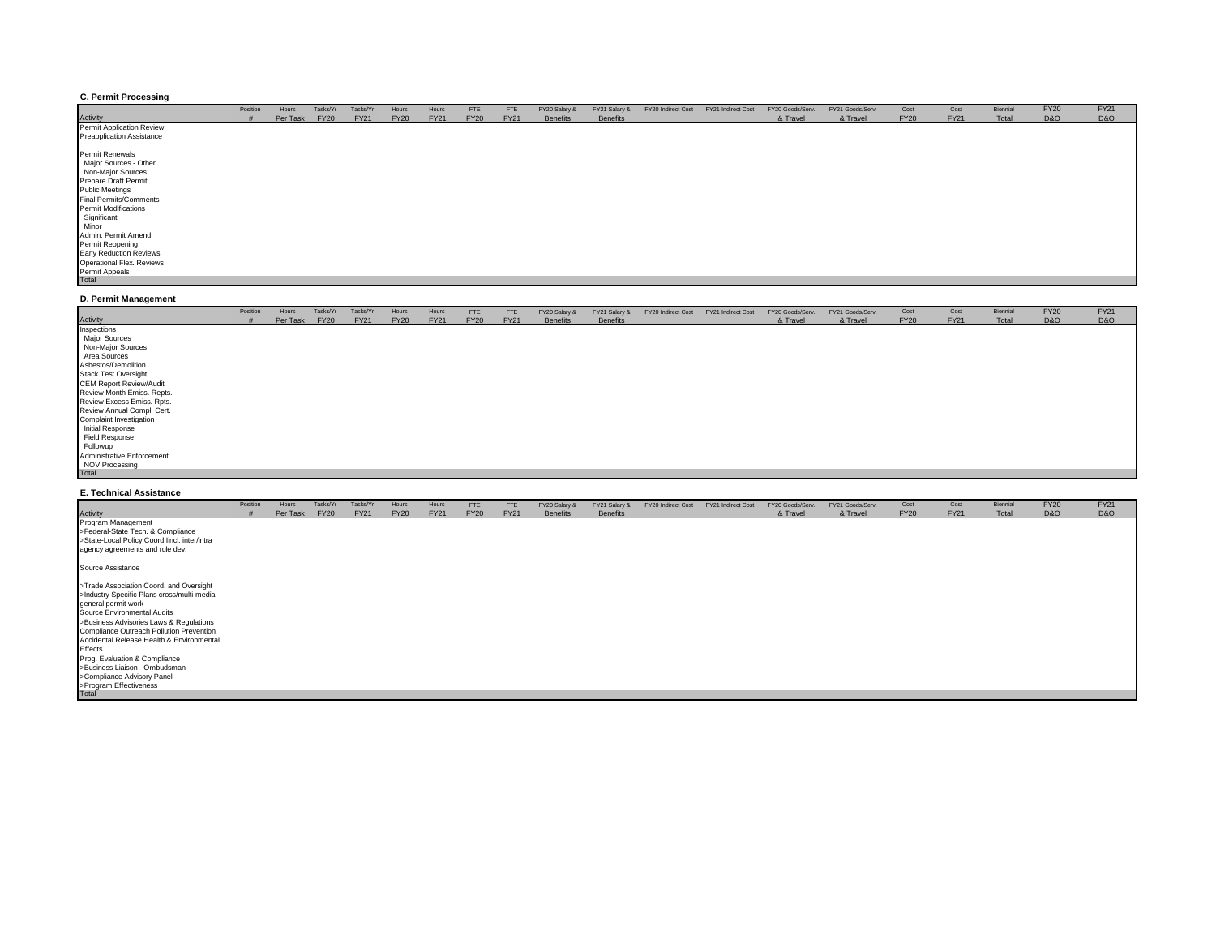### C. Permit Processing

| Activity | Position # | Hours Per Task | Tasks/Yr FY20 | Tasks/Yr FY21 | Hours FY20 | Hours FY21 | FTE FY20 | FTE FY21 | FY20 Salary & Benefits | FY21 Salary & Benefits | FY20 Indirect Cost | FY21 Indirect Cost | FY20 Goods/Serv. & Travel | FY21 Goods/Serv. & Travel | Cost FY20 | Cost FY21 | Biennial Total | FY20 D&O | FY21 D&O |
|---|---|---|---|---|---|---|---|---|---|---|---|---|---|---|---|---|---|---|---|
| Permit Application Review | | | | | | | | | | | | | | | | | | | |
| Preapplication Assistance | | | | | | | | | | | | | | | | | | | |
| Permit Renewals | | | | | | | | | | | | | | | | | | | |
| Major Sources - Other | | | | | | | | | | | | | | | | | | | |
| Non-Major Sources | | | | | | | | | | | | | | | | | | | |
| Prepare Draft Permit | | | | | | | | | | | | | | | | | | | |
| Public Meetings | | | | | | | | | | | | | | | | | | | |
| Final Permits/Comments | | | | | | | | | | | | | | | | | | | |
| Permit Modifications | | | | | | | | | | | | | | | | | | | |
| Significant | | | | | | | | | | | | | | | | | | | |
| Minor | | | | | | | | | | | | | | | | | | | |
| Admin. Permit Amend. | | | | | | | | | | | | | | | | | | | |
| Permit Reopening | | | | | | | | | | | | | | | | | | | |
| Early Reduction Reviews | | | | | | | | | | | | | | | | | | | |
| Operational Flex. Reviews | | | | | | | | | | | | | | | | | | | |
| Permit Appeals | | | | | | | | | | | | | | | | | | | |
| Total | | | | | | | | | | | | | | | | | | | |

### D. Permit Management

| Activity | Position # | Hours Per Task | Tasks/Yr FY20 | Tasks/Yr FY21 | Hours FY20 | Hours FY21 | FTE FY20 | FTE FY21 | FY20 Salary & Benefits | FY21 Salary & Benefits | FY20 Indirect Cost | FY21 Indirect Cost | FY20 Goods/Serv. & Travel | FY21 Goods/Serv. & Travel | Cost FY20 | Cost FY21 | Biennial Total | FY20 D&O | FY21 D&O |
|---|---|---|---|---|---|---|---|---|---|---|---|---|---|---|---|---|---|---|---|
| Inspections | | | | | | | | | | | | | | | | | | | |
| Major Sources | | | | | | | | | | | | | | | | | | | |
| Non-Major Sources | | | | | | | | | | | | | | | | | | | |
| Area Sources | | | | | | | | | | | | | | | | | | | |
| Asbestos/Demolition | | | | | | | | | | | | | | | | | | | |
| Stack Test Oversight | | | | | | | | | | | | | | | | | | | |
| CEM Report Review/Audit | | | | | | | | | | | | | | | | | | | |
| Review Month Emiss. Repts. | | | | | | | | | | | | | | | | | | | |
| Review Excess Emiss. Rpts. | | | | | | | | | | | | | | | | | | | |
| Review Annual Compl. Cert. | | | | | | | | | | | | | | | | | | | |
| Complaint Investigation | | | | | | | | | | | | | | | | | | | |
| Initial Response | | | | | | | | | | | | | | | | | | | |
| Field Response | | | | | | | | | | | | | | | | | | | |
| Followup | | | | | | | | | | | | | | | | | | | |
| Administrative Enforcement | | | | | | | | | | | | | | | | | | | |
| NOV Processing | | | | | | | | | | | | | | | | | | | |
| Total | | | | | | | | | | | | | | | | | | | |

### E. Technical Assistance

| Activity | Position # | Hours Per Task | Tasks/Yr FY20 | Tasks/Yr FY21 | Hours FY20 | Hours FY21 | FTE FY20 | FTE FY21 | FY20 Salary & Benefits | FY21 Salary & Benefits | FY20 Indirect Cost | FY21 Indirect Cost | FY20 Goods/Serv. & Travel | FY21 Goods/Serv. & Travel | Cost FY20 | Cost FY21 | Biennial Total | FY20 D&O | FY21 D&O |
|---|---|---|---|---|---|---|---|---|---|---|---|---|---|---|---|---|---|---|---|
| Program Management | | | | | | | | | | | | | | | | | | | |
| >Federal-State Tech. & Compliance | | | | | | | | | | | | | | | | | | | |
| >State-Local Policy Coord.Iincl. inter/intra agency agreements and rule dev. | | | | | | | | | | | | | | | | | | | |
| Source Assistance | | | | | | | | | | | | | | | | | | | |
| >Trade Association Coord. and Oversight | | | | | | | | | | | | | | | | | | | |
| >Industry Specific Plans cross/multi-media general permit work | | | | | | | | | | | | | | | | | | | |
| Source Environmental Audits | | | | | | | | | | | | | | | | | | | |
| >Business Advisories Laws & Regulations | | | | | | | | | | | | | | | | | | | |
| Compliance Outreach Pollution Prevention | | | | | | | | | | | | | | | | | | | |
| Accidental Release Health & Environmental Effects | | | | | | | | | | | | | | | | | | | |
| Prog. Evaluation & Compliance | | | | | | | | | | | | | | | | | | | |
| >Business Liaison - Ombudsman | | | | | | | | | | | | | | | | | | | |
| >Compliance Advisory Panel | | | | | | | | | | | | | | | | | | | |
| >Program Effectiveness | | | | | | | | | | | | | | | | | | | |
| Total | | | | | | | | | | | | | | | | | | | |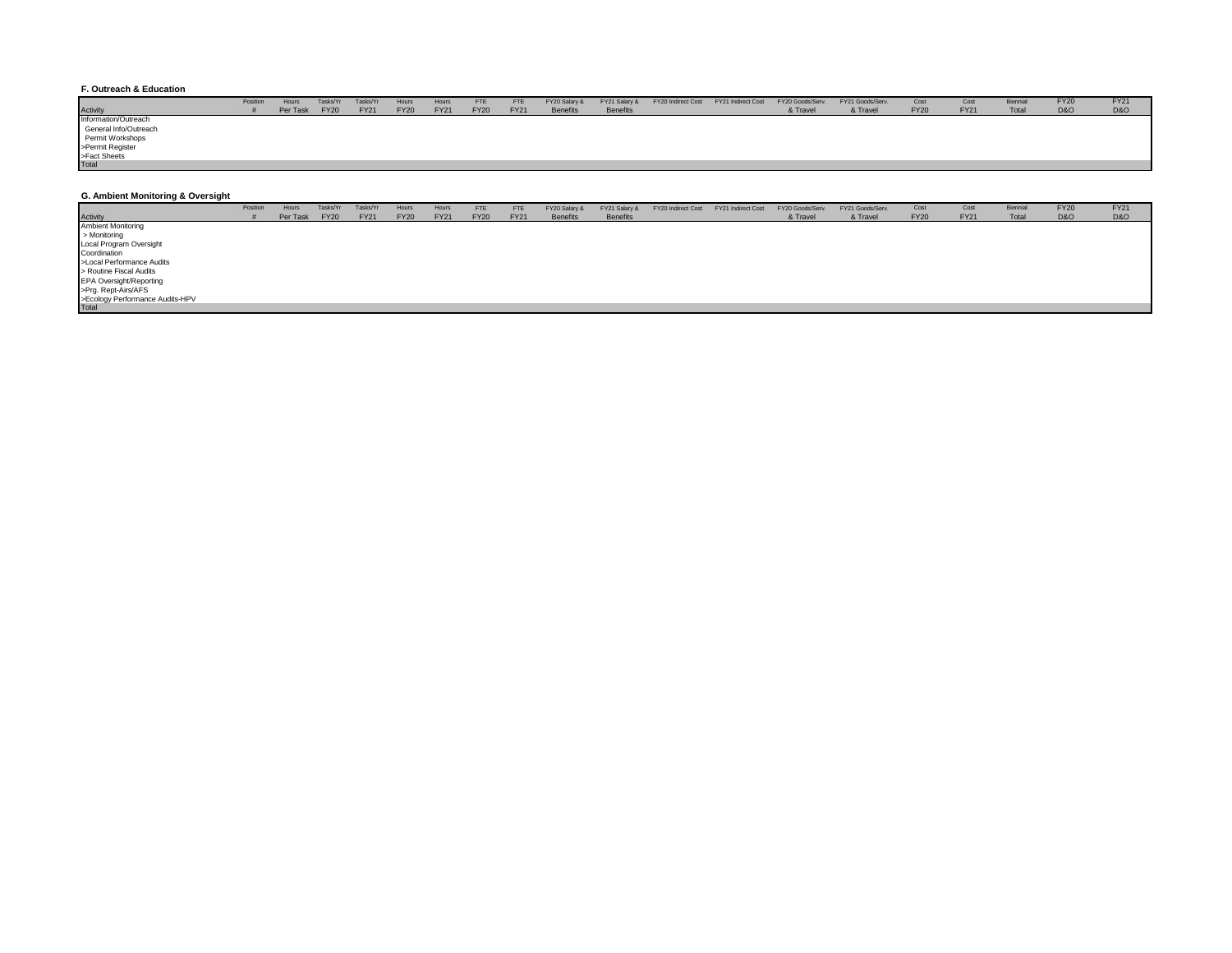**F. Outreach & Education**

| Activity | Position # | Hours Per Task | Tasks/Yr FY20 | Tasks/Yr FY21 | Hours FY20 | Hours FY21 | FTE FY20 | FTE FY21 | FY20 Salary & Benefits | FY21 Salary & Benefits | FY20 Indirect Cost | FY21 Indirect Cost | FY20 Goods/Serv. & Travel | FY21 Goods/Serv. & Travel | Cost FY20 | Cost FY21 | Biennial Total | FY20 D&O | FY21 D&O |
|---|---|---|---|---|---|---|---|---|---|---|---|---|---|---|---|---|---|---|---|
| Information/Outreach | | | | | | | | | | | | | | | | | | | |
| General Info/Outreach | | | | | | | | | | | | | | | | | | | |
| Permit Workshops | | | | | | | | | | | | | | | | | | | |
| >Permit Register | | | | | | | | | | | | | | | | | | | |
| >Fact Sheets | | | | | | | | | | | | | | | | | | | |
| Total | | | | | | | | | | | | | | | | | | | |

**G. Ambient Monitoring & Oversight**

| Activity | Position # | Hours Per Task | Tasks/Yr FY20 | Tasks/Yr FY21 | Hours FY20 | Hours FY21 | FTE FY20 | FTE FY21 | FY20 Salary & Benefits | FY21 Salary & Benefits | FY20 Indirect Cost | FY21 Indirect Cost | FY20 Goods/Serv. & Travel | FY21 Goods/Serv. & Travel | Cost FY20 | Cost FY21 | Biennial Total | FY20 D&O | FY21 D&O |
|---|---|---|---|---|---|---|---|---|---|---|---|---|---|---|---|---|---|---|---|
| Ambient Monitoring | | | | | | | | | | | | | | | | | | | |
| > Monitoring | | | | | | | | | | | | | | | | | | | |
| Local Program Oversight | | | | | | | | | | | | | | | | | | | |
| Coordination | | | | | | | | | | | | | | | | | | | |
| >Local Performance Audits | | | | | | | | | | | | | | | | | | | |
| > Routine Fiscal Audits | | | | | | | | | | | | | | | | | | | |
| EPA Oversight/Reporting | | | | | | | | | | | | | | | | | | | |
| >Prg. Rept-Airs/AFS | | | | | | | | | | | | | | | | | | | |
| >Ecology Performance Audits-HPV | | | | | | | | | | | | | | | | | | | |
| Total | | | | | | | | | | | | | | | | | | | |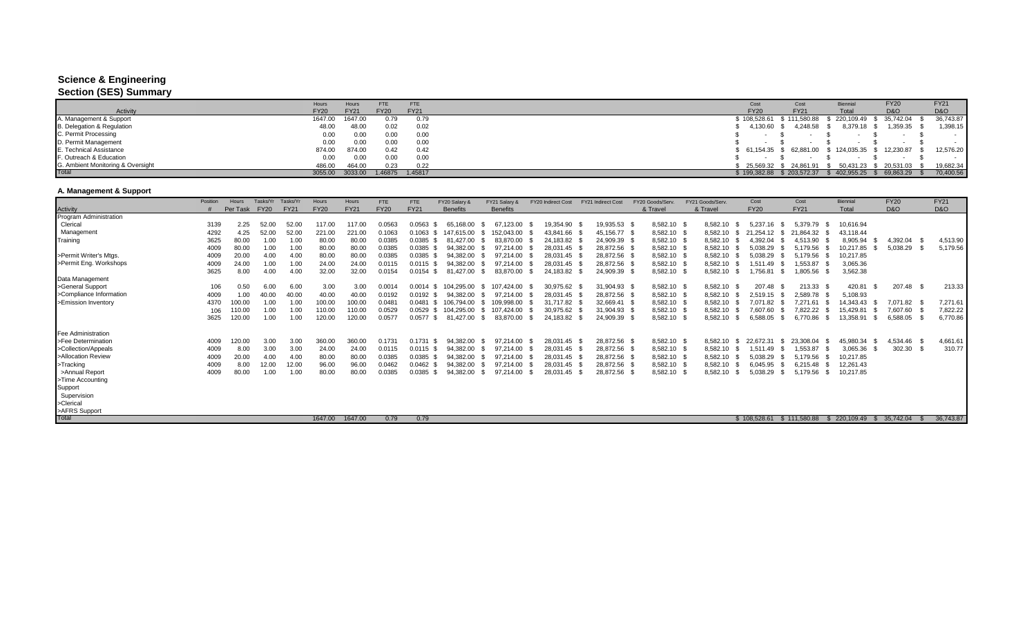# Science & Engineering
## Section (SES) Summary

| Activity | Hours FY20 | Hours FY21 | FTE FY20 | FTE FY21 | Cost FY20 | Cost FY21 | Biennial Total | FY20 D&O | FY21 D&O |
|---|---|---|---|---|---|---|---|---|---|
| A. Management & Support | 1647.00 | 1647.00 | 0.79 | 0.79 | $ 108,528.61 | $ 111,580.88 | $ 220,109.49 | $ 35,742.04 | $ 36,743.87 |
| B. Delegation & Regulation | 48.00 | 48.00 | 0.02 | 0.02 | $ 4,130.60 | $ 4,248.58 | $ 8,379.18 | $ 1,359.35 | $ 1,398.15 |
| C. Permit Processing | 0.00 | 0.00 | 0.00 | 0.00 | $ - | $ - | $ - | $ - | $ - |
| D. Permit Management | 0.00 | 0.00 | 0.00 | 0.00 | $ - | $ - | $ - | $ - | $ - |
| E. Technical Assistance | 874.00 | 874.00 | 0.42 | 0.42 | $ 61,154.35 | $ 62,881.00 | $ 124,035.35 | $ 12,230.87 | $ 12,576.20 |
| F. Outreach & Education | 0.00 | 0.00 | 0.00 | 0.00 | $ - | $ - | $ - | $ - | $ - |
| G. Ambient Monitoring & Oversight | 486.00 | 464.00 | 0.23 | 0.22 | $ 25,569.32 | $ 24,861.91 | $ 50,431.23 | $ 20,531.03 | $ 19,682.34 |
| Total | 3055.00 | 3033.00 | 1.46875 | 1.45817 | $ 199,382.88 | $ 203,572.37 | $ 402,955.25 | $ 69,863.29 | $ 70,400.56 |

### A. Management & Support

| Activity | Position # | Hours Per Task | Tasks/Yr FY20 | Tasks/Yr FY21 | Hours FY20 | Hours FY21 | FTE FY20 | FTE FY21 | FY20 Salary & Benefits | FY21 Salary & Benefits | FY20 Indirect Cost | FY21 Indirect Cost | FY20 Goods/Serv. & Travel | FY21 Goods/Serv. & Travel | Cost FY20 | Cost FY21 | Biennial Total | FY20 D&O | FY21 D&O |
|---|---|---|---|---|---|---|---|---|---|---|---|---|---|---|---|---|---|---|---|
| Program Administration | | | | | | | | | | | | | | | | | | | |
| Clerical | 3139 | 2.25 | 52.00 | 52.00 | 117.00 | 117.00 | 0.0563 | 0.0563 | $ 65,168.00 | $ 67,123.00 | $ 19,354.90 | $ 19,935.53 | $ 8,582.10 | $ 8,582.10 | $ 5,237.16 | $ 5,379.79 | $ 10,616.94 | | |
| Management | 4292 | 4.25 | 52.00 | 52.00 | 221.00 | 221.00 | 0.1063 | 0.1063 | $ 147,615.00 | $ 152,043.00 | $ 43,841.66 | $ 45,156.77 | $ 8,582.10 | $ 8,582.10 | $ 21,254.12 | $ 21,864.32 | $ 43,118.44 | | |
| Training | 3625 | 80.00 | 1.00 | 1.00 | 80.00 | 80.00 | 0.0385 | 0.0385 | $ 81,427.00 | $ 83,870.00 | $ 24,183.82 | $ 24,909.39 | $ 8,582.10 | $ 8,582.10 | $ 4,392.04 | $ 4,513.90 | $ 8,905.94 | $ 4,392.04 | $ 4,513.90 |
| | 4009 | 80.00 | 1.00 | 1.00 | 80.00 | 80.00 | 0.0385 | 0.0385 | $ 94,382.00 | $ 97,214.00 | $ 28,031.45 | $ 28,872.56 | $ 8,582.10 | $ 8,582.10 | $ 5,038.29 | $ 5,179.56 | $ 10,217.85 | $ 5,038.29 | $ 5,179.56 |
| >Permit Writer's Mtgs. | 4009 | 20.00 | 4.00 | 4.00 | 80.00 | 80.00 | 0.0385 | 0.0385 | $ 94,382.00 | $ 97,214.00 | $ 28,031.45 | $ 28,872.56 | $ 8,582.10 | $ 8,582.10 | $ 5,038.29 | $ 5,179.56 | $ 10,217.85 | | |
| >Permit Eng. Workshops | 4009 | 24.00 | 1.00 | 1.00 | 24.00 | 24.00 | 0.0115 | 0.0115 | $ 94,382.00 | $ 97,214.00 | $ 28,031.45 | $ 28,872.56 | $ 8,582.10 | $ 8,582.10 | $ 1,511.49 | $ 1,553.87 | $ 3,065.36 | | |
| | 3625 | 8.00 | 4.00 | 4.00 | 32.00 | 32.00 | 0.0154 | 0.0154 | $ 81,427.00 | $ 83,870.00 | $ 24,183.82 | $ 24,909.39 | $ 8,582.10 | $ 8,582.10 | $ 1,756.81 | $ 1,805.56 | $ 3,562.38 | | |
| Data Management | | | | | | | | | | | | | | | | | | | |
| >General Support | 106 | 0.50 | 6.00 | 6.00 | 3.00 | 3.00 | 0.0014 | 0.0014 | $ 104,295.00 | $ 107,424.00 | $ 30,975.62 | $ 31,904.93 | $ 8,582.10 | $ 8,582.10 | $ 207.48 | $ 213.33 | $ 420.81 | $ 207.48 | $ 213.33 |
| >Compliance Information | 4009 | 1.00 | 40.00 | 40.00 | 40.00 | 40.00 | 0.0192 | 0.0192 | $ 94,382.00 | $ 97,214.00 | $ 28,031.45 | $ 28,872.56 | $ 8,582.10 | $ 8,582.10 | $ 2,519.15 | $ 2,589.78 | $ 5,108.93 | | |
| >Emission Inventory | 4370 | 100.00 | 1.00 | 1.00 | 100.00 | 100.00 | 0.0481 | 0.0481 | $ 106,794.00 | $ 109,998.00 | $ 31,717.82 | $ 32,669.41 | $ 8,582.10 | $ 8,582.10 | $ 7,071.82 | $ 7,271.61 | $ 14,343.43 | $ 7,071.82 | $ 7,271.61 |
| | 106 | 110.00 | 1.00 | 1.00 | 110.00 | 110.00 | 0.0529 | 0.0529 | $ 104,295.00 | $ 107,424.00 | $ 30,975.62 | $ 31,904.93 | $ 8,582.10 | $ 8,582.10 | $ 7,607.60 | $ 7,822.22 | $ 15,429.81 | $ 7,607.60 | $ 7,822.22 |
| | 3625 | 120.00 | 1.00 | 1.00 | 120.00 | 120.00 | 0.0577 | 0.0577 | $ 81,427.00 | $ 83,870.00 | $ 24,183.82 | $ 24,909.39 | $ 8,582.10 | $ 8,582.10 | $ 6,588.05 | $ 6,770.86 | $ 13,358.91 | $ 6,588.05 | $ 6,770.86 |
| Fee Administration | | | | | | | | | | | | | | | | | | | |
| >Fee Determination | 4009 | 120.00 | 3.00 | 3.00 | 360.00 | 360.00 | 0.1731 | 0.1731 | $ 94,382.00 | $ 97,214.00 | $ 28,031.45 | $ 28,872.56 | $ 8,582.10 | $ 8,582.10 | $ 22,672.31 | $ 23,308.04 | $ 45,980.34 | $ 4,534.46 | $ 4,661.61 |
| >Collection/Appeals | 4009 | 8.00 | 3.00 | 3.00 | 24.00 | 24.00 | 0.0115 | 0.0115 | $ 94,382.00 | $ 97,214.00 | $ 28,031.45 | $ 28,872.56 | $ 8,582.10 | $ 8,582.10 | $ 1,511.49 | $ 1,553.87 | $ 3,065.36 | $ 302.30 | $ 310.77 |
| >Allocation Review | 4009 | 20.00 | 4.00 | 4.00 | 80.00 | 80.00 | 0.0385 | 0.0385 | $ 94,382.00 | $ 97,214.00 | $ 28,031.45 | $ 28,872.56 | $ 8,582.10 | $ 8,582.10 | $ 5,038.29 | $ 5,179.56 | $ 10,217.85 | | |
| >Tracking | 4009 | 8.00 | 12.00 | 12.00 | 96.00 | 96.00 | 0.0462 | 0.0462 | $ 94,382.00 | $ 97,214.00 | $ 28,031.45 | $ 28,872.56 | $ 8,582.10 | $ 8,582.10 | $ 6,045.95 | $ 6,215.48 | $ 12,261.43 | | |
| >Annual Report | 4009 | 80.00 | 1.00 | 1.00 | 80.00 | 80.00 | 0.0385 | 0.0385 | $ 94,382.00 | $ 97,214.00 | $ 28,031.45 | $ 28,872.56 | $ 8,582.10 | $ 8,582.10 | $ 5,038.29 | $ 5,179.56 | $ 10,217.85 | | |
| >Time Accounting | | | | | | | | | | | | | | | | | | | |
| Support | | | | | | | | | | | | | | | | | | | |
| Supervision | | | | | | | | | | | | | | | | | | | |
| >Clerical | | | | | | | | | | | | | | | | | | | |
| >AFRS Support | | | | | | | | | | | | | | | | | | | |
| Total | | | | | 1647.00 | 1647.00 | 0.79 | 0.79 | | | | | | | $ 108,528.61 | $ 111,580.88 | $ 220,109.49 | $ 35,742.04 | $ 36,743.87 |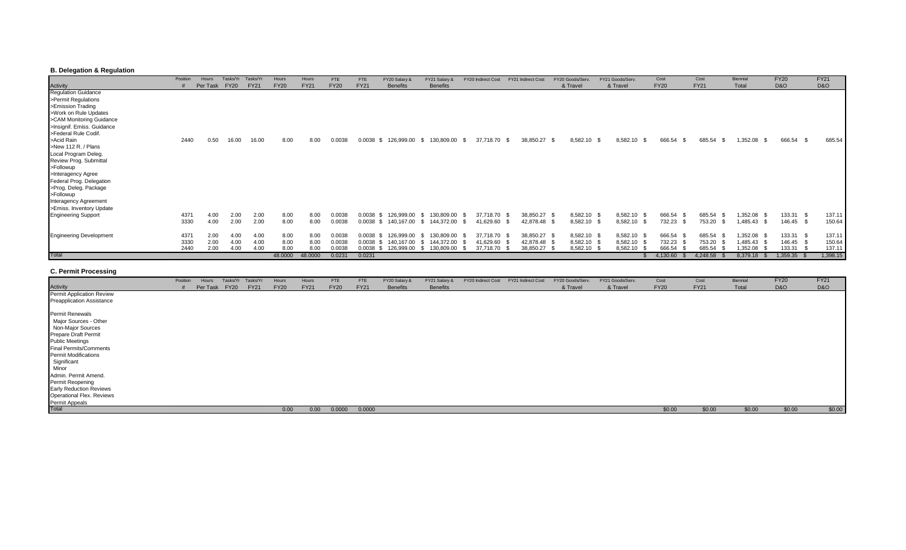### B. Delegation & Regulation

| Activity | Position # | Hours Per Task | Tasks/Yr FY20 | Tasks/Yr FY21 | Hours FY20 | Hours FY21 | FTE FY20 | FTE FY21 | FY20 Salary & Benefits | FY21 Salary & Benefits | FY20 Indirect Cost | FY21 Indirect Cost | FY20 Goods/Serv. & Travel | FY21 Goods/Serv. & Travel | Cost FY20 | Cost FY21 | Biennial Total | FY20 D&O | FY21 D&O |
|---|---|---|---|---|---|---|---|---|---|---|---|---|---|---|---|---|---|---|---|
| Regulation Guidance | | | | | | | | | | | | | | | | | | | |
| >Permit Regulations | | | | | | | | | | | | | | | | | | | |
| >Emission Trading | | | | | | | | | | | | | | | | | | | |
| >Work on Rule Updates | | | | | | | | | | | | | | | | | | | |
| >CAM Monitoring Guidance | | | | | | | | | | | | | | | | | | | |
| >Insignif. Emiss. Guidance | | | | | | | | | | | | | | | | | | | |
| >Federal Rule Codif. | | | | | | | | | | | | | | | | | | | |
| >Acid Rain | 2440 | 0.50 | 16.00 | 16.00 | 8.00 | 8.00 | 0.0038 | 0.0038 | $ 126,999.00 | $ 130,809.00 | $ 37,718.70 | $ 38,850.27 | $ 8,582.10 | $ 8,582.10 | $ 666.54 | $ 685.54 | $ 1,352.08 | $ 666.54 | $ 685.54 |
| >New 112 R. / Plans | | | | | | | | | | | | | | | | | | | |
| Local Program Deleg. | | | | | | | | | | | | | | | | | | | |
| Review Prog. Submittal | | | | | | | | | | | | | | | | | | | |
| >Followup | | | | | | | | | | | | | | | | | | | |
| >Interagency Agree | | | | | | | | | | | | | | | | | | | |
| Federal Prog. Delegation | | | | | | | | | | | | | | | | | | | |
| >Prog. Deleg. Package | | | | | | | | | | | | | | | | | | | |
| >Followup | | | | | | | | | | | | | | | | | | | |
| Interagency Agreement | | | | | | | | | | | | | | | | | | | |
| >Emiss. Inventory Update | | | | | | | | | | | | | | | | | | | |
| Engineering Support | 4371 | 4.00 | 2.00 | 2.00 | 8.00 | 8.00 | 0.0038 | 0.0038 | $ 126,999.00 | $ 130,809.00 | $ 37,718.70 | $ 38,850.27 | $ 8,582.10 | $ 8,582.10 | $ 666.54 | $ 685.54 | $ 1,352.08 | $ 133.31 | $ 137.11 |
| | 3330 | 4.00 | 2.00 | 2.00 | 8.00 | 8.00 | 0.0038 | 0.0038 | $ 140,167.00 | $ 144,372.00 | $ 41,629.60 | $ 42,878.48 | $ 8,582.10 | $ 8,582.10 | $ 732.23 | $ 753.20 | $ 1,485.43 | $ 146.45 | $ 150.64 |
| Engineering Development | 4371 | 2.00 | 4.00 | 4.00 | 8.00 | 8.00 | 0.0038 | 0.0038 | $ 126,999.00 | $ 130,809.00 | $ 37,718.70 | $ 38,850.27 | $ 8,582.10 | $ 8,582.10 | $ 666.54 | $ 685.54 | $ 1,352.08 | $ 133.31 | $ 137.11 |
| | 3330 | 2.00 | 4.00 | 4.00 | 8.00 | 8.00 | 0.0038 | 0.0038 | $ 140,167.00 | $ 144,372.00 | $ 41,629.60 | $ 42,878.48 | $ 8,582.10 | $ 8,582.10 | $ 732.23 | $ 753.20 | $ 1,485.43 | $ 146.45 | $ 150.64 |
| | 2440 | 2.00 | 4.00 | 4.00 | 8.00 | 8.00 | 0.0038 | 0.0038 | $ 126,999.00 | $ 130,809.00 | $ 37,718.70 | $ 38,850.27 | $ 8,582.10 | $ 8,582.10 | $ 666.54 | $ 685.54 | $ 1,352.08 | $ 133.31 | $ 137.11 |
| Total | | | | | 48.0000 | 48.0000 | 0.0231 | 0.0231 | | | | | | | $ 4,130.60 | $ 4,248.58 | $ 8,379.18 | $ 1,359.35 | $ 1,398.15 |

### C. Permit Processing

| Activity | Position # | Hours Per Task | Tasks/Yr FY20 | Tasks/Yr FY21 | Hours FY20 | Hours FY21 | FTE FY20 | FTE FY21 | FY20 Salary & Benefits | FY21 Salary & Benefits | FY20 Indirect Cost | FY21 Indirect Cost | FY20 Goods/Serv. & Travel | FY21 Goods/Serv. & Travel | Cost FY20 | Cost FY21 | Biennial Total | FY20 D&O | FY21 D&O |
|---|---|---|---|---|---|---|---|---|---|---|---|---|---|---|---|---|---|---|---|
| Permit Application Review | | | | | | | | | | | | | | | | | | | |
| Preapplication Assistance | | | | | | | | | | | | | | | | | | | |
| | | | | | | | | | | | | | | | | | | | |
| Permit Renewals | | | | | | | | | | | | | | | | | | | |
| Major Sources - Other | | | | | | | | | | | | | | | | | | | |
| Non-Major Sources | | | | | | | | | | | | | | | | | | | |
| Prepare Draft Permit | | | | | | | | | | | | | | | | | | | |
| Public Meetings | | | | | | | | | | | | | | | | | | | |
| Final Permits/Comments | | | | | | | | | | | | | | | | | | | |
| Permit Modifications | | | | | | | | | | | | | | | | | | | |
| Significant | | | | | | | | | | | | | | | | | | | |
| Minor | | | | | | | | | | | | | | | | | | | |
| Admin. Permit Amend. | | | | | | | | | | | | | | | | | | | |
| Permit Reopening | | | | | | | | | | | | | | | | | | | |
| Early Reduction Reviews | | | | | | | | | | | | | | | | | | | |
| Operational Flex. Reviews | | | | | | | | | | | | | | | | | | | |
| Permit Appeals | | | | | | | | | | | | | | | | | | | |
| Total | | | | | 0.00 | 0.00 | 0.0000 | 0.0000 | | | | | | | $0.00 | $0.00 | $0.00 | $0.00 | $0.00 |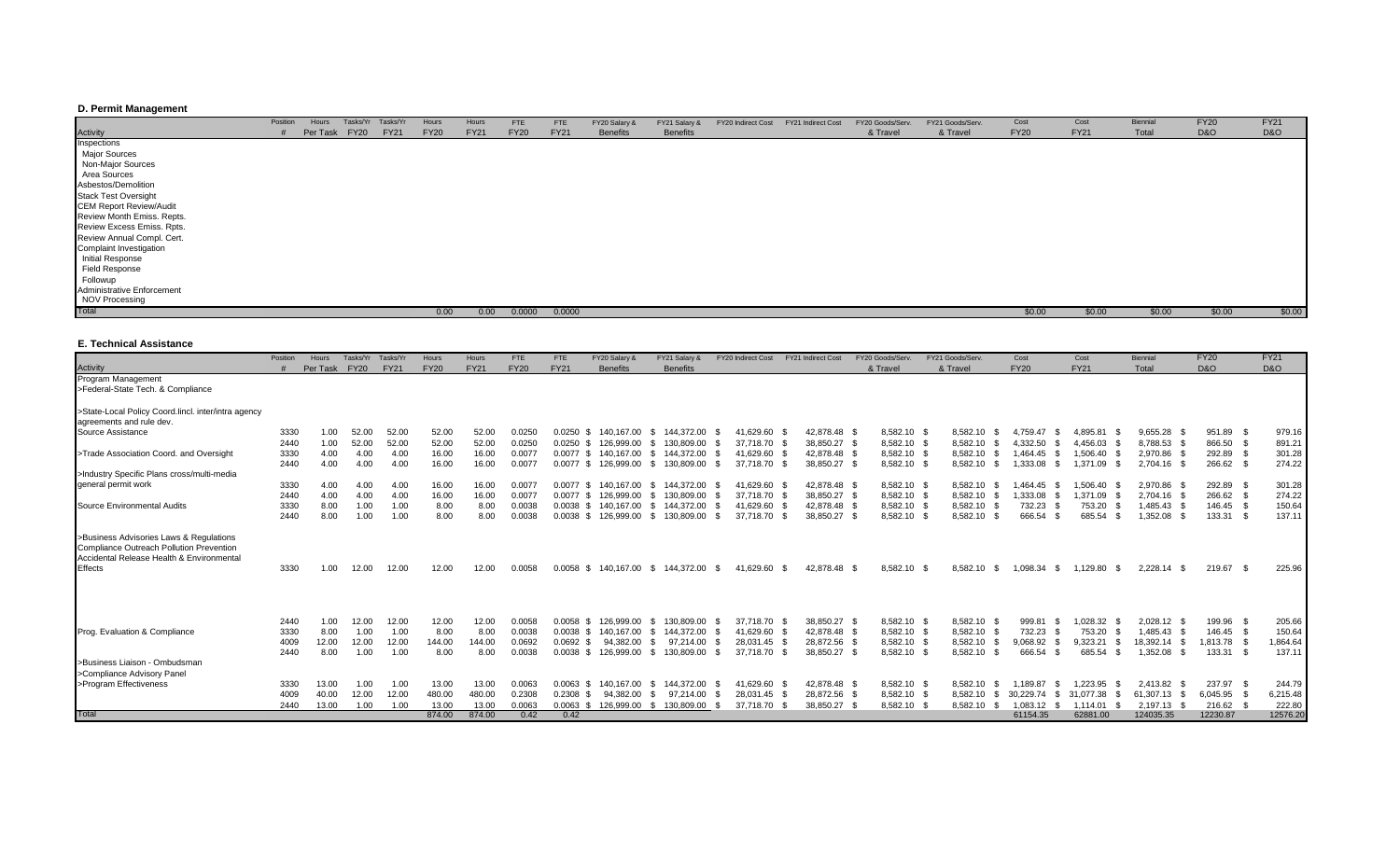### D. Permit Management

| Activity | Position # | Hours Per Task | Tasks/Yr FY20 | Tasks/Yr FY21 | Hours FY20 | Hours FY21 | FTE FY20 | FTE FY21 | FY20 Salary & Benefits | FY21 Salary & Benefits | FY20 Indirect Cost | FY21 Indirect Cost | FY20 Goods/Serv. & Travel | FY21 Goods/Serv. & Travel | Cost FY20 | Cost FY21 | Biennial Total | FY20 D&O | FY21 D&O |
|---|---|---|---|---|---|---|---|---|---|---|---|---|---|---|---|---|---|---|---|
| Inspections | | | | | | | | | | | | | | | | | | | |
| Major Sources | | | | | | | | | | | | | | | | | | | |
| Non-Major Sources | | | | | | | | | | | | | | | | | | | |
| Area Sources | | | | | | | | | | | | | | | | | | | |
| Asbestos/Demolition | | | | | | | | | | | | | | | | | | | |
| Stack Test Oversight | | | | | | | | | | | | | | | | | | | |
| CEM Report Review/Audit | | | | | | | | | | | | | | | | | | | |
| Review Month Emiss. Repts. | | | | | | | | | | | | | | | | | | | |
| Review Excess Emiss. Rpts. | | | | | | | | | | | | | | | | | | | |
| Review Annual Compl. Cert. | | | | | | | | | | | | | | | | | | | |
| Complaint Investigation | | | | | | | | | | | | | | | | | | | |
| Initial Response | | | | | | | | | | | | | | | | | | | |
| Field Response | | | | | | | | | | | | | | | | | | | |
| Followup | | | | | | | | | | | | | | | | | | | |
| Administrative Enforcement | | | | | | | | | | | | | | | | | | | |
| NOV Processing | | | | | | | | | | | | | | | | | | | |
| Total | | | | | 0.00 | 0.00 | 0.0000 | 0.0000 | | | | | | | $0.00 | $0.00 | $0.00 | $0.00 | $0.00 |

### E. Technical Assistance

| Activity | Position # | Hours Per Task | Tasks/Yr FY20 | Tasks/Yr FY21 | Hours FY20 | Hours FY21 | FTE FY20 | FTE FY21 | FY20 Salary & Benefits | FY21 Salary & Benefits | FY20 Indirect Cost | FY21 Indirect Cost | FY20 Goods/Serv. & Travel | FY21 Goods/Serv. & Travel | Cost FY20 | Cost FY21 | Biennial Total | FY20 D&O | FY21 D&O |
|---|---|---|---|---|---|---|---|---|---|---|---|---|---|---|---|---|---|---|---|
| Program Management | | | | | | | | | | | | | | | | | | | |
| >Federal-State Tech. & Compliance | | | | | | | | | | | | | | | | | | | |
| >State-Local Policy Coord.lincl. inter/intra agency agreements and rule dev. | | | | | | | | | | | | | | | | | | | |
| Source Assistance | 3330 | 1.00 | 52.00 | 52.00 | 52.00 | 52.00 | 0.0250 | 0.0250 | $ 140,167.00 | $ 144,372.00 | $ 41,629.60 | $ 42,878.48 | $ 8,582.10 | $ 8,582.10 | $ 4,759.47 | $ 4,895.81 | $ 9,655.28 | $ 951.89 | $ 979.16 |
| | 2440 | 1.00 | 52.00 | 52.00 | 52.00 | 52.00 | 0.0250 | 0.0250 | $ 126,999.00 | $ 130,809.00 | $ 37,718.70 | $ 38,850.27 | $ 8,582.10 | $ 8,582.10 | $ 4,332.50 | $ 4,456.03 | $ 8,788.53 | $ 866.50 | $ 891.21 |
| >Trade Association Coord. and Oversight | 3330 | 4.00 | 4.00 | 4.00 | 16.00 | 16.00 | 0.0077 | 0.0077 | $ 140,167.00 | $ 144,372.00 | $ 41,629.60 | $ 42,878.48 | $ 8,582.10 | $ 8,582.10 | $ 1,464.45 | $ 1,506.40 | $ 2,970.86 | $ 292.89 | $ 301.28 |
| | 2440 | 4.00 | 4.00 | 4.00 | 16.00 | 16.00 | 0.0077 | 0.0077 | $ 126,999.00 | $ 130,809.00 | $ 37,718.70 | $ 38,850.27 | $ 8,582.10 | $ 8,582.10 | $ 1,333.08 | $ 1,371.09 | $ 2,704.16 | $ 266.62 | $ 274.22 |
| >Industry Specific Plans cross/multi-media general permit work | 3330 | 4.00 | 4.00 | 4.00 | 16.00 | 16.00 | 0.0077 | 0.0077 | $ 140,167.00 | $ 144,372.00 | $ 41,629.60 | $ 42,878.48 | $ 8,582.10 | $ 8,582.10 | $ 1,464.45 | $ 1,506.40 | $ 2,970.86 | $ 292.89 | $ 301.28 |
| | 2440 | 4.00 | 4.00 | 4.00 | 16.00 | 16.00 | 0.0077 | 0.0077 | $ 126,999.00 | $ 130,809.00 | $ 37,718.70 | $ 38,850.27 | $ 8,582.10 | $ 8,582.10 | $ 1,333.08 | $ 1,371.09 | $ 2,704.16 | $ 266.62 | $ 274.22 |
| Source Environmental Audits | 3330 | 8.00 | 1.00 | 1.00 | 8.00 | 8.00 | 0.0038 | 0.0038 | $ 140,167.00 | $ 144,372.00 | $ 41,629.60 | $ 42,878.48 | $ 8,582.10 | $ 8,582.10 | $ 732.23 | $ 753.20 | $ 1,485.43 | $ 146.45 | $ 150.64 |
| | 2440 | 8.00 | 1.00 | 1.00 | 8.00 | 8.00 | 0.0038 | 0.0038 | $ 126,999.00 | $ 130,809.00 | $ 37,718.70 | $ 38,850.27 | $ 8,582.10 | $ 8,582.10 | $ 666.54 | $ 685.54 | $ 1,352.08 | $ 133.31 | $ 137.11 |
| >Business Advisories Laws & Regulations Compliance Outreach Pollution Prevention Accidental Release Health & Environmental Effects | 3330 | 1.00 | 12.00 | 12.00 | 12.00 | 12.00 | 0.0058 | 0.0058 | $ 140,167.00 | $ 144,372.00 | $ 41,629.60 | $ 42,878.48 | $ 8,582.10 | $ 8,582.10 | $ 1,098.34 | $ 1,129.80 | $ 2,228.14 | $ 219.67 | $ 225.96 |
| | 2440 | 1.00 | 12.00 | 12.00 | 12.00 | 12.00 | 0.0058 | 0.0058 | $ 126,999.00 | $ 130,809.00 | $ 37,718.70 | $ 38,850.27 | $ 8,582.10 | $ 8,582.10 | $ 999.81 | $ 1,028.32 | $ 2,028.12 | $ 199.96 | $ 205.66 |
| Prog. Evaluation & Compliance | 3330 | 8.00 | 1.00 | 1.00 | 8.00 | 8.00 | 0.0038 | 0.0038 | $ 140,167.00 | $ 144,372.00 | $ 41,629.60 | $ 42,878.48 | $ 8,582.10 | $ 8,582.10 | $ 732.23 | $ 753.20 | $ 1,485.43 | $ 146.45 | $ 150.64 |
| | 4009 | 12.00 | 12.00 | 12.00 | 144.00 | 144.00 | 0.0692 | 0.0692 | $ 94,382.00 | $ 97,214.00 | $ 28,031.45 | $ 28,872.56 | $ 8,582.10 | $ 8,582.10 | $ 9,068.92 | $ 9,323.21 | $ 18,392.14 | $ 1,813.78 | $ 1,864.64 |
| | 2440 | 8.00 | 1.00 | 1.00 | 8.00 | 8.00 | 0.0038 | 0.0038 | $ 126,999.00 | $ 130,809.00 | $ 37,718.70 | $ 38,850.27 | $ 8,582.10 | $ 8,582.10 | $ 666.54 | $ 685.54 | $ 1,352.08 | $ 133.31 | $ 137.11 |
| >Business Liaison - Ombudsman | | | | | | | | | | | | | | | | | | | |
| >Compliance Advisory Panel | | | | | | | | | | | | | | | | | | | |
| >Program Effectiveness | 3330 | 13.00 | 1.00 | 1.00 | 13.00 | 13.00 | 0.0063 | 0.0063 | $ 140,167.00 | $ 144,372.00 | $ 41,629.60 | $ 42,878.48 | $ 8,582.10 | $ 8,582.10 | $ 1,189.87 | $ 1,223.95 | $ 2,413.82 | $ 237.97 | $ 244.79 |
| | 4009 | 40.00 | 12.00 | 12.00 | 480.00 | 480.00 | 0.2308 | 0.2308 | $ 94,382.00 | $ 97,214.00 | $ 28,031.45 | $ 28,872.56 | $ 8,582.10 | $ 8,582.10 | $ 30,229.74 | $ 31,077.38 | $ 61,307.13 | $ 6,045.95 | $ 6,215.48 |
| | 2440 | 13.00 | 1.00 | 1.00 | 13.00 | 13.00 | 0.0063 | 0.0063 | $ 126,999.00 | $ 130,809.00 | $ 37,718.70 | $ 38,850.27 | $ 8,582.10 | $ 8,582.10 | $ 1,083.12 | $ 1,114.01 | $ 2,197.13 | $ 216.62 | $ 222.80 |
| Total | | | | | 874.00 | 874.00 | 0.42 | 0.42 | | | | | | | 61154.35 | 62881.00 | 124035.35 | 12230.87 | 12576.20 |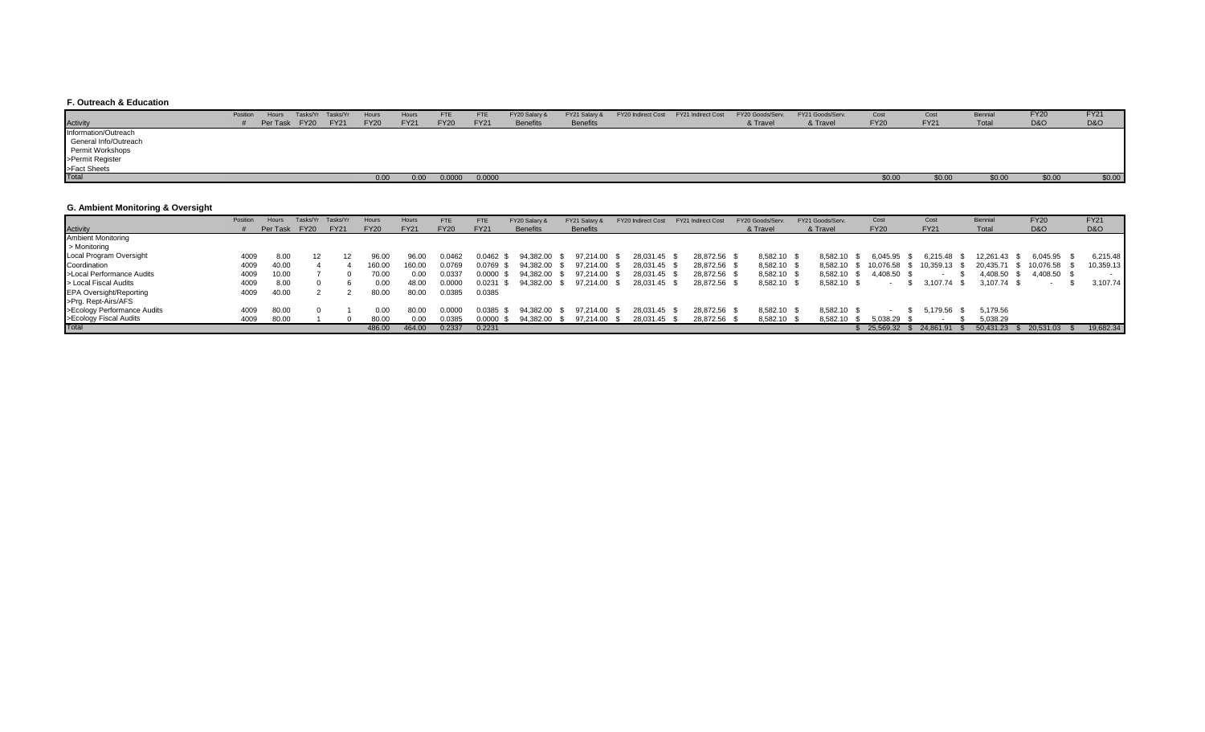### F. Outreach & Education

| Activity | Position # | Hours Per Task | Tasks/Yr FY20 | Tasks/Yr FY21 | Hours FY20 | Hours FY21 | FTE FY20 | FTE FY21 | FY20 Salary & Benefits | FY21 Salary & Benefits | FY20 Indirect Cost | FY21 Indirect Cost | FY20 Goods/Serv. & Travel | FY21 Goods/Serv. & Travel | Cost FY20 | Cost FY21 | Biennial Total | FY20 D&O | FY21 D&O |
|---|---|---|---|---|---|---|---|---|---|---|---|---|---|---|---|---|---|---|---|
| Information/Outreach | | | | | | | | | | | | | | | | | | | |
| General Info/Outreach | | | | | | | | | | | | | | | | | | | |
| Permit Workshops | | | | | | | | | | | | | | | | | | | |
| >Permit Register | | | | | | | | | | | | | | | | | | | |
| >Fact Sheets | | | | | | | | | | | | | | | | | | | |
| Total | | | | | 0.00 | 0.00 | 0.0000 | 0.0000 | | | | | | | $0.00 | $0.00 | $0.00 | $0.00 | $0.00 |

### G. Ambient Monitoring & Oversight

| Activity | Position # | Hours Per Task | Tasks/Yr FY20 | Tasks/Yr FY21 | Hours FY20 | Hours FY21 | FTE FY20 | FTE FY21 | FY20 Salary & Benefits | FY21 Salary & Benefits | FY20 Indirect Cost | FY21 Indirect Cost | FY20 Goods/Serv. & Travel | FY21 Goods/Serv. & Travel | Cost FY20 | Cost FY21 | Biennial Total | FY20 D&O | FY21 D&O |
|---|---|---|---|---|---|---|---|---|---|---|---|---|---|---|---|---|---|---|---|
| Ambient Monitoring | | | | | | | | | | | | | | | | | | | |
| > Monitoring | | | | | | | | | | | | | | | | | | | |
| Local Program Oversight | 4009 | 8.00 | 12 | 12 | 96.00 | 96.00 | 0.0462 | 0.0462 | $ 94,382.00 | $ 97,214.00 | $ 28,031.45 | $ 28,872.56 | $ 8,582.10 | $ 8,582.10 | $ 6,045.95 | $ 6,215.48 | $ 12,261.43 | $ 6,045.95 | $ 6,215.48 |
| Coordination | 4009 | 40.00 | 4 | 4 | 160.00 | 160.00 | 0.0769 | 0.0769 | $ 94,382.00 | $ 97,214.00 | $ 28,031.45 | $ 28,872.56 | $ 8,582.10 | $ 8,582.10 | $ 10,076.58 | $ 10,359.13 | $ 20,435.71 | $ 10,076.58 | $ 10,359.13 |
| >Local Performance Audits | 4009 | 10.00 | 7 | 0 | 70.00 | 0.00 | 0.0337 | 0.0000 | $ 94,382.00 | $ 97,214.00 | $ 28,031.45 | $ 28,872.56 | $ 8,582.10 | $ 8,582.10 | $ 4,408.50 | $ - | $ 4,408.50 | $ 4,408.50 | $ - |
| > Local Fiscal Audits | 4009 | 8.00 | 0 | 6 | 0.00 | 48.00 | 0.0000 | 0.0231 | $ 94,382.00 | $ 97,214.00 | $ 28,031.45 | $ 28,872.56 | $ 8,582.10 | $ 8,582.10 | $ - | $ 3,107.74 | $ 3,107.74 | $ - | $ 3,107.74 |
| EPA Oversight/Reporting | 4009 | 40.00 | 2 | 2 | 80.00 | 80.00 | 0.0385 | 0.0385 | | | | | | | | | | | |
| >Prg. Rept-Airs/AFS | | | | | | | | | | | | | | | | | | | |
| >Ecology Performance Audits | 4009 | 80.00 | 0 | 1 | 0.00 | 80.00 | 0.0000 | 0.0385 | $ 94,382.00 | $ 97,214.00 | $ 28,031.45 | $ 28,872.56 | $ 8,582.10 | $ 8,582.10 | $ - | $ 5,179.56 | $ 5,179.56 | | |
| >Ecology Fiscal Audits | 4009 | 80.00 | 1 | 0 | 80.00 | 0.00 | 0.0385 | 0.0000 | $ 94,382.00 | $ 97,214.00 | $ 28,031.45 | $ 28,872.56 | $ 8,582.10 | $ 8,582.10 | $ 5,038.29 | $ - | $ 5,038.29 | | |
| Total | | | | | 486.00 | 464.00 | 0.2337 | 0.2231 | | | | | | | $ 25,569.32 | $ 24,861.91 | $ 50,431.23 | $ 20,531.03 | $ 19,682.34 |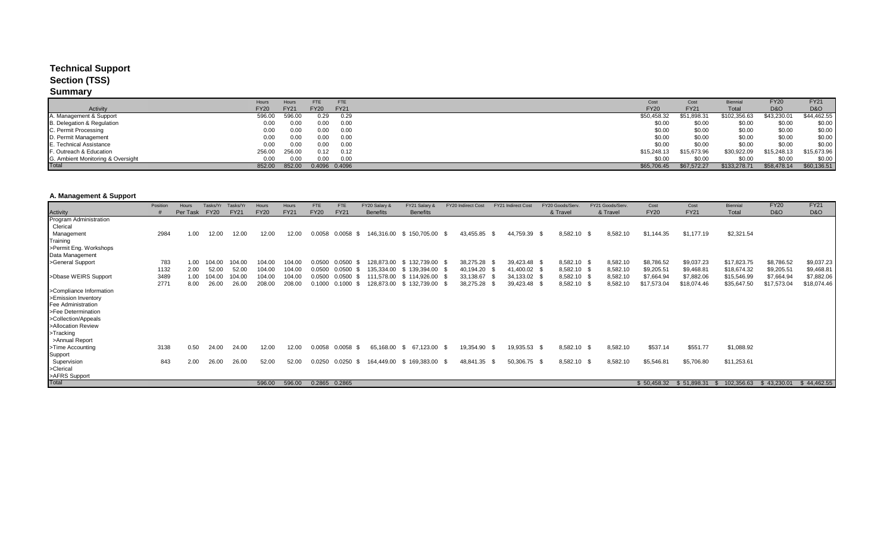# Technical Support Section (TSS)
## Summary

| Activity | Hours FY20 | Hours FY21 | FTE FY20 | FTE FY21 | Cost FY20 | Cost FY21 | Biennial Total | FY20 D&O | FY21 D&O |
|---|---|---|---|---|---|---|---|---|---|
| A. Management & Support | 596.00 | 596.00 | 0.29 | 0.29 | $50,458.32 | $51,898.31 | $102,356.63 | $43,230.01 | $44,462.55 |
| B. Delegation & Regulation | 0.00 | 0.00 | 0.00 | 0.00 | $0.00 | $0.00 | $0.00 | $0.00 | $0.00 |
| C. Permit Processing | 0.00 | 0.00 | 0.00 | 0.00 | $0.00 | $0.00 | $0.00 | $0.00 | $0.00 |
| D. Permit Management | 0.00 | 0.00 | 0.00 | 0.00 | $0.00 | $0.00 | $0.00 | $0.00 | $0.00 |
| E. Technical Assistance | 0.00 | 0.00 | 0.00 | 0.00 | $0.00 | $0.00 | $0.00 | $0.00 | $0.00 |
| F. Outreach & Education | 256.00 | 256.00 | 0.12 | 0.12 | $15,248.13 | $15,673.96 | $30,922.09 | $15,248.13 | $15,673.96 |
| G. Ambient Monitoring & Oversight | 0.00 | 0.00 | 0.00 | 0.00 | $0.00 | $0.00 | $0.00 | $0.00 | $0.00 |
| Total | 852.00 | 852.00 | 0.4096 | 0.4096 | $65,706.45 | $67,572.27 | $133,278.71 | $58,478.14 | $60,136.51 |

### A. Management & Support

| Activity | Position # | Hours Per Task | Tasks/Yr FY20 | Tasks/Yr FY21 | Hours FY20 | Hours FY21 | FTE FY20 | FTE FY21 | FY20 Salary & Benefits | FY21 Salary & Benefits | FY20 Indirect Cost | FY21 Indirect Cost | FY20 Goods/Serv. & Travel | FY21 Goods/Serv. & Travel | Cost FY20 | Cost FY21 | Biennial Total | FY20 D&O | FY21 D&O |
|---|---|---|---|---|---|---|---|---|---|---|---|---|---|---|---|---|---|---|---|
| Program Administration | | | | | | | | | | | | | | | | | | | |
| Clerical | | | | | | | | | | | | | | | | | | | |
| Management | 2984 | 1.00 | 12.00 | 12.00 | 12.00 | 12.00 | 0.0058 | 0.0058 | $ 146,316.00 | $ 150,705.00 | $ 43,455.85 | $ 44,759.39 | $ 8,582.10 | $ 8,582.10 | $1,144.35 | $1,177.19 | $2,321.54 | | |
| Training | | | | | | | | | | | | | | | | | | | |
| >Permit Eng. Workshops | | | | | | | | | | | | | | | | | | | |
| Data Management | | | | | | | | | | | | | | | | | | | |
| >General Support | 783 | 1.00 | 104.00 | 104.00 | 104.00 | 104.00 | 0.0500 | 0.0500 | $ 128,873.00 | $ 132,739.00 | $ 38,275.28 | $ 39,423.48 | $ 8,582.10 | $ 8,582.10 | $8,786.52 | $9,037.23 | $17,823.75 | $8,786.52 | $9,037.23 |
| | 1132 | 2.00 | 52.00 | 52.00 | 104.00 | 104.00 | 0.0500 | 0.0500 | $ 135,334.00 | $ 139,394.00 | $ 40,194.20 | $ 41,400.02 | $ 8,582.10 | $ 8,582.10 | $9,205.51 | $9,468.81 | $18,674.32 | $9,205.51 | $9,468.81 |
| >Dbase WEIRS Support | 3489 | 1.00 | 104.00 | 104.00 | 104.00 | 104.00 | 0.0500 | 0.0500 | $ 111,578.00 | $ 114,926.00 | $ 33,138.67 | $ 34,133.02 | $ 8,582.10 | $ 8,582.10 | $7,664.94 | $7,882.06 | $15,546.99 | $7,664.94 | $7,882.06 |
| | 2771 | 8.00 | 26.00 | 26.00 | 208.00 | 208.00 | 0.1000 | 0.1000 | $ 128,873.00 | $ 132,739.00 | $ 38,275.28 | $ 39,423.48 | $ 8,582.10 | $ 8,582.10 | $17,573.04 | $18,074.46 | $35,647.50 | $17,573.04 | $18,074.46 |
| >Compliance Information | | | | | | | | | | | | | | | | | | | |
| >Emission Inventory | | | | | | | | | | | | | | | | | | | |
| Fee Administration | | | | | | | | | | | | | | | | | | | |
| >Fee Determination | | | | | | | | | | | | | | | | | | | |
| >Collection/Appeals | | | | | | | | | | | | | | | | | | | |
| >Allocation Review | | | | | | | | | | | | | | | | | | | |
| >Tracking | | | | | | | | | | | | | | | | | | | |
| >Annual Report | | | | | | | | | | | | | | | | | | | |
| >Time Accounting | 3138 | 0.50 | 24.00 | 24.00 | 12.00 | 12.00 | 0.0058 | 0.0058 | $ 65,168.00 | $ 67,123.00 | $ 19,354.90 | $ 19,935.53 | $ 8,582.10 | $ 8,582.10 | $537.14 | $551.77 | $1,088.92 | | |
| Support | | | | | | | | | | | | | | | | | | | |
| Supervision | 843 | 2.00 | 26.00 | 26.00 | 52.00 | 52.00 | 0.0250 | 0.0250 | $ 164,449.00 | $ 169,383.00 | $ 48,841.35 | $ 50,306.75 | $ 8,582.10 | $ 8,582.10 | $5,546.81 | $5,706.80 | $11,253.61 | | |
| >Clerical | | | | | | | | | | | | | | | | | | | |
| >AFRS Support | | | | | | | | | | | | | | | | | | | |
| Total | | | | | 596.00 | 596.00 | 0.2865 | 0.2865 | | | | | | | $ 50,458.32 | $ 51,898.31 | $ 102,356.63 | $ 43,230.01 | $ 44,462.55 |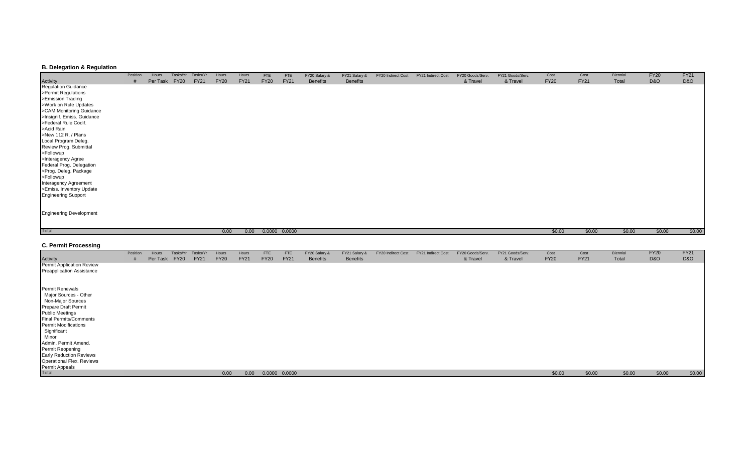### B. Delegation & Regulation

| Activity | Position # | Hours Per Task | Tasks/Yr FY20 | Tasks/Yr FY21 | Hours FY20 | Hours FY21 | FTE FY20 | FTE FY21 | FY20 Salary & Benefits | FY21 Salary & Benefits | FY20 Indirect Cost | FY21 Indirect Cost | FY20 Goods/Serv. & Travel | FY21 Goods/Serv. & Travel | Cost FY20 | Cost FY21 | Biennial Total | FY20 D&O | FY21 D&O |
|---|---|---|---|---|---|---|---|---|---|---|---|---|---|---|---|---|---|---|---|
| Regulation Guidance | | | | | | | | | | | | | | | | | | | |
| >Permit Regulations | | | | | | | | | | | | | | | | | | | |
| >Emission Trading | | | | | | | | | | | | | | | | | | | |
| >Work on Rule Updates | | | | | | | | | | | | | | | | | | | |
| >CAM Monitoring Guidance | | | | | | | | | | | | | | | | | | | |
| >Insignif. Emiss. Guidance | | | | | | | | | | | | | | | | | | | |
| >Federal Rule Codif. | | | | | | | | | | | | | | | | | | | |
| >Acid Rain | | | | | | | | | | | | | | | | | | | |
| >New 112 R. / Plans | | | | | | | | | | | | | | | | | | | |
| Local Program Deleg. | | | | | | | | | | | | | | | | | | | |
| Review Prog. Submittal | | | | | | | | | | | | | | | | | | | |
| >Followup | | | | | | | | | | | | | | | | | | | |
| >Interagency Agree | | | | | | | | | | | | | | | | | | | |
| Federal Prog. Delegation | | | | | | | | | | | | | | | | | | | |
| >Prog. Deleg. Package | | | | | | | | | | | | | | | | | | | |
| >Followup | | | | | | | | | | | | | | | | | | | |
| Interagency Agreement | | | | | | | | | | | | | | | | | | | |
| >Emiss. Inventory Update | | | | | | | | | | | | | | | | | | | |
| Engineering Support | | | | | | | | | | | | | | | | | | | |
| Engineering Development | | | | | | | | | | | | | | | | | | | |
| Total | | | | | 0.00 | 0.00 | 0.0000 | 0.0000 | | | | | | | $0.00 | $0.00 | $0.00 | $0.00 | $0.00 |

### C. Permit Processing

| Activity | Position # | Hours Per Task | Tasks/Yr FY20 | Tasks/Yr FY21 | Hours FY20 | Hours FY21 | FTE FY20 | FTE FY21 | FY20 Salary & Benefits | FY21 Salary & Benefits | FY20 Indirect Cost | FY21 Indirect Cost | FY20 Goods/Serv. & Travel | FY21 Goods/Serv. & Travel | Cost FY20 | Cost FY21 | Biennial Total | FY20 D&O | FY21 D&O |
|---|---|---|---|---|---|---|---|---|---|---|---|---|---|---|---|---|---|---|---|
| Permit Application Review | | | | | | | | | | | | | | | | | | | |
| Preapplication Assistance | | | | | | | | | | | | | | | | | | | |
| Permit Renewals | | | | | | | | | | | | | | | | | | | |
| Major Sources - Other | | | | | | | | | | | | | | | | | | | |
| Non-Major Sources | | | | | | | | | | | | | | | | | | | |
| Prepare Draft Permit | | | | | | | | | | | | | | | | | | | |
| Public Meetings | | | | | | | | | | | | | | | | | | | |
| Final Permits/Comments | | | | | | | | | | | | | | | | | | | |
| Permit Modifications | | | | | | | | | | | | | | | | | | | |
| Significant | | | | | | | | | | | | | | | | | | | |
| Minor | | | | | | | | | | | | | | | | | | | |
| Admin. Permit Amend. | | | | | | | | | | | | | | | | | | | |
| Permit Reopening | | | | | | | | | | | | | | | | | | | |
| Early Reduction Reviews | | | | | | | | | | | | | | | | | | | |
| Operational Flex. Reviews | | | | | | | | | | | | | | | | | | | |
| Permit Appeals | | | | | | | | | | | | | | | | | | | |
| Total | | | | | 0.00 | 0.00 | 0.0000 | 0.0000 | | | | | | | $0.00 | $0.00 | $0.00 | $0.00 | $0.00 |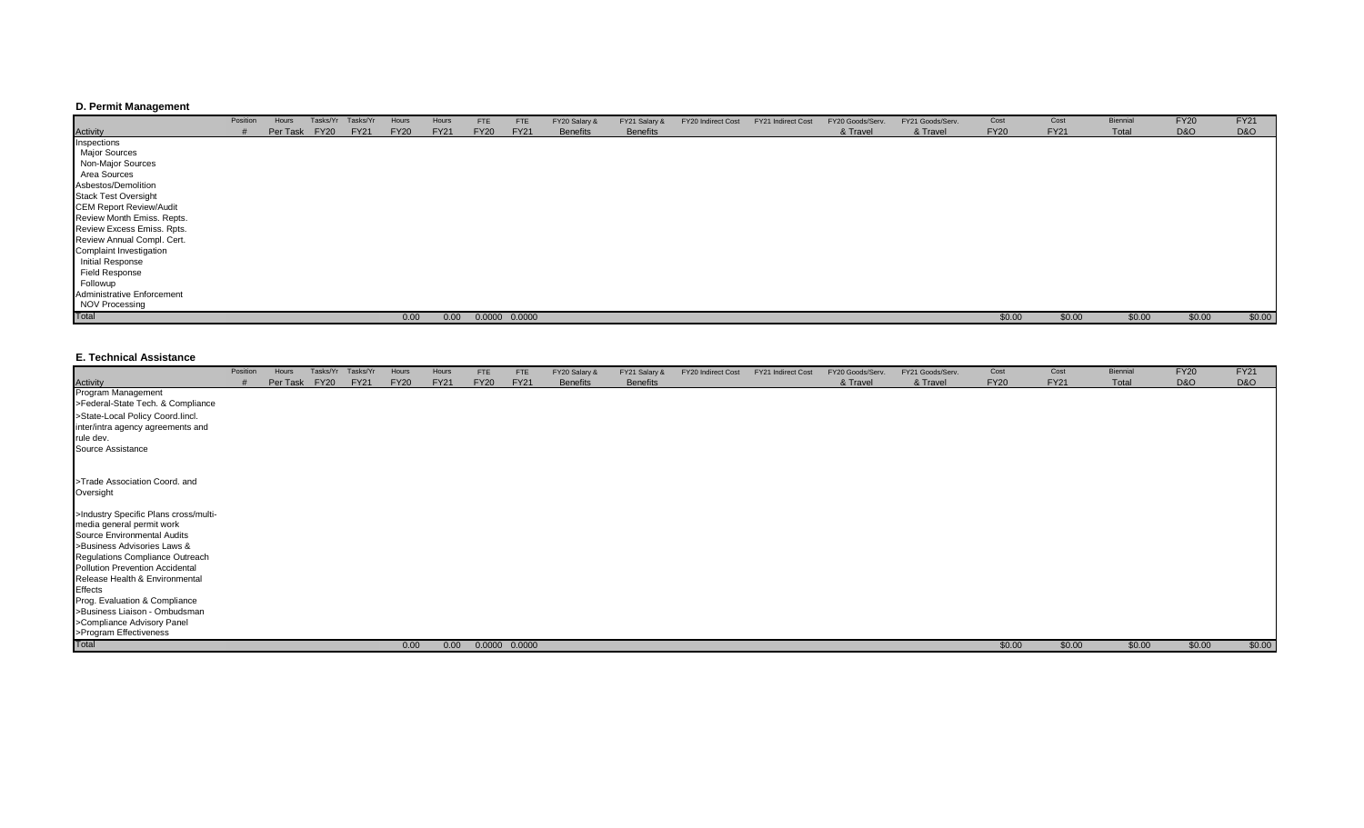### D. Permit Management

| Activity | Position # | Hours Per Task | Tasks/Yr FY20 | Tasks/Yr FY21 | Hours FY20 | Hours FY21 | FTE FY20 | FTE FY21 | FY20 Salary & Benefits | FY21 Salary & Benefits | FY20 Indirect Cost | FY21 Indirect Cost | FY20 Goods/Serv. & Travel | FY21 Goods/Serv. & Travel | Cost FY20 | Cost FY21 | Biennial Total | FY20 D&O | FY21 D&O |
|---|---|---|---|---|---|---|---|---|---|---|---|---|---|---|---|---|---|---|---|
| Inspections | | | | | | | | | | | | | | | | | | | |
| Major Sources | | | | | | | | | | | | | | | | | | | |
| Non-Major Sources | | | | | | | | | | | | | | | | | | | |
| Area Sources | | | | | | | | | | | | | | | | | | | |
| Asbestos/Demolition | | | | | | | | | | | | | | | | | | | |
| Stack Test Oversight | | | | | | | | | | | | | | | | | | | |
| CEM Report Review/Audit | | | | | | | | | | | | | | | | | | | |
| Review Month Emiss. Repts. | | | | | | | | | | | | | | | | | | | |
| Review Excess Emiss. Rpts. | | | | | | | | | | | | | | | | | | | |
| Review Annual Compl. Cert. | | | | | | | | | | | | | | | | | | | |
| Complaint Investigation | | | | | | | | | | | | | | | | | | | |
| Initial Response | | | | | | | | | | | | | | | | | | | |
| Field Response | | | | | | | | | | | | | | | | | | | |
| Followup | | | | | | | | | | | | | | | | | | | |
| Administrative Enforcement | | | | | | | | | | | | | | | | | | | |
| NOV Processing | | | | | | | | | | | | | | | | | | | |
| Total | | | | | 0.00 | 0.00 | 0.0000 | 0.0000 | | | | | | | $0.00 | $0.00 | $0.00 | $0.00 | $0.00 |

### E. Technical Assistance

| Activity | Position # | Hours Per Task | Tasks/Yr FY20 | Tasks/Yr FY21 | Hours FY20 | Hours FY21 | FTE FY20 | FTE FY21 | FY20 Salary & Benefits | FY21 Salary & Benefits | FY20 Indirect Cost | FY21 Indirect Cost | FY20 Goods/Serv. & Travel | FY21 Goods/Serv. & Travel | Cost FY20 | Cost FY21 | Biennial Total | FY20 D&O | FY21 D&O |
|---|---|---|---|---|---|---|---|---|---|---|---|---|---|---|---|---|---|---|---|
| Program Management | | | | | | | | | | | | | | | | | | | |
| >Federal-State Tech. & Compliance | | | | | | | | | | | | | | | | | | | |
| >State-Local Policy Coord.Iincl. inter/intra agency agreements and rule dev. | | | | | | | | | | | | | | | | | | | |
| Source Assistance | | | | | | | | | | | | | | | | | | | |
| >Trade Association Coord. and Oversight | | | | | | | | | | | | | | | | | | | |
| >Industry Specific Plans cross/multi-media general permit work | | | | | | | | | | | | | | | | | | | |
| Source Environmental Audits | | | | | | | | | | | | | | | | | | | |
| >Business Advisories Laws & Regulations Compliance Outreach | | | | | | | | | | | | | | | | | | | |
| Pollution Prevention Accidental Release Health & Environmental Effects | | | | | | | | | | | | | | | | | | | |
| Prog. Evaluation & Compliance | | | | | | | | | | | | | | | | | | | |
| >Business Liaison - Ombudsman | | | | | | | | | | | | | | | | | | | |
| >Compliance Advisory Panel | | | | | | | | | | | | | | | | | | | |
| >Program Effectiveness | | | | | | | | | | | | | | | | | | | |
| Total | | | | | 0.00 | 0.00 | 0.0000 | 0.0000 | | | | | | | $0.00 | $0.00 | $0.00 | $0.00 | $0.00 |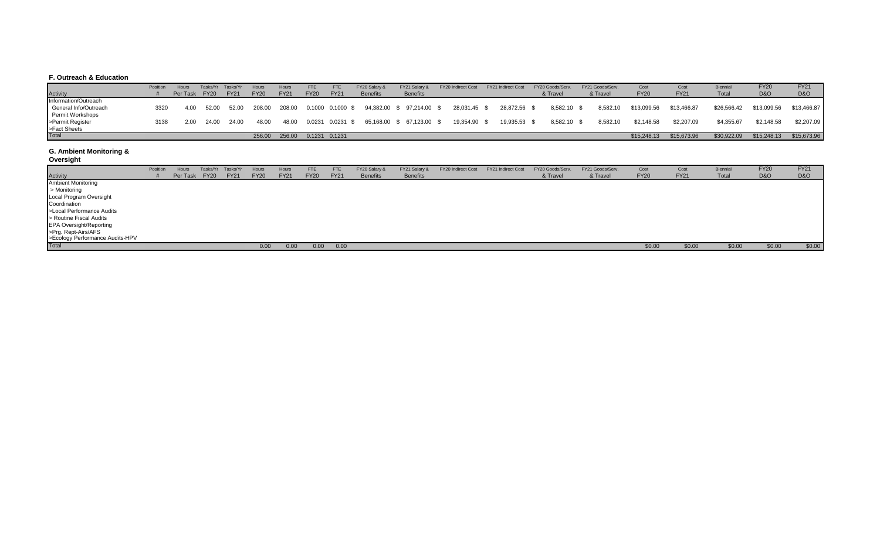### F. Outreach & Education

| Activity | Position # | Hours Per Task | Tasks/Yr FY20 | Tasks/Yr FY21 | Hours FY20 | Hours FY21 | FTE FY20 | FTE FY21 | FY20 Salary & Benefits | FY21 Salary & Benefits | FY20 Indirect Cost | FY21 Indirect Cost | FY20 Goods/Serv. & Travel | FY21 Goods/Serv. & Travel | Cost FY20 | Cost FY21 | Biennial Total | FY20 D&O | FY21 D&O |
|---|---|---|---|---|---|---|---|---|---|---|---|---|---|---|---|---|---|---|---|
| Information/Outreach | | | | | | | | | | | | | | | | | | | |
| General Info/Outreach | 3320 | 4.00 | 52.00 | 52.00 | 208.00 | 208.00 | 0.1000 | 0.1000 | $ 94,382.00 | $ 97,214.00 | $ 28,031.45 | $ 28,872.56 | $ 8,582.10 | $ 8,582.10 | $13,099.56 | $13,466.87 | $26,566.42 | $13,099.56 | $13,466.87 |
| Permit Workshops | | | | | | | | | | | | | | | | | | | |
| >Permit Register | 3138 | 2.00 | 24.00 | 24.00 | 48.00 | 48.00 | 0.0231 | 0.0231 | $ 65,168.00 | $ 67,123.00 | $ 19,354.90 | $ 19,935.53 | $ 8,582.10 | $ 8,582.10 | $2,148.58 | $2,207.09 | $4,355.67 | $2,148.58 | $2,207.09 |
| >Fact Sheets | | | | | | | | | | | | | | | | | | | |
| Total | | | | | 256.00 | 256.00 | 0.1231 | 0.1231 | | | | | | | $15,248.13 | $15,673.96 | $30,922.09 | $15,248.13 | $15,673.96 |

### G. Ambient Monitoring & Oversight

| Activity | Position # | Hours Per Task | Tasks/Yr FY20 | Tasks/Yr FY21 | Hours FY20 | Hours FY21 | FTE FY20 | FTE FY21 | FY20 Salary & Benefits | FY21 Salary & Benefits | FY20 Indirect Cost | FY21 Indirect Cost | FY20 Goods/Serv. & Travel | FY21 Goods/Serv. & Travel | Cost FY20 | Cost FY21 | Biennial Total | FY20 D&O | FY21 D&O |
|---|---|---|---|---|---|---|---|---|---|---|---|---|---|---|---|---|---|---|---|
| Ambient Monitoring | | | | | | | | | | | | | | | | | | | |
| > Monitoring | | | | | | | | | | | | | | | | | | | |
| Local Program Oversight | | | | | | | | | | | | | | | | | | | |
| Coordination | | | | | | | | | | | | | | | | | | | |
| >Local Performance Audits | | | | | | | | | | | | | | | | | | | |
| > Routine Fiscal Audits | | | | | | | | | | | | | | | | | | | |
| EPA Oversight/Reporting | | | | | | | | | | | | | | | | | | | |
| >Prg. Rept-Airs/AFS | | | | | | | | | | | | | | | | | | | |
| >Ecology Performance Audits-HPV | | | | | | | | | | | | | | | | | | | |
| Total | | | | | 0.00 | 0.00 | 0.00 | 0.00 | | | | | | | $0.00 | $0.00 | $0.00 | $0.00 | $0.00 |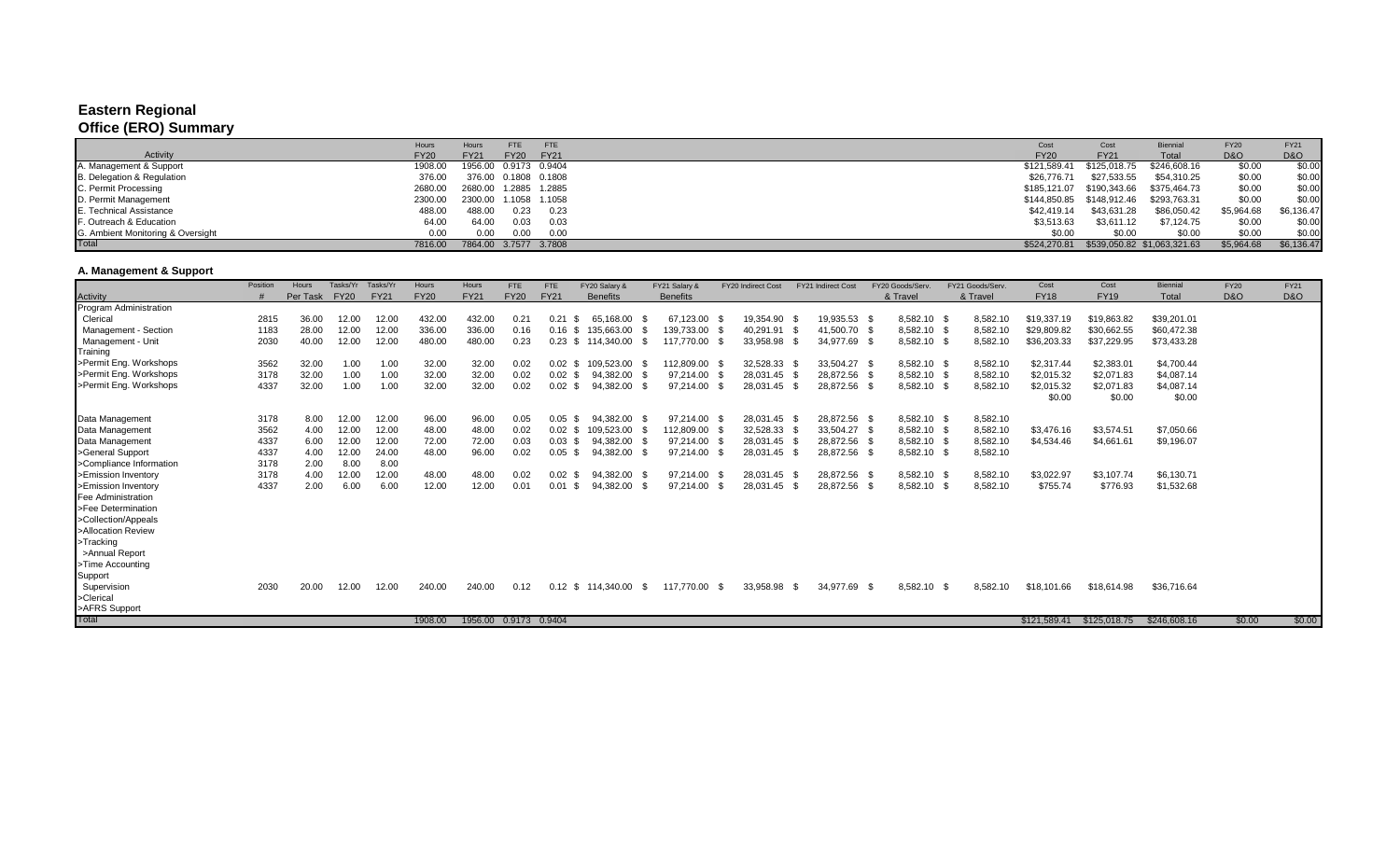# Eastern Regional Office (ERO) Summary

| Activity | Hours FY20 | Hours FY21 | FTE FY20 | FTE FY21 | Cost FY20 | Cost FY21 | Biennial Total | FY20 D&O | FY21 D&O |
|---|---|---|---|---|---|---|---|---|---|
| A. Management & Support | 1908.00 | 1956.00 | 0.9173 | 0.9404 | $121,589.41 | $125,018.75 | $246,608.16 | $0.00 | $0.00 |
| B. Delegation & Regulation | 376.00 | 376.00 | 0.1808 | 0.1808 | $26,776.71 | $27,533.55 | $54,310.25 | $0.00 | $0.00 |
| C. Permit Processing | 2680.00 | 2680.00 | 1.2885 | 1.2885 | $185,121.07 | $190,343.66 | $375,464.73 | $0.00 | $0.00 |
| D. Permit Management | 2300.00 | 2300.00 | 1.1058 | 1.1058 | $144,850.85 | $148,912.46 | $293,763.31 | $0.00 | $0.00 |
| E. Technical Assistance | 488.00 | 488.00 | 0.23 | 0.23 | $42,419.14 | $43,631.28 | $86,050.42 | $5,964.68 | $6,136.47 |
| F. Outreach & Education | 64.00 | 64.00 | 0.03 | 0.03 | $3,513.63 | $3,611.12 | $7,124.75 | $0.00 | $0.00 |
| G. Ambient Monitoring & Oversight | 0.00 | 0.00 | 0.00 | 0.00 | $0.00 | $0.00 | $0.00 | $0.00 | $0.00 |
| Total | 7816.00 | 7864.00 | 3.7577 | 3.7808 | $524,270.81 | $539,050.82 | $1,063,321.63 | $5,964.68 | $6,136.47 |

## A. Management & Support

| Activity | Position # | Hours Per Task | Tasks/Yr FY20 | Tasks/Yr FY21 | Hours FY20 | Hours FY21 | FTE FY20 | FTE FY21 | FY20 Salary & Benefits | FY21 Salary & Benefits | FY20 Indirect Cost | FY21 Indirect Cost | FY20 Goods/Serv. & Travel | FY21 Goods/Serv. & Travel | Cost FY18 | Cost FY19 | Biennial Total | FY20 D&O | FY21 D&O |
|---|---|---|---|---|---|---|---|---|---|---|---|---|---|---|---|---|---|---|---|
| Program Administration | | | | | | | | | | | | | | | | | | | |
| Clerical | 2815 | 36.00 | 12.00 | 12.00 | 432.00 | 432.00 | 0.21 | 0.21 | $ 65,168.00 | $ 67,123.00 | $ 19,354.90 | $ 19,935.53 | $ 8,582.10 | $ 8,582.10 | $19,337.19 | $19,863.82 | $39,201.01 | | |
| Management - Section | 1183 | 28.00 | 12.00 | 12.00 | 336.00 | 336.00 | 0.16 | 0.16 | $ 135,663.00 | $ 139,733.00 | $ 40,291.91 | $ 41,500.70 | $ 8,582.10 | $ 8,582.10 | $29,809.82 | $30,662.55 | $60,472.38 | | |
| Management - Unit | 2030 | 40.00 | 12.00 | 12.00 | 480.00 | 480.00 | 0.23 | 0.23 | $ 114,340.00 | $ 117,770.00 | $ 33,958.98 | $ 34,977.69 | $ 8,582.10 | $ 8,582.10 | $36,203.33 | $37,229.95 | $73,433.28 | | |
| Training | | | | | | | | | | | | | | | | | | | |
| >Permit Eng. Workshops | 3562 | 32.00 | 1.00 | 1.00 | 32.00 | 32.00 | 0.02 | 0.02 | $ 109,523.00 | $ 112,809.00 | $ 32,528.33 | $ 33,504.27 | $ 8,582.10 | $ 8,582.10 | $2,317.44 | $2,383.01 | $4,700.44 | | |
| >Permit Eng. Workshops | 3178 | 32.00 | 1.00 | 1.00 | 32.00 | 32.00 | 0.02 | 0.02 | $ 94,382.00 | $ 97,214.00 | $ 28,031.45 | $ 28,872.56 | $ 8,582.10 | $ 8,582.10 | $2,015.32 | $2,071.83 | $4,087.14 | | |
| >Permit Eng. Workshops | 4337 | 32.00 | 1.00 | 1.00 | 32.00 | 32.00 | 0.02 | 0.02 | $ 94,382.00 | $ 97,214.00 | $ 28,031.45 | $ 28,872.56 | $ 8,582.10 | $ 8,582.10 | $2,015.32 | $2,071.83 | $4,087.14 | | |
| | | | | | | | | | | | | | | | $0.00 | $0.00 | $0.00 | | |
| Data Management | 3178 | 8.00 | 12.00 | 12.00 | 96.00 | 96.00 | 0.05 | 0.05 | $ 94,382.00 | $ 97,214.00 | $ 28,031.45 | $ 28,872.56 | $ 8,582.10 | $ 8,582.10 | | | | | |
| Data Management | 3562 | 4.00 | 12.00 | 12.00 | 48.00 | 48.00 | 0.02 | 0.02 | $ 109,523.00 | $ 112,809.00 | $ 32,528.33 | $ 33,504.27 | $ 8,582.10 | $ 8,582.10 | $3,476.16 | $3,574.51 | $7,050.66 | | |
| Data Management | 4337 | 6.00 | 12.00 | 12.00 | 72.00 | 72.00 | 0.03 | 0.03 | $ 94,382.00 | $ 97,214.00 | $ 28,031.45 | $ 28,872.56 | $ 8,582.10 | $ 8,582.10 | $4,534.46 | $4,661.61 | $9,196.07 | | |
| >General Support | 4337 | 4.00 | 12.00 | 24.00 | 48.00 | 96.00 | 0.02 | 0.05 | $ 94,382.00 | $ 97,214.00 | $ 28,031.45 | $ 28,872.56 | $ 8,582.10 | $ 8,582.10 | | | | | |
| >Compliance Information | 3178 | 2.00 | 8.00 | 8.00 | | | | | | | | | | | | | | | |
| >Emission Inventory | 3178 | 4.00 | 12.00 | 12.00 | 48.00 | 48.00 | 0.02 | 0.02 | $ 94,382.00 | $ 97,214.00 | $ 28,031.45 | $ 28,872.56 | $ 8,582.10 | $ 8,582.10 | $3,022.97 | $3,107.74 | $6,130.71 | | |
| >Emission Inventory | 4337 | 2.00 | 6.00 | 6.00 | 12.00 | 12.00 | 0.01 | 0.01 | $ 94,382.00 | $ 97,214.00 | $ 28,031.45 | $ 28,872.56 | $ 8,582.10 | $ 8,582.10 | $755.74 | $776.93 | $1,532.68 | | |
| Fee Administration | | | | | | | | | | | | | | | | | | | |
| >Fee Determination | | | | | | | | | | | | | | | | | | | |
| >Collection/Appeals | | | | | | | | | | | | | | | | | | | |
| >Allocation Review | | | | | | | | | | | | | | | | | | | |
| >Tracking | | | | | | | | | | | | | | | | | | | |
| >Annual Report | | | | | | | | | | | | | | | | | | | |
| >Time Accounting | | | | | | | | | | | | | | | | | | | |
| Support | | | | | | | | | | | | | | | | | | | |
| Supervision | 2030 | 20.00 | 12.00 | 12.00 | 240.00 | 240.00 | 0.12 | 0.12 | $ 114,340.00 | $ 117,770.00 | $ 33,958.98 | $ 34,977.69 | $ 8,582.10 | $ 8,582.10 | $18,101.66 | $18,614.98 | $36,716.64 | | |
| >Clerical | | | | | | | | | | | | | | | | | | | |
| >AFRS Support | | | | | | | | | | | | | | | | | | | |
| Total | | | | | 1908.00 | 1956.00 | 0.9173 | 0.9404 | | | | | | | $121,589.41 | $125,018.75 | $246,608.16 | $0.00 | $0.00 |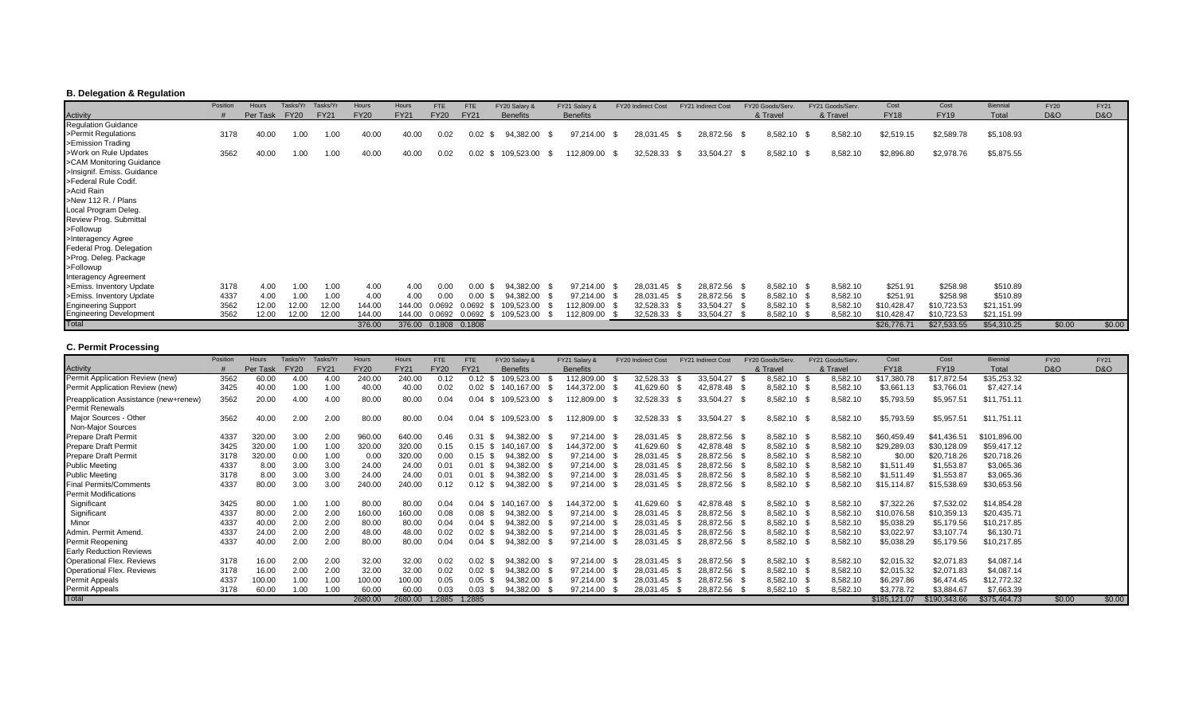### B. Delegation & Regulation

| Activity | Position # | Hours Per Task | Tasks/Yr FY20 | Tasks/Yr FY21 | Hours FY20 | Hours FY21 | FTE FY20 | FTE FY21 | FY20 Salary & Benefits | FY21 Salary & Benefits | FY20 Indirect Cost | FY21 Indirect Cost | FY20 Goods/Serv. & Travel | FY21 Goods/Serv. & Travel | Cost FY18 | Cost FY19 | Biennial Total | FY20 D&O | FY21 D&O |
|---|---|---|---|---|---|---|---|---|---|---|---|---|---|---|---|---|---|---|---|
| Regulation Guidance | | | | | | | | | | | | | | | | | | | |
| >Permit Regulations | 3178 | 40.00 | 1.00 | 1.00 | 40.00 | 40.00 | 0.02 | 0.02 | $ 94,382.00 | $ 97,214.00 | $ 28,031.45 | $ 28,872.56 | $ 8,582.10 | $ 8,582.10 | $2,519.15 | $2,589.78 | $5,108.93 | | |
| >Emission Trading | | | | | | | | | | | | | | | | | | | |
| >Work on Rule Updates | 3562 | 40.00 | 1.00 | 1.00 | 40.00 | 40.00 | 0.02 | 0.02 | $ 109,523.00 | $ 112,809.00 | $ 32,528.33 | $ 33,504.27 | $ 8,582.10 | $ 8,582.10 | $2,896.80 | $2,978.76 | $5,875.55 | | |
| >CAM Monitoring Guidance | | | | | | | | | | | | | | | | | | | |
| >Insignif. Emiss. Guidance | | | | | | | | | | | | | | | | | | | |
| >Federal Rule Codif. | | | | | | | | | | | | | | | | | | | |
| >Acid Rain | | | | | | | | | | | | | | | | | | | |
| >New 112 R. / Plans | | | | | | | | | | | | | | | | | | | |
| Local Program Deleg. | | | | | | | | | | | | | | | | | | | |
| Review Prog. Submittal | | | | | | | | | | | | | | | | | | | |
| >Followup | | | | | | | | | | | | | | | | | | | |
| >Interagency Agree | | | | | | | | | | | | | | | | | | | |
| Federal Prog. Delegation | | | | | | | | | | | | | | | | | | | |
| >Prog. Deleg. Package | | | | | | | | | | | | | | | | | | | |
| >Followup | | | | | | | | | | | | | | | | | | | |
| Interagency Agreement | | | | | | | | | | | | | | | | | | | |
| >Emiss. Inventory Update | 3178 | 4.00 | 1.00 | 1.00 | 4.00 | 4.00 | 0.00 | 0.00 | $ 94,382.00 | $ 97,214.00 | $ 28,031.45 | $ 28,872.56 | $ 8,582.10 | $ 8,582.10 | $251.91 | $258.98 | $510.89 | | |
| >Emiss. Inventory Update | 4337 | 4.00 | 1.00 | 1.00 | 4.00 | 4.00 | 0.00 | 0.00 | $ 94,382.00 | $ 97,214.00 | $ 28,031.45 | $ 28,872.56 | $ 8,582.10 | $ 8,582.10 | $251.91 | $258.98 | $510.89 | | |
| Engineering Support | 3562 | 12.00 | 12.00 | 12.00 | 144.00 | 144.00 | 0.0692 | 0.0692 | $ 109,523.00 | $ 112,809.00 | $ 32,528.33 | $ 33,504.27 | $ 8,582.10 | $ 8,582.10 | $10,428.47 | $10,723.53 | $21,151.99 | | |
| Engineering Development | 3562 | 12.00 | 12.00 | 12.00 | 144.00 | 144.00 | 0.0692 | 0.0692 | $ 109,523.00 | $ 112,809.00 | $ 32,528.33 | $ 33,504.27 | $ 8,582.10 | $ 8,582.10 | $10,428.47 | $10,723.53 | $21,151.99 | | |
| Total | | | | | 376.00 | 376.00 | 0.1808 | 0.1808 | | | | | | | $26,776.71 | $27,533.55 | $54,310.25 | $0.00 | $0.00 |

### C. Permit Processing

| Activity | Position # | Hours Per Task | Tasks/Yr FY20 | Tasks/Yr FY21 | Hours FY20 | Hours FY21 | FTE FY20 | FTE FY21 | FY20 Salary & Benefits | FY21 Salary & Benefits | FY20 Indirect Cost | FY21 Indirect Cost | FY20 Goods/Serv. & Travel | FY21 Goods/Serv. & Travel | Cost FY18 | Cost FY19 | Biennial Total | FY20 D&O | FY21 D&O |
|---|---|---|---|---|---|---|---|---|---|---|---|---|---|---|---|---|---|---|---|
| Permit Application Review (new) | 3562 | 60.00 | 4.00 | 4.00 | 240.00 | 240.00 | 0.12 | 0.12 | $ 109,523.00 | $ 112,809.00 | $ 32,528.33 | $ 33,504.27 | $ 8,582.10 | $ 8,582.10 | $17,380.78 | $17,872.54 | $35,253.32 | | |
| Permit Application Review (new) | 3425 | 40.00 | 1.00 | 1.00 | 40.00 | 40.00 | 0.02 | 0.02 | $ 140,167.00 | $ 144,372.00 | $ 41,629.60 | $ 42,878.48 | $ 8,582.10 | $ 8,582.10 | $3,661.13 | $3,766.01 | $7,427.14 | | |
| Preapplication Assistance (new+renew) | 3562 | 20.00 | 4.00 | 4.00 | 80.00 | 80.00 | 0.04 | 0.04 | $ 109,523.00 | $ 112,809.00 | $ 32,528.33 | $ 33,504.27 | $ 8,582.10 | $ 8,582.10 | $5,793.59 | $5,957.51 | $11,751.11 | | |
| Permit Renewals | | | | | | | | | | | | | | | | | | | |
| Major Sources - Other | 3562 | 40.00 | 2.00 | 2.00 | 80.00 | 80.00 | 0.04 | 0.04 | $ 109,523.00 | $ 112,809.00 | $ 32,528.33 | $ 33,504.27 | $ 8,582.10 | $ 8,582.10 | $5,793.59 | $5,957.51 | $11,751.11 | | |
| Non-Major Sources | | | | | | | | | | | | | | | | | | | |
| Prepare Draft Permit | 4337 | 320.00 | 3.00 | 2.00 | 960.00 | 640.00 | 0.46 | 0.31 | $ 94,382.00 | $ 97,214.00 | $ 28,031.45 | $ 28,872.56 | $ 8,582.10 | $ 8,582.10 | $60,459.49 | $41,436.51 | $101,896.00 | | |
| Prepare Draft Permit | 3425 | 320.00 | 1.00 | 1.00 | 320.00 | 320.00 | 0.15 | 0.15 | $ 140,167.00 | $ 144,372.00 | $ 41,629.60 | $ 42,878.48 | $ 8,582.10 | $ 8,582.10 | $29,289.03 | $30,128.09 | $59,417.12 | | |
| Prepare Draft Permit | 3178 | 320.00 | 0.00 | 1.00 | 0.00 | 320.00 | 0.00 | 0.15 | $ 94,382.00 | $ 97,214.00 | $ 28,031.45 | $ 28,872.56 | $ 8,582.10 | $ 8,582.10 | $0.00 | $20,718.26 | $20,718.26 | | |
| Public Meeting | 4337 | 8.00 | 3.00 | 3.00 | 24.00 | 24.00 | 0.01 | 0.01 | $ 94,382.00 | $ 97,214.00 | $ 28,031.45 | $ 28,872.56 | $ 8,582.10 | $ 8,582.10 | $1,511.49 | $1,553.87 | $3,065.36 | | |
| Public Meeting | 3178 | 8.00 | 3.00 | 3.00 | 24.00 | 24.00 | 0.01 | 0.01 | $ 94,382.00 | $ 97,214.00 | $ 28,031.45 | $ 28,872.56 | $ 8,582.10 | $ 8,582.10 | $1,511.49 | $1,553.87 | $3,065.36 | | |
| Final Permits/Comments | 4337 | 80.00 | 3.00 | 3.00 | 240.00 | 240.00 | 0.12 | 0.12 | $ 94,382.00 | $ 97,214.00 | $ 28,031.45 | $ 28,872.56 | $ 8,582.10 | $ 8,582.10 | $15,114.87 | $15,538.69 | $30,653.56 | | |
| Permit Modifications | | | | | | | | | | | | | | | | | | | |
| Significant | 3425 | 80.00 | 1.00 | 1.00 | 80.00 | 80.00 | 0.04 | 0.04 | $ 140,167.00 | $ 144,372.00 | $ 41,629.60 | $ 42,878.48 | $ 8,582.10 | $ 8,582.10 | $7,322.26 | $7,532.02 | $14,854.28 | | |
| Significant | 4337 | 80.00 | 2.00 | 2.00 | 160.00 | 160.00 | 0.08 | 0.08 | $ 94,382.00 | $ 97,214.00 | $ 28,031.45 | $ 28,872.56 | $ 8,582.10 | $ 8,582.10 | $10,076.58 | $10,359.13 | $20,435.71 | | |
| Minor | 4337 | 40.00 | 2.00 | 2.00 | 80.00 | 80.00 | 0.04 | 0.04 | $ 94,382.00 | $ 97,214.00 | $ 28,031.45 | $ 28,872.56 | $ 8,582.10 | $ 8,582.10 | $5,038.29 | $5,179.56 | $10,217.85 | | |
| Admin. Permit Amend. | 4337 | 24.00 | 2.00 | 2.00 | 48.00 | 48.00 | 0.02 | 0.02 | $ 94,382.00 | $ 97,214.00 | $ 28,031.45 | $ 28,872.56 | $ 8,582.10 | $ 8,582.10 | $3,022.97 | $3,107.74 | $6,130.71 | | |
| Permit Reopening | 4337 | 40.00 | 2.00 | 2.00 | 80.00 | 80.00 | 0.04 | 0.04 | $ 94,382.00 | $ 97,214.00 | $ 28,031.45 | $ 28,872.56 | $ 8,582.10 | $ 8,582.10 | $5,038.29 | $5,179.56 | $10,217.85 | | |
| Early Reduction Reviews | | | | | | | | | | | | | | | | | | | |
| Operational Flex. Reviews | 3178 | 16.00 | 2.00 | 2.00 | 32.00 | 32.00 | 0.02 | 0.02 | $ 94,382.00 | $ 97,214.00 | $ 28,031.45 | $ 28,872.56 | $ 8,582.10 | $ 8,582.10 | $2,015.32 | $2,071.83 | $4,087.14 | | |
| Operational Flex. Reviews | 3178 | 16.00 | 2.00 | 2.00 | 32.00 | 32.00 | 0.02 | 0.02 | $ 94,382.00 | $ 97,214.00 | $ 28,031.45 | $ 28,872.56 | $ 8,582.10 | $ 8,582.10 | $2,015.32 | $2,071.83 | $4,087.14 | | |
| Permit Appeals | 4337 | 100.00 | 1.00 | 1.00 | 100.00 | 100.00 | 0.05 | 0.05 | $ 94,382.00 | $ 97,214.00 | $ 28,031.45 | $ 28,872.56 | $ 8,582.10 | $ 8,582.10 | $6,297.86 | $6,474.45 | $12,772.32 | | |
| Permit Appeals | 3178 | 60.00 | 1.00 | 1.00 | 60.00 | 60.00 | 0.03 | 0.03 | $ 94,382.00 | $ 97,214.00 | $ 28,031.45 | $ 28,872.56 | $ 8,582.10 | $ 8,582.10 | $3,778.72 | $3,884.67 | $7,663.39 | | |
| Total | | | | | 2680.00 | 2680.00 | 1.2885 | 1.2885 | | | | | | | $185,121.07 | $190,343.66 | $375,464.73 | $0.00 | $0.00 |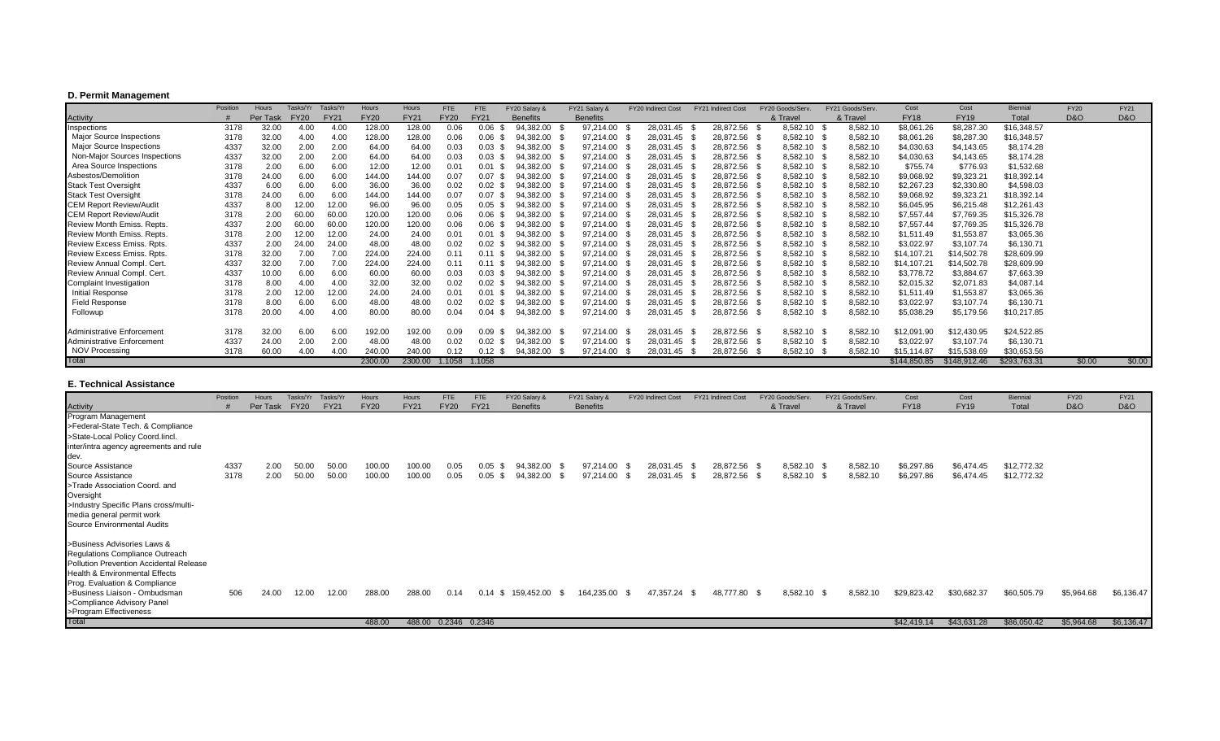### D. Permit Management

| Activity | Position # | Hours Per Task | Tasks/Yr FY20 | Tasks/Yr FY21 | Hours FY20 | Hours FY21 | FTE FY20 | FTE FY21 | FY20 Salary & Benefits | FY21 Salary & Benefits | FY20 Indirect Cost | FY21 Indirect Cost | FY20 Goods/Serv. & Travel | FY21 Goods/Serv. & Travel | Cost FY18 | Cost FY19 | Biennial Total | FY20 D&O | FY21 D&O |
|---|---|---|---|---|---|---|---|---|---|---|---|---|---|---|---|---|---|---|---|
| Inspections | 3178 | 32.00 | 4.00 | 4.00 | 128.00 | 128.00 | 0.06 | 0.06 | $ 94,382.00 | $ 97,214.00 | $ 28,031.45 | $ 28,872.56 | $ 8,582.10 | $ 8,582.10 | $8,061.26 | $8,287.30 | $16,348.57 | | |
| Major Source Inspections | 3178 | 32.00 | 4.00 | 4.00 | 128.00 | 128.00 | 0.06 | 0.06 | $ 94,382.00 | $ 97,214.00 | $ 28,031.45 | $ 28,872.56 | $ 8,582.10 | $ 8,582.10 | $8,061.26 | $8,287.30 | $16,348.57 | | |
| Major Source Inspections | 4337 | 32.00 | 2.00 | 2.00 | 64.00 | 64.00 | 0.03 | 0.03 | $ 94,382.00 | $ 97,214.00 | $ 28,031.45 | $ 28,872.56 | $ 8,582.10 | $ 8,582.10 | $4,030.63 | $4,143.65 | $8,174.28 | | |
| Non-Major Sources Inspections | 4337 | 32.00 | 2.00 | 2.00 | 64.00 | 64.00 | 0.03 | 0.03 | $ 94,382.00 | $ 97,214.00 | $ 28,031.45 | $ 28,872.56 | $ 8,582.10 | $ 8,582.10 | $4,030.63 | $4,143.65 | $8,174.28 | | |
| Area Source Inspections | 3178 | 2.00 | 6.00 | 6.00 | 12.00 | 12.00 | 0.01 | 0.01 | $ 94,382.00 | $ 97,214.00 | $ 28,031.45 | $ 28,872.56 | $ 8,582.10 | $ 8,582.10 | $755.74 | $776.93 | $1,532.68 | | |
| Asbestos/Demolition | 3178 | 24.00 | 6.00 | 6.00 | 144.00 | 144.00 | 0.07 | 0.07 | $ 94,382.00 | $ 97,214.00 | $ 28,031.45 | $ 28,872.56 | $ 8,582.10 | $ 8,582.10 | $9,068.92 | $9,323.21 | $18,392.14 | | |
| Stack Test Oversight | 4337 | 6.00 | 6.00 | 6.00 | 36.00 | 36.00 | 0.02 | 0.02 | $ 94,382.00 | $ 97,214.00 | $ 28,031.45 | $ 28,872.56 | $ 8,582.10 | $ 8,582.10 | $2,267.23 | $2,330.80 | $4,598.03 | | |
| Stack Test Oversight | 3178 | 24.00 | 6.00 | 6.00 | 144.00 | 144.00 | 0.07 | 0.07 | $ 94,382.00 | $ 97,214.00 | $ 28,031.45 | $ 28,872.56 | $ 8,582.10 | $ 8,582.10 | $9,068.92 | $9,323.21 | $18,392.14 | | |
| CEM Report Review/Audit | 4337 | 8.00 | 12.00 | 12.00 | 96.00 | 96.00 | 0.05 | 0.05 | $ 94,382.00 | $ 97,214.00 | $ 28,031.45 | $ 28,872.56 | $ 8,582.10 | $ 8,582.10 | $6,045.95 | $6,215.48 | $12,261.43 | | |
| CEM Report Review/Audit | 3178 | 2.00 | 60.00 | 60.00 | 120.00 | 120.00 | 0.06 | 0.06 | $ 94,382.00 | $ 97,214.00 | $ 28,031.45 | $ 28,872.56 | $ 8,582.10 | $ 8,582.10 | $7,557.44 | $7,769.35 | $15,326.78 | | |
| Review Month Emiss. Repts. | 4337 | 2.00 | 60.00 | 60.00 | 120.00 | 120.00 | 0.06 | 0.06 | $ 94,382.00 | $ 97,214.00 | $ 28,031.45 | $ 28,872.56 | $ 8,582.10 | $ 8,582.10 | $7,557.44 | $7,769.35 | $15,326.78 | | |
| Review Month Emiss. Repts. | 3178 | 2.00 | 12.00 | 12.00 | 24.00 | 24.00 | 0.01 | 0.01 | $ 94,382.00 | $ 97,214.00 | $ 28,031.45 | $ 28,872.56 | $ 8,582.10 | $ 8,582.10 | $1,511.49 | $1,553.87 | $3,065.36 | | |
| Review Excess Emiss. Rpts. | 4337 | 2.00 | 24.00 | 24.00 | 48.00 | 48.00 | 0.02 | 0.02 | $ 94,382.00 | $ 97,214.00 | $ 28,031.45 | $ 28,872.56 | $ 8,582.10 | $ 8,582.10 | $3,022.97 | $3,107.74 | $6,130.71 | | |
| Review Excess Emiss. Rpts. | 3178 | 32.00 | 7.00 | 7.00 | 224.00 | 224.00 | 0.11 | 0.11 | $ 94,382.00 | $ 97,214.00 | $ 28,031.45 | $ 28,872.56 | $ 8,582.10 | $ 8,582.10 | $14,107.21 | $14,502.78 | $28,609.99 | | |
| Review Annual Compl. Cert. | 4337 | 32.00 | 7.00 | 7.00 | 224.00 | 224.00 | 0.11 | 0.11 | $ 94,382.00 | $ 97,214.00 | $ 28,031.45 | $ 28,872.56 | $ 8,582.10 | $ 8,582.10 | $14,107.21 | $14,502.78 | $28,609.99 | | |
| Review Annual Compl. Cert. | 4337 | 10.00 | 6.00 | 6.00 | 60.00 | 60.00 | 0.03 | 0.03 | $ 94,382.00 | $ 97,214.00 | $ 28,031.45 | $ 28,872.56 | $ 8,582.10 | $ 8,582.10 | $3,778.72 | $3,884.67 | $7,663.39 | | |
| Complaint Investigation | 3178 | 8.00 | 4.00 | 4.00 | 32.00 | 32.00 | 0.02 | 0.02 | $ 94,382.00 | $ 97,214.00 | $ 28,031.45 | $ 28,872.56 | $ 8,582.10 | $ 8,582.10 | $2,015.32 | $2,071.83 | $4,087.14 | | |
| Initial Response | 3178 | 2.00 | 12.00 | 12.00 | 24.00 | 24.00 | 0.01 | 0.01 | $ 94,382.00 | $ 97,214.00 | $ 28,031.45 | $ 28,872.56 | $ 8,582.10 | $ 8,582.10 | $1,511.49 | $1,553.87 | $3,065.36 | | |
| Field Response | 3178 | 8.00 | 6.00 | 6.00 | 48.00 | 48.00 | 0.02 | 0.02 | $ 94,382.00 | $ 97,214.00 | $ 28,031.45 | $ 28,872.56 | $ 8,582.10 | $ 8,582.10 | $3,022.97 | $3,107.74 | $6,130.71 | | |
| Followup | 3178 | 20.00 | 4.00 | 4.00 | 80.00 | 80.00 | 0.04 | 0.04 | $ 94,382.00 | $ 97,214.00 | $ 28,031.45 | $ 28,872.56 | $ 8,582.10 | $ 8,582.10 | $5,038.29 | $5,179.56 | $10,217.85 | | |
| Administrative Enforcement | 3178 | 32.00 | 6.00 | 6.00 | 192.00 | 192.00 | 0.09 | 0.09 | $ 94,382.00 | $ 97,214.00 | $ 28,031.45 | $ 28,872.56 | $ 8,582.10 | $ 8,582.10 | $12,091.90 | $12,430.95 | $24,522.85 | | |
| Administrative Enforcement | 4337 | 24.00 | 2.00 | 2.00 | 48.00 | 48.00 | 0.02 | 0.02 | $ 94,382.00 | $ 97,214.00 | $ 28,031.45 | $ 28,872.56 | $ 8,582.10 | $ 8,582.10 | $3,022.97 | $3,107.74 | $6,130.71 | | |
| NOV Processing | 3178 | 60.00 | 4.00 | 4.00 | 240.00 | 240.00 | 0.12 | 0.12 | $ 94,382.00 | $ 97,214.00 | $ 28,031.45 | $ 28,872.56 | $ 8,582.10 | $ 8,582.10 | $15,114.87 | $15,538.69 | $30,653.56 | | |
| Total | | | | | 2300.00 | 2300.00 | 1.1058 | 1.1058 | | | | | | | $144,850.85 | $148,912.46 | $293,763.31 | $0.00 | $0.00 |

### E. Technical Assistance

| Activity | Position # | Hours Per Task | Tasks/Yr FY20 | Tasks/Yr FY21 | Hours FY20 | Hours FY21 | FTE FY20 | FTE FY21 | FY20 Salary & Benefits | FY21 Salary & Benefits | FY20 Indirect Cost | FY21 Indirect Cost | FY20 Goods/Serv. & Travel | FY21 Goods/Serv. & Travel | Cost FY18 | Cost FY19 | Biennial Total | FY20 D&O | FY21 D&O |
|---|---|---|---|---|---|---|---|---|---|---|---|---|---|---|---|---|---|---|---|
| Program Management | | | | | | | | | | | | | | | | | | | |
| >Federal-State Tech. & Compliance | | | | | | | | | | | | | | | | | | | |
| >State-Local Policy Coord.Iincl. inter/intra agency agreements and rule dev. | | | | | | | | | | | | | | | | | | | |
| Source Assistance | 4337 | 2.00 | 50.00 | 50.00 | 100.00 | 100.00 | 0.05 | 0.05 | $ 94,382.00 | $ 97,214.00 | $ 28,031.45 | $ 28,872.56 | $ 8,582.10 | $ 8,582.10 | $6,297.86 | $6,474.45 | $12,772.32 | | |
| Source Assistance | 3178 | 2.00 | 50.00 | 50.00 | 100.00 | 100.00 | 0.05 | 0.05 | $ 94,382.00 | $ 97,214.00 | $ 28,031.45 | $ 28,872.56 | $ 8,582.10 | $ 8,582.10 | $6,297.86 | $6,474.45 | $12,772.32 | | |
| >Trade Association Coord. and Oversight | | | | | | | | | | | | | | | | | | | |
| >Industry Specific Plans cross/multi-media general permit work | | | | | | | | | | | | | | | | | | | |
| Source Environmental Audits | | | | | | | | | | | | | | | | | | | |
| >Business Advisories Laws & Regulations Compliance Outreach | | | | | | | | | | | | | | | | | | | |
| Pollution Prevention Accidental Release | | | | | | | | | | | | | | | | | | | |
| Health & Environmental Effects | | | | | | | | | | | | | | | | | | | |
| Prog. Evaluation & Compliance | | | | | | | | | | | | | | | | | | | |
| >Business Liaison - Ombudsman | 506 | 24.00 | 12.00 | 12.00 | 288.00 | 288.00 | 0.14 | 0.14 | $ 159,452.00 | $ 164,235.00 | $ 47,357.24 | $ 48,777.80 | $ 8,582.10 | $ 8,582.10 | $29,823.42 | $30,682.37 | $60,505.79 | $5,964.68 | $6,136.47 |
| >Compliance Advisory Panel | | | | | | | | | | | | | | | | | | | |
| >Program Effectiveness | | | | | | | | | | | | | | | | | | | |
| Total | | | | | 488.00 | 488.00 | 0.2346 | 0.2346 | | | | | | | $42,419.14 | $43,631.28 | $86,050.42 | $5,964.68 | $6,136.47 |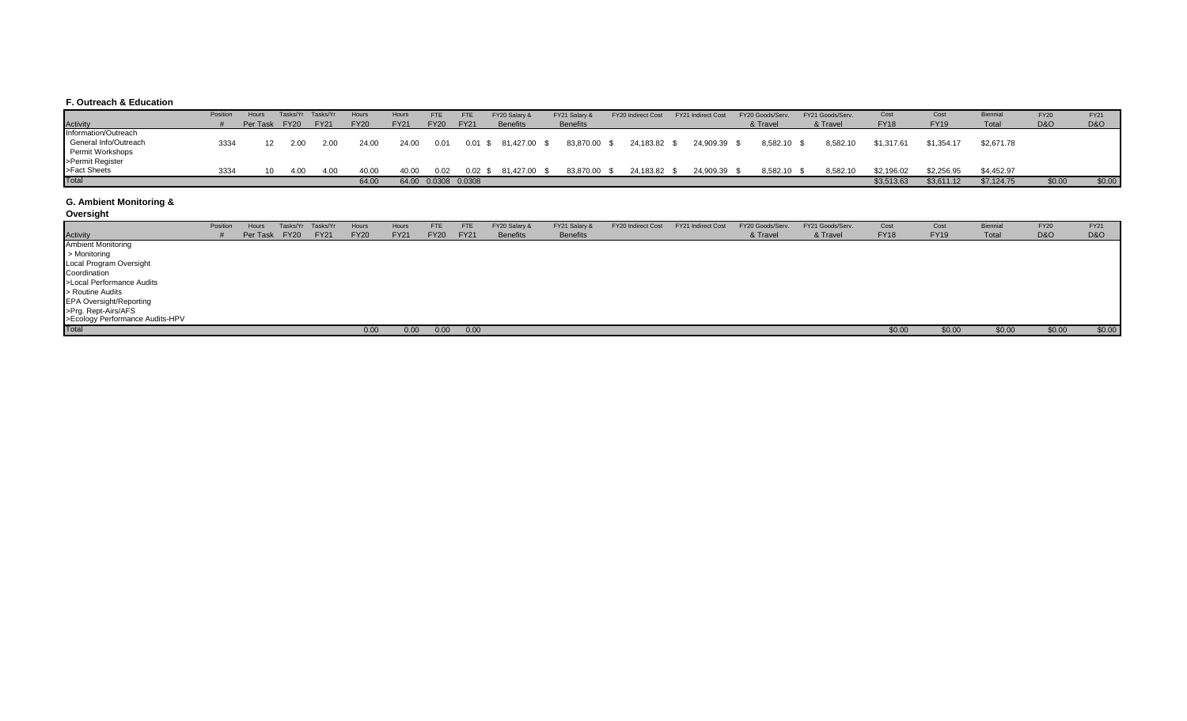**F. Outreach & Education**

| Activity | Position # | Hours Per Task | Tasks/Yr FY20 | Tasks/Yr FY21 | Hours FY20 | Hours FY21 | FTE FY20 | FTE FY21 | FY20 Salary & Benefits | FY21 Salary & Benefits | FY20 Indirect Cost | FY21 Indirect Cost | FY20 Goods/Serv. & Travel | FY21 Goods/Serv. & Travel | Cost FY18 | Cost FY19 | Biennial Total | FY20 D&O | FY21 D&O |
|---|---|---|---|---|---|---|---|---|---|---|---|---|---|---|---|---|---|---|---|
| Information/Outreach | | | | | | | | | | | | | | | | | | | |
| General Info/Outreach | 3334 | 12 | 2.00 | 2.00 | 24.00 | 24.00 | 0.01 | 0.01 | $ 81,427.00 | $ 83,870.00 | $ 24,183.82 | $ 24,909.39 | $ 8,582.10 | $ 8,582.10 | $1,317.61 | $1,354.17 | $2,671.78 | | |
| Permit Workshops | | | | | | | | | | | | | | | | | | | |
| >Permit Register | | | | | | | | | | | | | | | | | | | |
| >Fact Sheets | 3334 | 10 | 4.00 | 4.00 | 40.00 | 40.00 | 0.02 | 0.02 | $ 81,427.00 | $ 83,870.00 | $ 24,183.82 | $ 24,909.39 | $ 8,582.10 | $ 8,582.10 | $2,196.02 | $2,256.95 | $4,452.97 | | |
| Total | | | | | 64.00 | 64.00 | 0.0308 | 0.0308 | | | | | | | $3,513.63 | $3,611.12 | $7,124.75 | $0.00 | $0.00 |

**G. Ambient Monitoring & Oversight**

| Activity | Position # | Hours Per Task | Tasks/Yr FY20 | Tasks/Yr FY21 | Hours FY20 | Hours FY21 | FTE FY20 | FTE FY21 | FY20 Salary & Benefits | FY21 Salary & Benefits | FY20 Indirect Cost | FY21 Indirect Cost | FY20 Goods/Serv. & Travel | FY21 Goods/Serv. & Travel | Cost FY18 | Cost FY19 | Biennial Total | FY20 D&O | FY21 D&O |
|---|---|---|---|---|---|---|---|---|---|---|---|---|---|---|---|---|---|---|---|
| Ambient Monitoring | | | | | | | | | | | | | | | | | | | |
| > Monitoring | | | | | | | | | | | | | | | | | | | |
| Local Program Oversight | | | | | | | | | | | | | | | | | | | |
| Coordination | | | | | | | | | | | | | | | | | | | |
| >Local Performance Audits | | | | | | | | | | | | | | | | | | | |
| > Routine Audits | | | | | | | | | | | | | | | | | | | |
| EPA Oversight/Reporting | | | | | | | | | | | | | | | | | | | |
| >Prg. Rept-Airs/AFS | | | | | | | | | | | | | | | | | | | |
| >Ecology Performance Audits-HPV | | | | | | | | | | | | | | | | | | | |
| Total | | | | | 0.00 | 0.00 | 0.00 | 0.00 | | | | | | | $0.00 | $0.00 | $0.00 | $0.00 | $0.00 |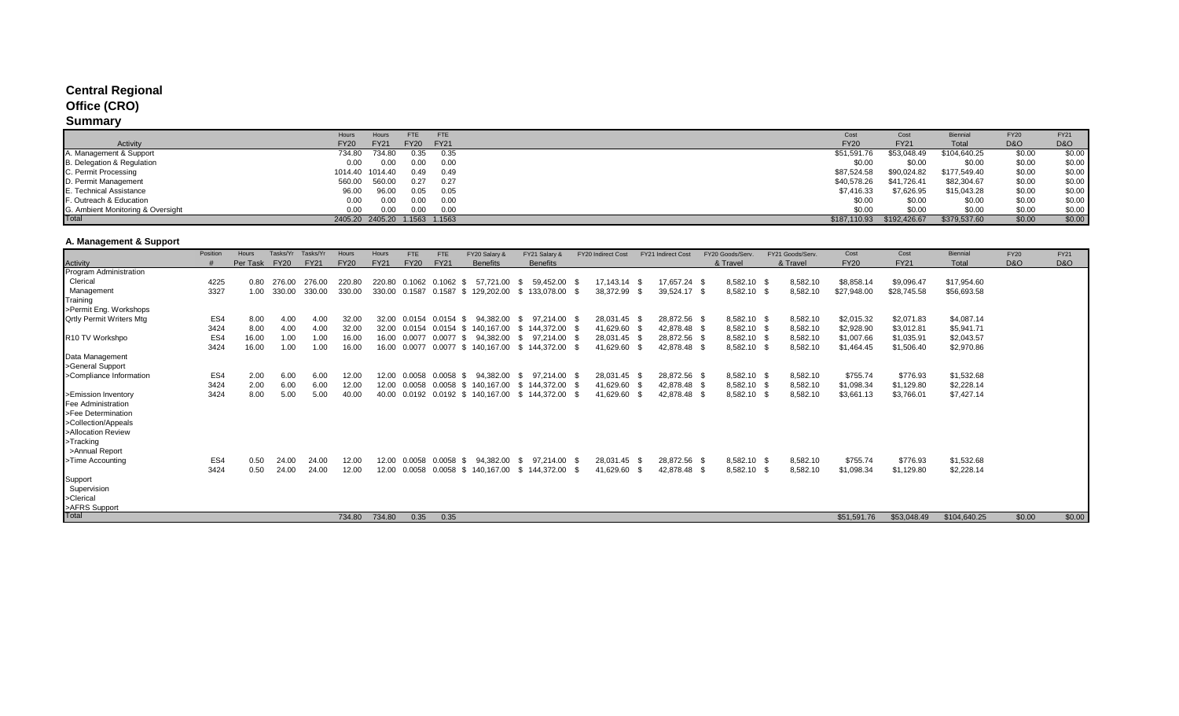# Central Regional Office (CRO)

## Summary

| Activity | Hours FY20 | Hours FY21 | FTE FY20 | FTE FY21 | Cost FY20 | Cost FY21 | Biennial Total | FY20 D&O | FY21 D&O |
|---|---|---|---|---|---|---|---|---|---|
| A. Management & Support | 734.80 | 734.80 | 0.35 | 0.35 | $51,591.76 | $53,048.49 | $104,640.25 | $0.00 | $0.00 |
| B. Delegation & Regulation | 0.00 | 0.00 | 0.00 | 0.00 | $0.00 | $0.00 | $0.00 | $0.00 | $0.00 |
| C. Permit Processing | 1014.40 | 1014.40 | 0.49 | 0.49 | $87,524.58 | $90,024.82 | $177,549.40 | $0.00 | $0.00 |
| D. Permit Management | 560.00 | 560.00 | 0.27 | 0.27 | $40,578.26 | $41,726.41 | $82,304.67 | $0.00 | $0.00 |
| E. Technical Assistance | 96.00 | 96.00 | 0.05 | 0.05 | $7,416.33 | $7,626.95 | $15,043.28 | $0.00 | $0.00 |
| F. Outreach & Education | 0.00 | 0.00 | 0.00 | 0.00 | $0.00 | $0.00 | $0.00 | $0.00 | $0.00 |
| G. Ambient Monitoring & Oversight | 0.00 | 0.00 | 0.00 | 0.00 | $0.00 | $0.00 | $0.00 | $0.00 | $0.00 |
| Total | 2405.20 | 2405.20 | 1.1563 | 1.1563 | $187,110.93 | $192,426.67 | $379,537.60 | $0.00 | $0.00 |

### A. Management & Support

| Activity | Position # | Hours Per Task | Tasks/Yr FY20 | Tasks/Yr FY21 | Hours FY20 | Hours FY21 | FTE FY20 | FTE FY21 | FY20 Salary & Benefits | FY21 Salary & Benefits | FY20 Indirect Cost | FY21 Indirect Cost | FY20 Goods/Serv. & Travel | FY21 Goods/Serv. & Travel | Cost FY20 | Cost FY21 | Biennial Total | FY20 D&O | FY21 D&O |
|---|---|---|---|---|---|---|---|---|---|---|---|---|---|---|---|---|---|---|---|
| Program Administration | | | | | | | | | | | | | | | | | | | |
| Clerical | 4225 | 0.80 | 276.00 | 276.00 | 220.80 | 220.80 | 0.1062 | 0.1062 | $ 57,721.00 | $ 59,452.00 | $ 17,143.14 | $ 17,657.24 | $ 8,582.10 | $ 8,582.10 | $8,858.14 | $9,096.47 | $17,954.60 | | |
| Management | 3327 | 1.00 | 330.00 | 330.00 | 330.00 | 330.00 | 0.1587 | 0.1587 | $ 129,202.00 | $ 133,078.00 | $ 38,372.99 | $ 39,524.17 | $ 8,582.10 | $ 8,582.10 | $27,948.00 | $28,745.58 | $56,693.58 | | |
| Training | | | | | | | | | | | | | | | | | | | |
| >Permit Eng. Workshops | | | | | | | | | | | | | | | | | | | |
| Qrtly Permit Writers Mtg | ES4 | 8.00 | 4.00 | 4.00 | 32.00 | 32.00 | 0.0154 | 0.0154 | $ 94,382.00 | $ 97,214.00 | $ 28,031.45 | $ 28,872.56 | $ 8,582.10 | $ 8,582.10 | $2,015.32 | $2,071.83 | $4,087.14 | | |
| | 3424 | 8.00 | 4.00 | 4.00 | 32.00 | 32.00 | 0.0154 | 0.0154 | $ 140,167.00 | $ 144,372.00 | $ 41,629.60 | $ 42,878.48 | $ 8,582.10 | $ 8,582.10 | $2,928.90 | $3,012.81 | $5,941.71 | | |
| R10 TV Workshpo | ES4 | 16.00 | 1.00 | 1.00 | 16.00 | 16.00 | 0.0077 | 0.0077 | $ 94,382.00 | $ 97,214.00 | $ 28,031.45 | $ 28,872.56 | $ 8,582.10 | $ 8,582.10 | $1,007.66 | $1,035.91 | $2,043.57 | | |
| | 3424 | 16.00 | 1.00 | 1.00 | 16.00 | 16.00 | 0.0077 | 0.0077 | $ 140,167.00 | $ 144,372.00 | $ 41,629.60 | $ 42,878.48 | $ 8,582.10 | $ 8,582.10 | $1,464.45 | $1,506.40 | $2,970.86 | | |
| Data Management | | | | | | | | | | | | | | | | | | | |
| >General Support | | | | | | | | | | | | | | | | | | | |
| >Compliance Information | ES4 | 2.00 | 6.00 | 6.00 | 12.00 | 12.00 | 0.0058 | 0.0058 | $ 94,382.00 | $ 97,214.00 | $ 28,031.45 | $ 28,872.56 | $ 8,582.10 | $ 8,582.10 | $755.74 | $776.93 | $1,532.68 | | |
| | 3424 | 2.00 | 6.00 | 6.00 | 12.00 | 12.00 | 0.0058 | 0.0058 | $ 140,167.00 | $ 144,372.00 | $ 41,629.60 | $ 42,878.48 | $ 8,582.10 | $ 8,582.10 | $1,098.34 | $1,129.80 | $2,228.14 | | |
| >Emission Inventory | 3424 | 8.00 | 5.00 | 5.00 | 40.00 | 40.00 | 0.0192 | 0.0192 | $ 140,167.00 | $ 144,372.00 | $ 41,629.60 | $ 42,878.48 | $ 8,582.10 | $ 8,582.10 | $3,661.13 | $3,766.01 | $7,427.14 | | |
| Fee Administration | | | | | | | | | | | | | | | | | | | |
| >Fee Determination | | | | | | | | | | | | | | | | | | | |
| >Collection/Appeals | | | | | | | | | | | | | | | | | | | |
| >Allocation Review | | | | | | | | | | | | | | | | | | | |
| >Tracking | | | | | | | | | | | | | | | | | | | |
| >Annual Report | | | | | | | | | | | | | | | | | | | |
| >Time Accounting | ES4 | 0.50 | 24.00 | 24.00 | 12.00 | 12.00 | 0.0058 | 0.0058 | $ 94,382.00 | $ 97,214.00 | $ 28,031.45 | $ 28,872.56 | $ 8,582.10 | $ 8,582.10 | $755.74 | $776.93 | $1,532.68 | | |
| | 3424 | 0.50 | 24.00 | 24.00 | 12.00 | 12.00 | 0.0058 | 0.0058 | $ 140,167.00 | $ 144,372.00 | $ 41,629.60 | $ 42,878.48 | $ 8,582.10 | $ 8,582.10 | $1,098.34 | $1,129.80 | $2,228.14 | | |
| Support | | | | | | | | | | | | | | | | | | | |
| Supervision | | | | | | | | | | | | | | | | | | | |
| >Clerical | | | | | | | | | | | | | | | | | | | |
| >AFRS Support | | | | | | | | | | | | | | | | | | | |
| Total | | | | | 734.80 | 734.80 | 0.35 | 0.35 | | | | | | | $51,591.76 | $53,048.49 | $104,640.25 | $0.00 | $0.00 |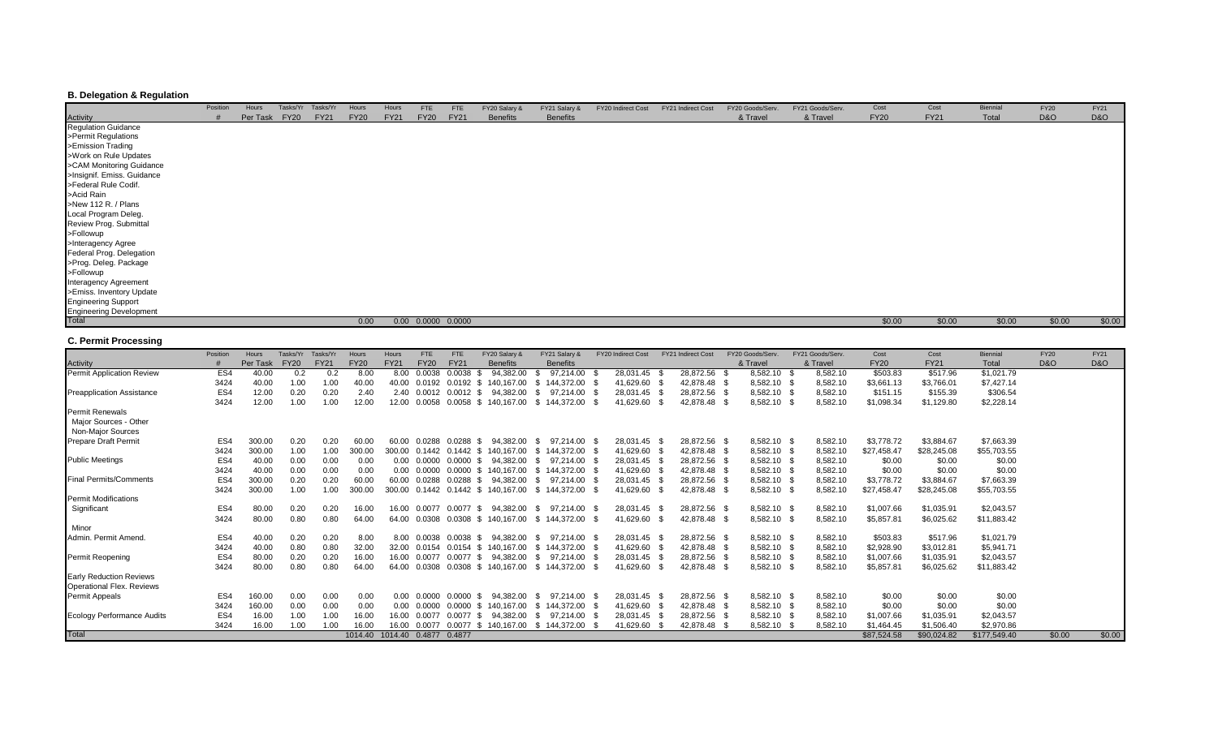### B. Delegation & Regulation

| Activity | Position # | Hours Per Task | Tasks/Yr FY20 | Tasks/Yr FY21 | Hours FY20 | Hours FY21 | FTE FY20 | FTE FY21 | FY20 Salary & Benefits | FY21 Salary & Benefits | FY20 Indirect Cost | FY21 Indirect Cost | FY20 Goods/Serv. & Travel | FY21 Goods/Serv. & Travel | Cost FY20 | Cost FY21 | Biennial Total | FY20 D&O | FY21 D&O |
|---|---|---|---|---|---|---|---|---|---|---|---|---|---|---|---|---|---|---|---|
| Regulation Guidance | | | | | | | | | | | | | | | | | | | |
| >Permit Regulations | | | | | | | | | | | | | | | | | | | |
| >Emission Trading | | | | | | | | | | | | | | | | | | | |
| >Work on Rule Updates | | | | | | | | | | | | | | | | | | | |
| >CAM Monitoring Guidance | | | | | | | | | | | | | | | | | | | |
| >Insignif. Emiss. Guidance | | | | | | | | | | | | | | | | | | | |
| >Federal Rule Codif. | | | | | | | | | | | | | | | | | | | |
| >Acid Rain | | | | | | | | | | | | | | | | | | | |
| >New 112 R. / Plans | | | | | | | | | | | | | | | | | | | |
| Local Program Deleg. | | | | | | | | | | | | | | | | | | | |
| Review Prog. Submittal | | | | | | | | | | | | | | | | | | | |
| >Followup | | | | | | | | | | | | | | | | | | | |
| >Interagency Agree | | | | | | | | | | | | | | | | | | | |
| Federal Prog. Delegation | | | | | | | | | | | | | | | | | | | |
| >Prog. Deleg. Package | | | | | | | | | | | | | | | | | | | |
| >Followup | | | | | | | | | | | | | | | | | | | |
| Interagency Agreement | | | | | | | | | | | | | | | | | | | |
| >Emiss. Inventory Update | | | | | | | | | | | | | | | | | | | |
| Engineering Support | | | | | | | | | | | | | | | | | | | |
| Engineering Development | | | | | | | | | | | | | | | | | | | |
| Total | | | | | 0.00 | 0.00 | 0.0000 | 0.0000 | | | | | | | $0.00 | $0.00 | $0.00 | $0.00 | $0.00 |

### C. Permit Processing

| Activity | Position # | Hours Per Task | Tasks/Yr FY20 | Tasks/Yr FY21 | Hours FY20 | Hours FY21 | FTE FY20 | FTE FY21 | FY20 Salary & Benefits | FY21 Salary & Benefits | FY20 Indirect Cost | FY21 Indirect Cost | FY20 Goods/Serv. & Travel | FY21 Goods/Serv. & Travel | Cost FY20 | Cost FY21 | Biennial Total | FY20 D&O | FY21 D&O |
|---|---|---|---|---|---|---|---|---|---|---|---|---|---|---|---|---|---|---|---|
| Permit Application Review | ES4 | 40.00 | 0.2 | 0.2 | 8.00 | 8.00 | 0.0038 | 0.0038 | $ 94,382.00 | $ 97,214.00 | $ 28,031.45 | $ 28,872.56 | $ 8,582.10 | $ 8,582.10 | $503.83 | $517.96 | $1,021.79 | | |
| | 3424 | 40.00 | 1.00 | 1.00 | 40.00 | 40.00 | 0.0192 | 0.0192 | $ 140,167.00 | $ 144,372.00 | $ 41,629.60 | $ 42,878.48 | $ 8,582.10 | $ 8,582.10 | $3,661.13 | $3,766.01 | $7,427.14 | | |
| Preapplication Assistance | ES4 | 12.00 | 0.20 | 0.20 | 2.40 | 2.40 | 0.0012 | 0.0012 | $ 94,382.00 | $ 97,214.00 | $ 28,031.45 | $ 28,872.56 | $ 8,582.10 | $ 8,582.10 | $151.15 | $155.39 | $306.54 | | |
| | 3424 | 12.00 | 1.00 | 1.00 | 12.00 | 12.00 | 0.0058 | 0.0058 | $ 140,167.00 | $ 144,372.00 | $ 41,629.60 | $ 42,878.48 | $ 8,582.10 | $ 8,582.10 | $1,098.34 | $1,129.80 | $2,228.14 | | |
| Permit Renewals | | | | | | | | | | | | | | | | | | | |
| Major Sources - Other | | | | | | | | | | | | | | | | | | | |
| Non-Major Sources | | | | | | | | | | | | | | | | | | | |
| Prepare Draft Permit | ES4 | 300.00 | 0.20 | 0.20 | 60.00 | 60.00 | 0.0288 | 0.0288 | $ 94,382.00 | $ 97,214.00 | $ 28,031.45 | $ 28,872.56 | $ 8,582.10 | $ 8,582.10 | $3,778.72 | $3,884.67 | $7,663.39 | | |
| | 3424 | 300.00 | 1.00 | 1.00 | 300.00 | 300.00 | 0.1442 | 0.1442 | $ 140,167.00 | $ 144,372.00 | $ 41,629.60 | $ 42,878.48 | $ 8,582.10 | $ 8,582.10 | $27,458.47 | $28,245.08 | $55,703.55 | | |
| Public Meetings | ES4 | 40.00 | 0.00 | 0.00 | 0.00 | 0.00 | 0.0000 | 0.0000 | $ 94,382.00 | $ 97,214.00 | $ 28,031.45 | $ 28,872.56 | $ 8,582.10 | $ 8,582.10 | $0.00 | $0.00 | $0.00 | | |
| | 3424 | 40.00 | 0.00 | 0.00 | 0.00 | 0.00 | 0.0000 | 0.0000 | $ 140,167.00 | $ 144,372.00 | $ 41,629.60 | $ 42,878.48 | $ 8,582.10 | $ 8,582.10 | $0.00 | $0.00 | $0.00 | | |
| Final Permits/Comments | ES4 | 300.00 | 0.20 | 0.20 | 60.00 | 60.00 | 0.0288 | 0.0288 | $ 94,382.00 | $ 97,214.00 | $ 28,031.45 | $ 28,872.56 | $ 8,582.10 | $ 8,582.10 | $3,778.72 | $3,884.67 | $7,663.39 | | |
| | 3424 | 300.00 | 1.00 | 1.00 | 300.00 | 300.00 | 0.1442 | 0.1442 | $ 140,167.00 | $ 144,372.00 | $ 41,629.60 | $ 42,878.48 | $ 8,582.10 | $ 8,582.10 | $27,458.47 | $28,245.08 | $55,703.55 | | |
| Permit Modifications | | | | | | | | | | | | | | | | | | | |
| Significant | ES4 | 80.00 | 0.20 | 0.20 | 16.00 | 16.00 | 0.0077 | 0.0077 | $ 94,382.00 | $ 97,214.00 | $ 28,031.45 | $ 28,872.56 | $ 8,582.10 | $ 8,582.10 | $1,007.66 | $1,035.91 | $2,043.57 | | |
| | 3424 | 80.00 | 0.80 | 0.80 | 64.00 | 64.00 | 0.0308 | 0.0308 | $ 140,167.00 | $ 144,372.00 | $ 41,629.60 | $ 42,878.48 | $ 8,582.10 | $ 8,582.10 | $5,857.81 | $6,025.62 | $11,883.42 | | |
| Minor | | | | | | | | | | | | | | | | | | | |
| Admin. Permit Amend. | ES4 | 40.00 | 0.20 | 0.20 | 8.00 | 8.00 | 0.0038 | 0.0038 | $ 94,382.00 | $ 97,214.00 | $ 28,031.45 | $ 28,872.56 | $ 8,582.10 | $ 8,582.10 | $503.83 | $517.96 | $1,021.79 | | |
| | 3424 | 40.00 | 0.80 | 0.80 | 32.00 | 32.00 | 0.0154 | 0.0154 | $ 140,167.00 | $ 144,372.00 | $ 41,629.60 | $ 42,878.48 | $ 8,582.10 | $ 8,582.10 | $2,928.90 | $3,012.81 | $5,941.71 | | |
| Permit Reopening | ES4 | 80.00 | 0.20 | 0.20 | 16.00 | 16.00 | 0.0077 | 0.0077 | $ 94,382.00 | $ 97,214.00 | $ 28,031.45 | $ 28,872.56 | $ 8,582.10 | $ 8,582.10 | $1,007.66 | $1,035.91 | $2,043.57 | | |
| | 3424 | 80.00 | 0.80 | 0.80 | 64.00 | 64.00 | 0.0308 | 0.0308 | $ 140,167.00 | $ 144,372.00 | $ 41,629.60 | $ 42,878.48 | $ 8,582.10 | $ 8,582.10 | $5,857.81 | $6,025.62 | $11,883.42 | | |
| Early Reduction Reviews | | | | | | | | | | | | | | | | | | | |
| Operational Flex. Reviews | | | | | | | | | | | | | | | | | | | |
| Permit Appeals | ES4 | 160.00 | 0.00 | 0.00 | 0.00 | 0.00 | 0.0000 | 0.0000 | $ 94,382.00 | $ 97,214.00 | $ 28,031.45 | $ 28,872.56 | $ 8,582.10 | $ 8,582.10 | $0.00 | $0.00 | $0.00 | | |
| | 3424 | 160.00 | 0.00 | 0.00 | 0.00 | 0.00 | 0.0000 | 0.0000 | $ 140,167.00 | $ 144,372.00 | $ 41,629.60 | $ 42,878.48 | $ 8,582.10 | $ 8,582.10 | $0.00 | $0.00 | $0.00 | | |
| Ecology Performance Audits | ES4 | 16.00 | 1.00 | 1.00 | 16.00 | 16.00 | 0.0077 | 0.0077 | $ 94,382.00 | $ 97,214.00 | $ 28,031.45 | $ 28,872.56 | $ 8,582.10 | $ 8,582.10 | $1,007.66 | $1,035.91 | $2,043.57 | | |
| | 3424 | 16.00 | 1.00 | 1.00 | 16.00 | 16.00 | 0.0077 | 0.0077 | $ 140,167.00 | $ 144,372.00 | $ 41,629.60 | $ 42,878.48 | $ 8,582.10 | $ 8,582.10 | $1,464.45 | $1,506.40 | $2,970.86 | | |
| Total | | | | | 1014.40 | 1014.40 | 0.4877 | 0.4877 | | | | | | | $87,524.58 | $90,024.82 | $177,549.40 | $0.00 | $0.00 |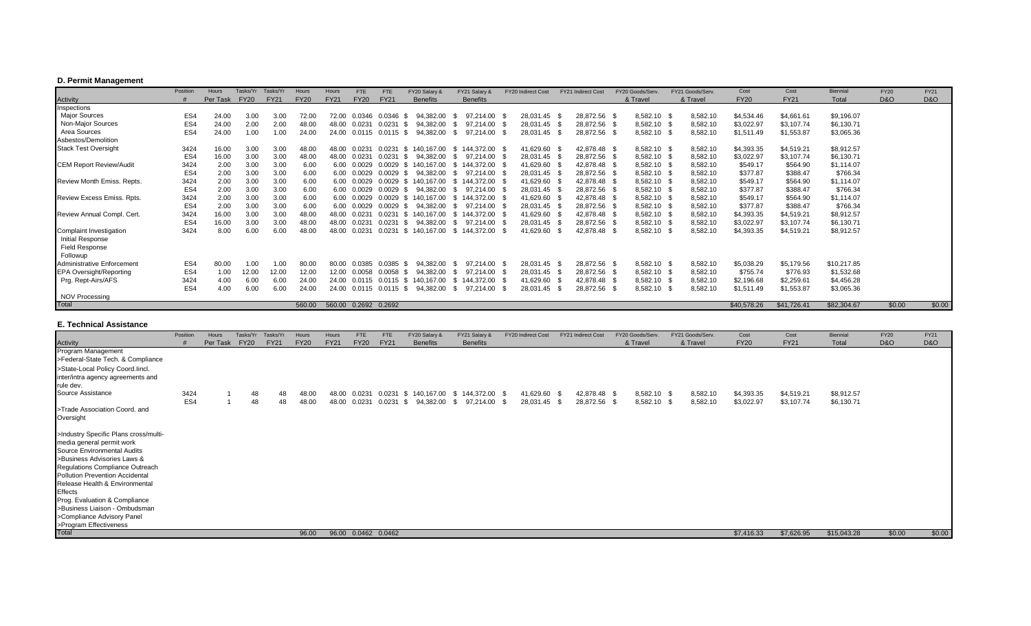### D. Permit Management

| Activity | Position # | Hours Per Task | Tasks/Yr FY20 | Tasks/Yr FY21 | Hours FY20 | Hours FY21 | FTE FY20 | FTE FY21 | FY20 Salary & Benefits | FY21 Salary & Benefits | FY20 Indirect Cost | FY21 Indirect Cost | FY20 Goods/Serv. & Travel | FY21 Goods/Serv. & Travel | Cost FY20 | Cost FY21 | Biennial Total | FY20 D&O | FY21 D&O |
|---|---|---|---|---|---|---|---|---|---|---|---|---|---|---|---|---|---|---|---|
| Inspections | | | | | | | | | | | | | | | | | | | |
| Major Sources | ES4 | 24.00 | 3.00 | 3.00 | 72.00 | 72.00 | 0.0346 | 0.0346 | $ 94,382.00 | $ 97,214.00 | $ 28,031.45 | $ 28,872.56 | $ 8,582.10 | $ 8,582.10 | $4,534.46 | $4,661.61 | $9,196.07 | | |
| Non-Major Sources | ES4 | 24.00 | 2.00 | 2.00 | 48.00 | 48.00 | 0.0231 | 0.0231 | $ 94,382.00 | $ 97,214.00 | $ 28,031.45 | $ 28,872.56 | $ 8,582.10 | $ 8,582.10 | $3,022.97 | $3,107.74 | $6,130.71 | | |
| Area Sources | ES4 | 24.00 | 1.00 | 1.00 | 24.00 | 24.00 | 0.0115 | 0.0115 | $ 94,382.00 | $ 97,214.00 | $ 28,031.45 | $ 28,872.56 | $ 8,582.10 | $ 8,582.10 | $1,511.49 | $1,553.87 | $3,065.36 | | |
| Asbestos/Demolition | | | | | | | | | | | | | | | | | | | |
| Stack Test Oversight | 3424 | 16.00 | 3.00 | 3.00 | 48.00 | 48.00 | 0.0231 | 0.0231 | $ 140,167.00 | $ 144,372.00 | $ 41,629.60 | $ 42,878.48 | $ 8,582.10 | $ 8,582.10 | $4,393.35 | $4,519.21 | $8,912.57 | | |
| | ES4 | 16.00 | 3.00 | 3.00 | 48.00 | 48.00 | 0.0231 | 0.0231 | $ 94,382.00 | $ 97,214.00 | $ 28,031.45 | $ 28,872.56 | $ 8,582.10 | $ 8,582.10 | $3,022.97 | $3,107.74 | $6,130.71 | | |
| CEM Report Review/Audit | 3424 | 2.00 | 3.00 | 3.00 | 6.00 | 6.00 | 0.0029 | 0.0029 | $ 140,167.00 | $ 144,372.00 | $ 41,629.60 | $ 42,878.48 | $ 8,582.10 | $ 8,582.10 | $549.17 | $564.90 | $1,114.07 | | |
| | ES4 | 2.00 | 3.00 | 3.00 | 6.00 | 6.00 | 0.0029 | 0.0029 | $ 94,382.00 | $ 97,214.00 | $ 28,031.45 | $ 28,872.56 | $ 8,582.10 | $ 8,582.10 | $377.87 | $388.47 | $766.34 | | |
| Review Month Emiss. Repts. | 3424 | 2.00 | 3.00 | 3.00 | 6.00 | 6.00 | 0.0029 | 0.0029 | $ 140,167.00 | $ 144,372.00 | $ 41,629.60 | $ 42,878.48 | $ 8,582.10 | $ 8,582.10 | $549.17 | $564.90 | $1,114.07 | | |
| | ES4 | 2.00 | 3.00 | 3.00 | 6.00 | 6.00 | 0.0029 | 0.0029 | $ 94,382.00 | $ 97,214.00 | $ 28,031.45 | $ 28,872.56 | $ 8,582.10 | $ 8,582.10 | $377.87 | $388.47 | $766.34 | | |
| Review Excess Emiss. Rpts. | 3424 | 2.00 | 3.00 | 3.00 | 6.00 | 6.00 | 0.0029 | 0.0029 | $ 140,167.00 | $ 144,372.00 | $ 41,629.60 | $ 42,878.48 | $ 8,582.10 | $ 8,582.10 | $549.17 | $564.90 | $1,114.07 | | |
| | ES4 | 2.00 | 3.00 | 3.00 | 6.00 | 6.00 | 0.0029 | 0.0029 | $ 94,382.00 | $ 97,214.00 | $ 28,031.45 | $ 28,872.56 | $ 8,582.10 | $ 8,582.10 | $377.87 | $388.47 | $766.34 | | |
| Review Annual Compl. Cert. | 3424 | 16.00 | 3.00 | 3.00 | 48.00 | 48.00 | 0.0231 | 0.0231 | $ 140,167.00 | $ 144,372.00 | $ 41,629.60 | $ 42,878.48 | $ 8,582.10 | $ 8,582.10 | $4,393.35 | $4,519.21 | $8,912.57 | | |
| | ES4 | 16.00 | 3.00 | 3.00 | 48.00 | 48.00 | 0.0231 | 0.0231 | $ 94,382.00 | $ 97,214.00 | $ 28,031.45 | $ 28,872.56 | $ 8,582.10 | $ 8,582.10 | $3,022.97 | $3,107.74 | $6,130.71 | | |
| Complaint Investigation | 3424 | 8.00 | 6.00 | 6.00 | 48.00 | 48.00 | 0.0231 | 0.0231 | $ 140,167.00 | $ 144,372.00 | $ 41,629.60 | $ 42,878.48 | $ 8,582.10 | $ 8,582.10 | $4,393.35 | $4,519.21 | $8,912.57 | | |
| Initial Response | | | | | | | | | | | | | | | | | | | |
| Field Response | | | | | | | | | | | | | | | | | | | |
| Followup | | | | | | | | | | | | | | | | | | | |
| Administrative Enforcement | ES4 | 80.00 | 1.00 | 1.00 | 80.00 | 80.00 | 0.0385 | 0.0385 | $ 94,382.00 | $ 97,214.00 | $ 28,031.45 | $ 28,872.56 | $ 8,582.10 | $ 8,582.10 | $5,038.29 | $5,179.56 | $10,217.85 | | |
| EPA Oversight/Reporting | ES4 | 1.00 | 12.00 | 12.00 | 12.00 | 12.00 | 0.0058 | 0.0058 | $ 94,382.00 | $ 97,214.00 | $ 28,031.45 | $ 28,872.56 | $ 8,582.10 | $ 8,582.10 | $755.74 | $776.93 | $1,532.68 | | |
| Prg. Rept-Airs/AFS | 3424 | 4.00 | 6.00 | 6.00 | 24.00 | 24.00 | 0.0115 | 0.0115 | $ 140,167.00 | $ 144,372.00 | $ 41,629.60 | $ 42,878.48 | $ 8,582.10 | $ 8,582.10 | $2,196.68 | $2,259.61 | $4,456.28 | | |
| | ES4 | 4.00 | 6.00 | 6.00 | 24.00 | 24.00 | 0.0115 | 0.0115 | $ 94,382.00 | $ 97,214.00 | $ 28,031.45 | $ 28,872.56 | $ 8,582.10 | $ 8,582.10 | $1,511.49 | $1,553.87 | $3,065.36 | | |
| NOV Processing | | | | | | | | | | | | | | | | | | | |
| Total | | | | | 560.00 | 560.00 | 0.2692 | 0.2692 | | | | | | | $40,578.26 | $41,726.41 | $82,304.67 | $0.00 | $0.00 |

### E. Technical Assistance

| Activity | Position # | Hours Per Task | Tasks/Yr FY20 | Tasks/Yr FY21 | Hours FY20 | Hours FY21 | FTE FY20 | FTE FY21 | FY20 Salary & Benefits | FY21 Salary & Benefits | FY20 Indirect Cost | FY21 Indirect Cost | FY20 Goods/Serv. & Travel | FY21 Goods/Serv. & Travel | Cost FY20 | Cost FY21 | Biennial Total | FY20 D&O | FY21 D&O |
|---|---|---|---|---|---|---|---|---|---|---|---|---|---|---|---|---|---|---|---|
| Program Management | | | | | | | | | | | | | | | | | | | |
| >Federal-State Tech. & Compliance | | | | | | | | | | | | | | | | | | | |
| >State-Local Policy Coord.Iincl. inter/intra agency agreements and rule dev. | | | | | | | | | | | | | | | | | | | |
| Source Assistance | 3424 | 1 | 48 | 48 | 48.00 | 48.00 | 0.0231 | 0.0231 | $ 140,167.00 | $ 144,372.00 | $ 41,629.60 | $ 42,878.48 | $ 8,582.10 | $ 8,582.10 | $4,393.35 | $4,519.21 | $8,912.57 | | |
| | ES4 | 1 | 48 | 48 | 48.00 | 48.00 | 0.0231 | 0.0231 | $ 94,382.00 | $ 97,214.00 | $ 28,031.45 | $ 28,872.56 | $ 8,582.10 | $ 8,582.10 | $3,022.97 | $3,107.74 | $6,130.71 | | |
| >Trade Association Coord. and Oversight | | | | | | | | | | | | | | | | | | | |
| >Industry Specific Plans cross/multi-media general permit work | | | | | | | | | | | | | | | | | | | |
| Source Environmental Audits | | | | | | | | | | | | | | | | | | | |
| >Business Advisories Laws & Regulations Compliance Outreach | | | | | | | | | | | | | | | | | | | |
| Pollution Prevention Accidental Release Health & Environmental Effects | | | | | | | | | | | | | | | | | | | |
| Prog. Evaluation & Compliance | | | | | | | | | | | | | | | | | | | |
| >Business Liaison - Ombudsman | | | | | | | | | | | | | | | | | | | |
| >Compliance Advisory Panel | | | | | | | | | | | | | | | | | | | |
| >Program Effectiveness | | | | | | | | | | | | | | | | | | | |
| Total | | | | | 96.00 | 96.00 | 0.0462 | 0.0462 | | | | | | | $7,416.33 | $7,626.95 | $15,043.28 | $0.00 | $0.00 |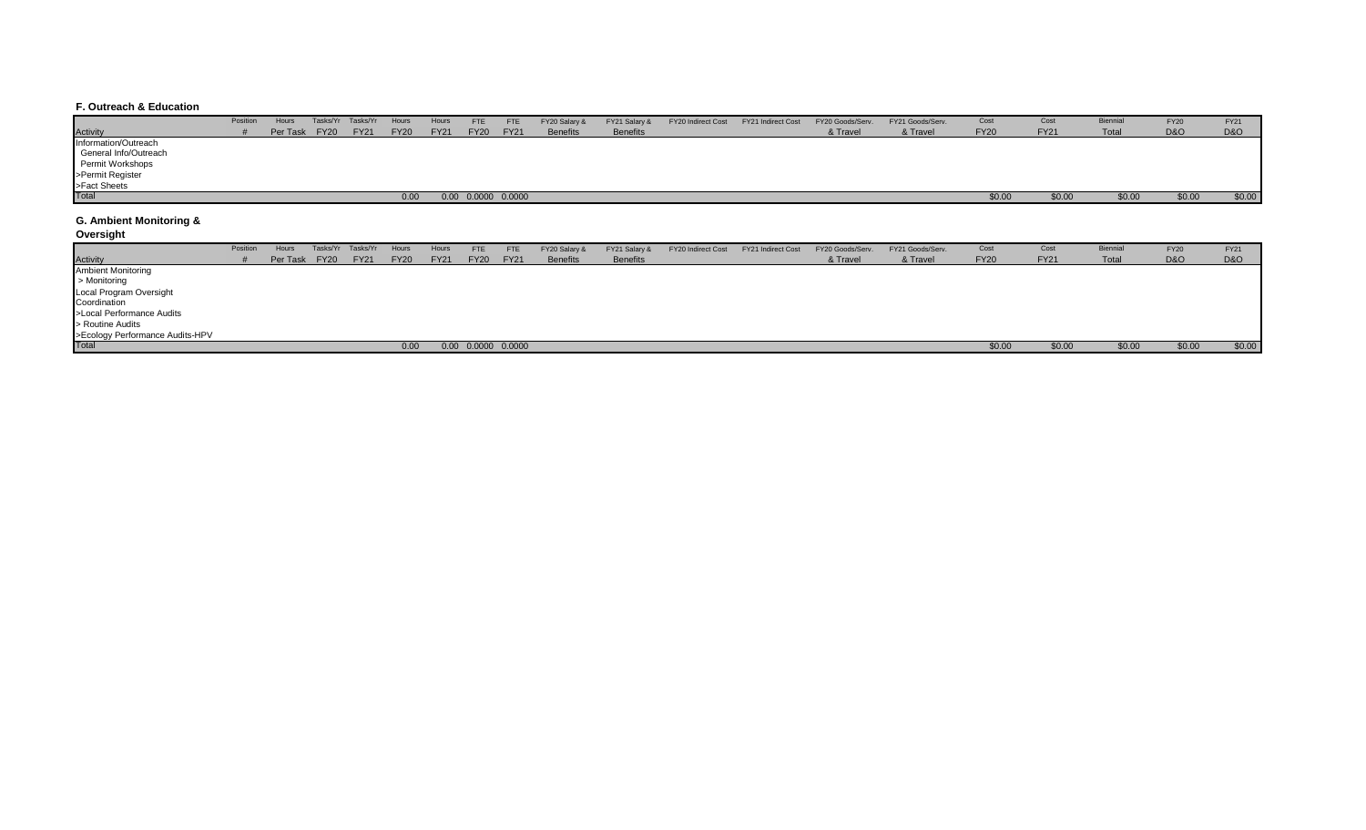### F. Outreach & Education

| Activity | Position # | Hours Per Task | Tasks/Yr FY20 | Tasks/Yr FY21 | Hours FY20 | Hours FY21 | FTE FY20 | FTE FY21 | FY20 Salary & Benefits | FY21 Salary & Benefits | FY20 Indirect Cost | FY21 Indirect Cost | FY20 Goods/Serv. & Travel | FY21 Goods/Serv. & Travel | Cost FY20 | Cost FY21 | Biennial Total | FY20 D&O | FY21 D&O |
|---|---|---|---|---|---|---|---|---|---|---|---|---|---|---|---|---|---|---|---|
| Information/Outreach | | | | | | | | | | | | | | | | | | | |
| General Info/Outreach | | | | | | | | | | | | | | | | | | | |
| Permit Workshops | | | | | | | | | | | | | | | | | | | |
| >Permit Register | | | | | | | | | | | | | | | | | | | |
| >Fact Sheets | | | | | | | | | | | | | | | | | | | |
| Total | | | | | 0.00 | 0.00 | 0.0000 | 0.0000 | | | | | | | $0.00 | $0.00 | $0.00 | $0.00 | $0.00 |

### G. Ambient Monitoring & Oversight

| Activity | Position # | Hours Per Task | Tasks/Yr FY20 | Tasks/Yr FY21 | Hours FY20 | Hours FY21 | FTE FY20 | FTE FY21 | FY20 Salary & Benefits | FY21 Salary & Benefits | FY20 Indirect Cost | FY21 Indirect Cost | FY20 Goods/Serv. & Travel | FY21 Goods/Serv. & Travel | Cost FY20 | Cost FY21 | Biennial Total | FY20 D&O | FY21 D&O |
|---|---|---|---|---|---|---|---|---|---|---|---|---|---|---|---|---|---|---|---|
| Ambient Monitoring | | | | | | | | | | | | | | | | | | | |
| > Monitoring | | | | | | | | | | | | | | | | | | | |
| Local Program Oversight Coordination | | | | | | | | | | | | | | | | | | | |
| >Local Performance Audits | | | | | | | | | | | | | | | | | | | |
| > Routine Audits | | | | | | | | | | | | | | | | | | | |
| >Ecology Performance Audits-HPV | | | | | | | | | | | | | | | | | | | |
| Total | | | | | 0.00 | 0.00 | 0.0000 | 0.0000 | | | | | | | $0.00 | $0.00 | $0.00 | $0.00 | $0.00 |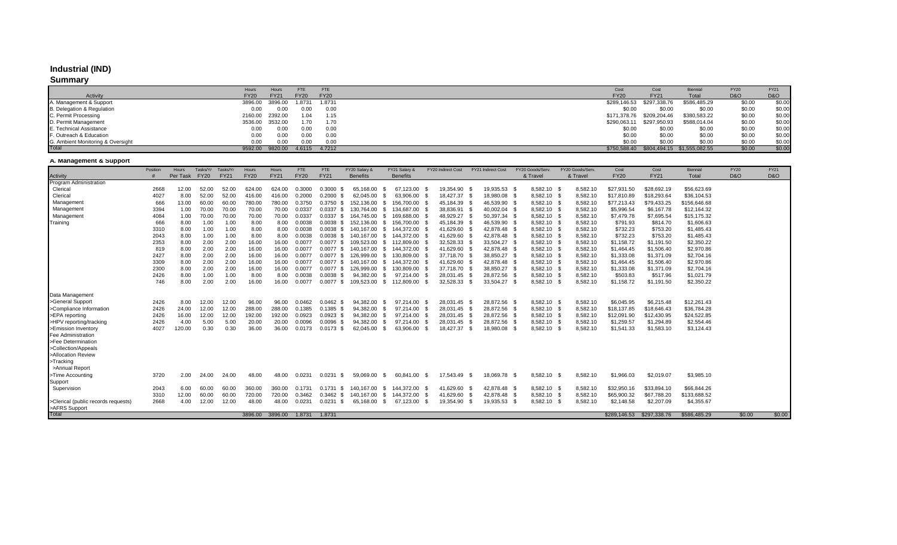# Industrial (IND)

## Summary

| Activity | Hours FY20 | Hours FY21 | FTE FY20 | FTE FY20 | Cost FY20 | Cost FY21 | Biennial Total | FY20 D&O | FY21 D&O |
|---|---|---|---|---|---|---|---|---|---|
| A. Management & Support | 3896.00 | 3896.00 | 1.8731 | 1.8731 | $289,146.53 | $297,338.76 | $586,485.29 | $0.00 | $0.00 |
| B. Delegation & Regulation | 0.00 | 0.00 | 0.00 | 0.00 | $0.00 | $0.00 | $0.00 | $0.00 | $0.00 |
| C. Permit Processing | 2160.00 | 2392.00 | 1.04 | 1.15 | $171,378.76 | $209,204.46 | $380,583.22 | $0.00 | $0.00 |
| D. Permit Management | 3536.00 | 3532.00 | 1.70 | 1.70 | $290,063.11 | $297,950.93 | $588,014.04 | $0.00 | $0.00 |
| E. Technical Assistance | 0.00 | 0.00 | 0.00 | 0.00 | $0.00 | $0.00 | $0.00 | $0.00 | $0.00 |
| F. Outreach & Education | 0.00 | 0.00 | 0.00 | 0.00 | $0.00 | $0.00 | $0.00 | $0.00 | $0.00 |
| G. Ambient Monitoring & Oversight | 0.00 | 0.00 | 0.00 | 0.00 | $0.00 | $0.00 | $0.00 | $0.00 | $0.00 |
| Total | 9592.00 | 9820.00 | 4.6115 | 4.7212 | $750,588.40 | $804,494.15 | $1,555,082.55 | $0.00 | $0.00 |

## A. Management & Support

| Activity | Position # | Hours Per Task | Tasks/Yr FY20 | Tasks/Yr FY21 | Hours FY20 | Hours FY21 | FTE FY20 | FTE FY21 | FY20 Salary & Benefits | FY21 Salary & Benefits | FY20 Indirect Cost | FY21 Indirect Cost | FY20 Goods/Serv. & Travel | FY20 Goods/Serv. & Travel | Cost FY20 | Cost FY21 | Biennial Total | FY20 D&O | FY21 D&O |
|---|---|---|---|---|---|---|---|---|---|---|---|---|---|---|---|---|---|---|---|
| Program Administration | | | | | | | | | | | | | | | | | | | |
| Clerical | 2668 | 12.00 | 52.00 | 52.00 | 624.00 | 624.00 | 0.3000 | 0.3000 | $ 65,168.00 | $ 67,123.00 | $ 19,354.90 | $ 19,935.53 | $ 8,582.10 | $ 8,582.10 | $27,931.50 | $28,692.19 | $56,623.69 | | |
| Clerical | 4027 | 8.00 | 52.00 | 52.00 | 416.00 | 416.00 | 0.2000 | 0.2000 | $ 62,045.00 | $ 63,906.00 | $ 18,427.37 | $ 18,980.08 | $ 8,582.10 | $ 8,582.10 | $17,810.89 | $18,293.64 | $36,104.53 | | |
| Management | 666 | 13.00 | 60.00 | 60.00 | 780.00 | 780.00 | 0.3750 | 0.3750 | $ 152,136.00 | $ 156,700.00 | $ 45,184.39 | $ 46,539.90 | $ 8,582.10 | $ 8,582.10 | $77,213.43 | $79,433.25 | $156,646.68 | | |
| Management | 3394 | 1.00 | 70.00 | 70.00 | 70.00 | 70.00 | 0.0337 | 0.0337 | $ 130,764.00 | $ 134,687.00 | $ 38,836.91 | $ 40,002.04 | $ 8,582.10 | $ 8,582.10 | $5,996.54 | $6,167.78 | $12,164.32 | | |
| Management | 4084 | 1.00 | 70.00 | 70.00 | 70.00 | 70.00 | 0.0337 | 0.0337 | $ 164,745.00 | $ 169,688.00 | $ 48,929.27 | $ 50,397.34 | $ 8,582.10 | $ 8,582.10 | $7,479.78 | $7,695.54 | $15,175.32 | | |
| Training | 666 | 8.00 | 1.00 | 1.00 | 8.00 | 8.00 | 0.0038 | 0.0038 | $ 152,136.00 | $ 156,700.00 | $ 45,184.39 | $ 46,539.90 | $ 8,582.10 | $ 8,582.10 | $791.93 | $814.70 | $1,606.63 | | |
| | 3310 | 8.00 | 1.00 | 1.00 | 8.00 | 8.00 | 0.0038 | 0.0038 | $ 140,167.00 | $ 144,372.00 | $ 41,629.60 | $ 42,878.48 | $ 8,582.10 | $ 8,582.10 | $732.23 | $753.20 | $1,485.43 | | |
| | 2043 | 8.00 | 1.00 | 1.00 | 8.00 | 8.00 | 0.0038 | 0.0038 | $ 140,167.00 | $ 144,372.00 | $ 41,629.60 | $ 42,878.48 | $ 8,582.10 | $ 8,582.10 | $732.23 | $753.20 | $1,485.43 | | |
| | 2353 | 8.00 | 2.00 | 2.00 | 16.00 | 16.00 | 0.0077 | 0.0077 | $ 109,523.00 | $ 112,809.00 | $ 32,528.33 | $ 33,504.27 | $ 8,582.10 | $ 8,582.10 | $1,158.72 | $1,191.50 | $2,350.22 | | |
| | 819 | 8.00 | 2.00 | 2.00 | 16.00 | 16.00 | 0.0077 | 0.0077 | $ 140,167.00 | $ 144,372.00 | $ 41,629.60 | $ 42,878.48 | $ 8,582.10 | $ 8,582.10 | $1,464.45 | $1,506.40 | $2,970.86 | | |
| | 2427 | 8.00 | 2.00 | 2.00 | 16.00 | 16.00 | 0.0077 | 0.0077 | $ 126,999.00 | $ 130,809.00 | $ 37,718.70 | $ 38,850.27 | $ 8,582.10 | $ 8,582.10 | $1,333.08 | $1,371.09 | $2,704.16 | | |
| | 3309 | 8.00 | 2.00 | 2.00 | 16.00 | 16.00 | 0.0077 | 0.0077 | $ 140,167.00 | $ 144,372.00 | $ 41,629.60 | $ 42,878.48 | $ 8,582.10 | $ 8,582.10 | $1,464.45 | $1,506.40 | $2,970.86 | | |
| | 2300 | 8.00 | 2.00 | 2.00 | 16.00 | 16.00 | 0.0077 | 0.0077 | $ 126,999.00 | $ 130,809.00 | $ 37,718.70 | $ 38,850.27 | $ 8,582.10 | $ 8,582.10 | $1,333.08 | $1,371.09 | $2,704.16 | | |
| | 2426 | 8.00 | 1.00 | 1.00 | 8.00 | 8.00 | 0.0038 | 0.0038 | $ 94,382.00 | $ 97,214.00 | $ 28,031.45 | $ 28,872.56 | $ 8,582.10 | $ 8,582.10 | $503.83 | $517.96 | $1,021.79 | | |
| | 746 | 8.00 | 2.00 | 2.00 | 16.00 | 16.00 | 0.0077 | 0.0077 | $ 109,523.00 | $ 112,809.00 | $ 32,528.33 | $ 33,504.27 | $ 8,582.10 | $ 8,582.10 | $1,158.72 | $1,191.50 | $2,350.22 | | |
| Data Management | | | | | | | | | | | | | | | | | | | |
| >General Support | 2426 | 8.00 | 12.00 | 12.00 | 96.00 | 96.00 | 0.0462 | 0.0462 | $ 94,382.00 | $ 97,214.00 | $ 28,031.45 | $ 28,872.56 | $ 8,582.10 | $ 8,582.10 | $6,045.95 | $6,215.48 | $12,261.43 | | |
| >Compliance Information | 2426 | 24.00 | 12.00 | 12.00 | 288.00 | 288.00 | 0.1385 | 0.1385 | $ 94,382.00 | $ 97,214.00 | $ 28,031.45 | $ 28,872.56 | $ 8,582.10 | $ 8,582.10 | $18,137.85 | $18,646.43 | $36,784.28 | | |
| >EPA reporting | 2426 | 16.00 | 12.00 | 12.00 | 192.00 | 192.00 | 0.0923 | 0.0923 | $ 94,382.00 | $ 97,214.00 | $ 28,031.45 | $ 28,872.56 | $ 8,582.10 | $ 8,582.10 | $12,091.90 | $12,430.95 | $24,522.85 | | |
| >HPV reporting/tracking | 2426 | 4.00 | 5.00 | 5.00 | 20.00 | 20.00 | 0.0096 | 0.0096 | $ 94,382.00 | $ 97,214.00 | $ 28,031.45 | $ 28,872.56 | $ 8,582.10 | $ 8,582.10 | $1,259.57 | $1,294.89 | $2,554.46 | | |
| >Emission Inventory | 4027 | 120.00 | 0.30 | 0.30 | 36.00 | 36.00 | 0.0173 | 0.0173 | $ 62,045.00 | $ 63,906.00 | $ 18,427.37 | $ 18,980.08 | $ 8,582.10 | $ 8,582.10 | $1,541.33 | $1,583.10 | $3,124.43 | | |
| Fee Administration | | | | | | | | | | | | | | | | | | | |
| >Fee Determination | | | | | | | | | | | | | | | | | | | |
| >Collection/Appeals | | | | | | | | | | | | | | | | | | | |
| >Allocation Review | | | | | | | | | | | | | | | | | | | |
| >Tracking | | | | | | | | | | | | | | | | | | | |
| >Annual Report | | | | | | | | | | | | | | | | | | | |
| >Time Accounting | 3720 | 2.00 | 24.00 | 24.00 | 48.00 | 48.00 | 0.0231 | 0.0231 | $ 59,069.00 | $ 60,841.00 | $ 17,543.49 | $ 18,069.78 | $ 8,582.10 | $ 8,582.10 | $1,966.03 | $2,019.07 | $3,985.10 | | |
| Support | | | | | | | | | | | | | | | | | | | |
| Supervision | 2043 | 6.00 | 60.00 | 60.00 | 360.00 | 360.00 | 0.1731 | 0.1731 | $ 140,167.00 | $ 144,372.00 | $ 41,629.60 | $ 42,878.48 | $ 8,582.10 | $ 8,582.10 | $32,950.16 | $33,894.10 | $66,844.26 | | |
| | 3310 | 12.00 | 60.00 | 60.00 | 720.00 | 720.00 | 0.3462 | 0.3462 | $ 140,167.00 | $ 144,372.00 | $ 41,629.60 | $ 42,878.48 | $ 8,582.10 | $ 8,582.10 | $65,900.32 | $67,788.20 | $133,688.52 | | |
| >Clerical (public records requests) | 2668 | 4.00 | 12.00 | 12.00 | 48.00 | 48.00 | 0.0231 | 0.0231 | $ 65,168.00 | $ 67,123.00 | $ 19,354.90 | $ 19,935.53 | $ 8,582.10 | $ 8,582.10 | $2,148.58 | $2,207.09 | $4,355.67 | | |
| >AFRS Support | | | | | | | | | | | | | | | | | | | |
| Total | | | | | 3896.00 | 3896.00 | 1.8731 | 1.8731 | | | | | | | $289,146.53 | $297,338.76 | $586,485.29 | $0.00 | $0.00 |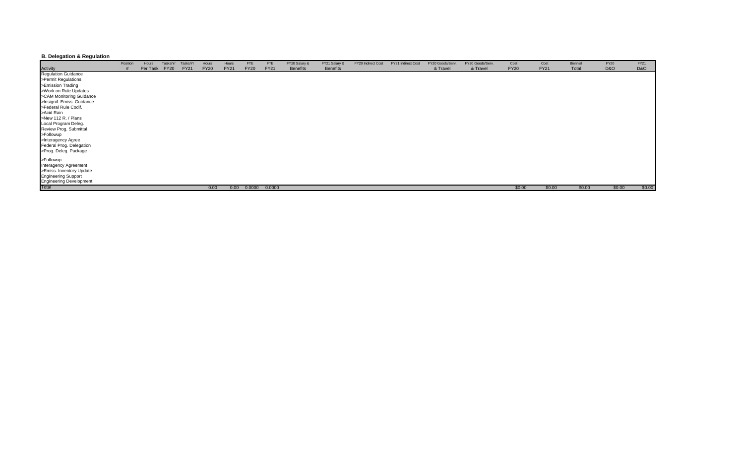**B. Delegation & Regulation**

| Activity | Position # | Hours Per Task | Tasks/Yr FY20 | Tasks/Yr FY21 | Hours FY20 | Hours FY21 | FTE FY20 | FTE FY21 | FY20 Salary & Benefits | FY21 Salary & Benefits | FY20 Indirect Cost | FY21 Indirect Cost | FY20 Goods/Serv. & Travel | FY20 Goods/Serv. & Travel | Cost FY20 | Cost FY21 | Biennial Total | FY20 D&O | FY21 D&O |
|---|---|---|---|---|---|---|---|---|---|---|---|---|---|---|---|---|---|---|---|
| Regulation Guidance | | | | | | | | | | | | | | | | | | | |
| >Permit Regulations | | | | | | | | | | | | | | | | | | | |
| >Emission Trading | | | | | | | | | | | | | | | | | | | |
| >Work on Rule Updates | | | | | | | | | | | | | | | | | | | |
| >CAM Monitoring Guidance | | | | | | | | | | | | | | | | | | | |
| >Insignif. Emiss. Guidance | | | | | | | | | | | | | | | | | | | |
| >Federal Rule Codif. | | | | | | | | | | | | | | | | | | | |
| >Acid Rain | | | | | | | | | | | | | | | | | | | |
| >New 112 R. / Plans | | | | | | | | | | | | | | | | | | | |
| Local Program Deleg. | | | | | | | | | | | | | | | | | | | |
| Review Prog. Submittal | | | | | | | | | | | | | | | | | | | |
| >Followup | | | | | | | | | | | | | | | | | | | |
| >Interagency Agree | | | | | | | | | | | | | | | | | | | |
| Federal Prog. Delegation | | | | | | | | | | | | | | | | | | | |
| >Prog. Deleg. Package | | | | | | | | | | | | | | | | | | | |
| >Followup | | | | | | | | | | | | | | | | | | | |
| Interagency Agreement | | | | | | | | | | | | | | | | | | | |
| >Emiss. Inventory Update | | | | | | | | | | | | | | | | | | | |
| Engineering Support | | | | | | | | | | | | | | | | | | | |
| Engineering Development | | | | | | | | | | | | | | | | | | | |
| Total | | | | | 0.00 | 0.00 | 0.0000 | 0.0000 | | | | | | | $0.00 | $0.00 | $0.00 | $0.00 | $0.00 |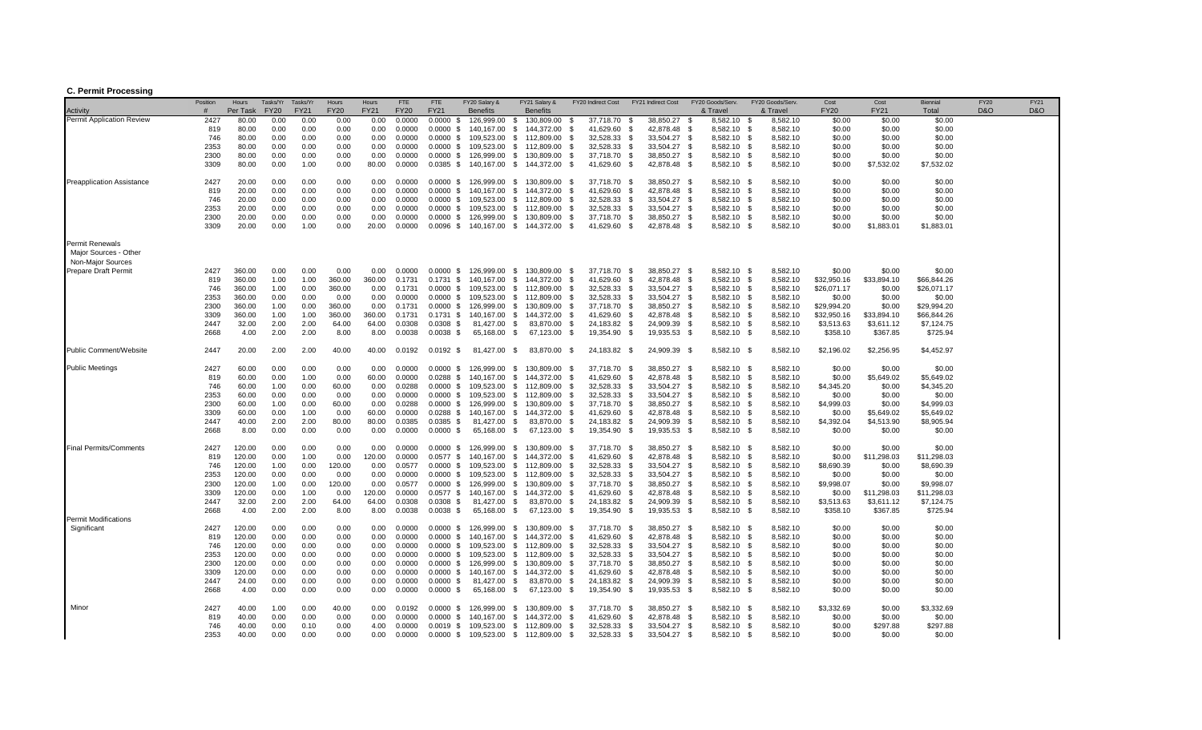### C. Permit Processing

| Activity | Position # | Hours Per Task | Tasks/Yr FY20 | Tasks/Yr FY21 | Hours FY20 | Hours FY21 | FTE FY20 | FTE FY21 | FY20 Salary & Benefits | FY21 Salary & Benefits | FY20 Indirect Cost | FY21 Indirect Cost | FY20 Goods/Serv. & Travel | FY21 Goods/Serv. & Travel | Cost FY20 | Cost FY21 | Biennial Total | FY20 D&O | FY21 D&O |
|---|---|---|---|---|---|---|---|---|---|---|---|---|---|---|---|---|---|---|---|
| Permit Application Review | 2427 | 80.00 | 0.00 | 0.00 | 0.00 | 0.00 | 0.0000 | 0.0000 | $ 126,999.00 | $ 130,809.00 | $ 37,718.70 | $ 38,850.27 | $ 8,582.10 | $ 8,582.10 | $0.00 | $0.00 | $0.00 | | |
| | 819 | 80.00 | 0.00 | 0.00 | 0.00 | 0.00 | 0.0000 | 0.0000 | $ 140,167.00 | $ 144,372.00 | $ 41,629.60 | $ 42,878.48 | $ 8,582.10 | $ 8,582.10 | $0.00 | $0.00 | $0.00 | | |
| | 746 | 80.00 | 0.00 | 0.00 | 0.00 | 0.00 | 0.0000 | 0.0000 | $ 109,523.00 | $ 112,809.00 | $ 32,528.33 | $ 33,504.27 | $ 8,582.10 | $ 8,582.10 | $0.00 | $0.00 | $0.00 | | |
| | 2353 | 80.00 | 0.00 | 0.00 | 0.00 | 0.00 | 0.0000 | 0.0000 | $ 109,523.00 | $ 112,809.00 | $ 32,528.33 | $ 33,504.27 | $ 8,582.10 | $ 8,582.10 | $0.00 | $0.00 | $0.00 | | |
| | 2300 | 80.00 | 0.00 | 0.00 | 0.00 | 0.00 | 0.0000 | 0.0000 | $ 126,999.00 | $ 130,809.00 | $ 37,718.70 | $ 38,850.27 | $ 8,582.10 | $ 8,582.10 | $0.00 | $0.00 | $0.00 | | |
| | 3309 | 80.00 | 0.00 | 1.00 | 0.00 | 80.00 | 0.0000 | 0.0385 | $ 140,167.00 | $ 144,372.00 | $ 41,629.60 | $ 42,878.48 | $ 8,582.10 | $ 8,582.10 | $0.00 | $7,532.02 | $7,532.02 | | |
| Preapplication Assistance | 2427 | 20.00 | 0.00 | 0.00 | 0.00 | 0.00 | 0.0000 | 0.0000 | $ 126,999.00 | $ 130,809.00 | $ 37,718.70 | $ 38,850.27 | $ 8,582.10 | $ 8,582.10 | $0.00 | $0.00 | $0.00 | | |
| | 819 | 20.00 | 0.00 | 0.00 | 0.00 | 0.00 | 0.0000 | 0.0000 | $ 140,167.00 | $ 144,372.00 | $ 41,629.60 | $ 42,878.48 | $ 8,582.10 | $ 8,582.10 | $0.00 | $0.00 | $0.00 | | |
| | 746 | 20.00 | 0.00 | 0.00 | 0.00 | 0.00 | 0.0000 | 0.0000 | $ 109,523.00 | $ 112,809.00 | $ 32,528.33 | $ 33,504.27 | $ 8,582.10 | $ 8,582.10 | $0.00 | $0.00 | $0.00 | | |
| | 2353 | 20.00 | 0.00 | 0.00 | 0.00 | 0.00 | 0.0000 | 0.0000 | $ 109,523.00 | $ 112,809.00 | $ 32,528.33 | $ 33,504.27 | $ 8,582.10 | $ 8,582.10 | $0.00 | $0.00 | $0.00 | | |
| | 2300 | 20.00 | 0.00 | 0.00 | 0.00 | 0.00 | 0.0000 | 0.0000 | $ 126,999.00 | $ 130,809.00 | $ 37,718.70 | $ 38,850.27 | $ 8,582.10 | $ 8,582.10 | $0.00 | $0.00 | $0.00 | | |
| | 3309 | 20.00 | 0.00 | 1.00 | 0.00 | 20.00 | 0.0000 | 0.0096 | $ 140,167.00 | $ 144,372.00 | $ 41,629.60 | $ 42,878.48 | $ 8,582.10 | $ 8,582.10 | $0.00 | $1,883.01 | $1,883.01 | | |
| Permit Renewals | | | | | | | | | | | | | | | | | | | |
| Major Sources - Other | | | | | | | | | | | | | | | | | | | |
| Non-Major Sources | | | | | | | | | | | | | | | | | | | |
| Prepare Draft Permit | 2427 | 360.00 | 0.00 | 0.00 | 0.00 | 0.00 | 0.0000 | 0.0000 | $ 126,999.00 | $ 130,809.00 | $ 37,718.70 | $ 38,850.27 | $ 8,582.10 | $ 8,582.10 | $0.00 | $0.00 | $0.00 | | |
| | 819 | 360.00 | 1.00 | 1.00 | 360.00 | 360.00 | 0.1731 | 0.1731 | $ 140,167.00 | $ 144,372.00 | $ 41,629.60 | $ 42,878.48 | $ 8,582.10 | $ 8,582.10 | $32,950.16 | $33,894.10 | $66,844.26 | | |
| | 746 | 360.00 | 1.00 | 0.00 | 360.00 | 0.00 | 0.1731 | 0.0000 | $ 109,523.00 | $ 112,809.00 | $ 32,528.33 | $ 33,504.27 | $ 8,582.10 | $ 8,582.10 | $26,071.17 | $0.00 | $26,071.17 | | |
| | 2353 | 360.00 | 0.00 | 0.00 | 0.00 | 0.00 | 0.0000 | 0.0000 | $ 109,523.00 | $ 112,809.00 | $ 32,528.33 | $ 33,504.27 | $ 8,582.10 | $ 8,582.10 | $0.00 | $0.00 | $0.00 | | |
| | 2300 | 360.00 | 1.00 | 0.00 | 360.00 | 0.00 | 0.1731 | 0.0000 | $ 126,999.00 | $ 130,809.00 | $ 37,718.70 | $ 38,850.27 | $ 8,582.10 | $ 8,582.10 | $29,994.20 | $0.00 | $29,994.20 | | |
| | 3309 | 360.00 | 1.00 | 1.00 | 360.00 | 360.00 | 0.1731 | 0.1731 | $ 140,167.00 | $ 144,372.00 | $ 41,629.60 | $ 42,878.48 | $ 8,582.10 | $ 8,582.10 | $32,950.16 | $33,894.10 | $66,844.26 | | |
| | 2447 | 32.00 | 2.00 | 2.00 | 64.00 | 64.00 | 0.0308 | 0.0308 | $ 81,427.00 | $ 83,870.00 | $ 24,183.82 | $ 24,909.39 | $ 8,582.10 | $ 8,582.10 | $3,513.63 | $3,611.12 | $7,124.75 | | |
| | 2668 | 4.00 | 2.00 | 2.00 | 8.00 | 8.00 | 0.0038 | 0.0038 | $ 65,168.00 | $ 67,123.00 | $ 19,354.90 | $ 19,935.53 | $ 8,582.10 | $ 8,582.10 | $358.10 | $367.85 | $725.94 | | |
| Public Comment/Website | 2447 | 20.00 | 2.00 | 2.00 | 40.00 | 40.00 | 0.0192 | 0.0192 | $ 81,427.00 | $ 83,870.00 | $ 24,183.82 | $ 24,909.39 | $ 8,582.10 | $ 8,582.10 | $2,196.02 | $2,256.95 | $4,452.97 | | |
| Public Meetings | 2427 | 60.00 | 0.00 | 0.00 | 0.00 | 0.00 | 0.0000 | 0.0000 | $ 126,999.00 | $ 130,809.00 | $ 37,718.70 | $ 38,850.27 | $ 8,582.10 | $ 8,582.10 | $0.00 | $0.00 | $0.00 | | |
| | 819 | 60.00 | 0.00 | 1.00 | 0.00 | 60.00 | 0.0000 | 0.0288 | $ 140,167.00 | $ 144,372.00 | $ 41,629.60 | $ 42,878.48 | $ 8,582.10 | $ 8,582.10 | $0.00 | $5,649.02 | $5,649.02 | | |
| | 746 | 60.00 | 1.00 | 0.00 | 60.00 | 0.00 | 0.0288 | 0.0000 | $ 109,523.00 | $ 112,809.00 | $ 32,528.33 | $ 33,504.27 | $ 8,582.10 | $ 8,582.10 | $4,345.20 | $0.00 | $4,345.20 | | |
| | 2353 | 60.00 | 0.00 | 0.00 | 0.00 | 0.00 | 0.0000 | 0.0000 | $ 109,523.00 | $ 112,809.00 | $ 32,528.33 | $ 33,504.27 | $ 8,582.10 | $ 8,582.10 | $0.00 | $0.00 | $0.00 | | |
| | 2300 | 60.00 | 1.00 | 0.00 | 60.00 | 0.00 | 0.0288 | 0.0000 | $ 126,999.00 | $ 130,809.00 | $ 37,718.70 | $ 38,850.27 | $ 8,582.10 | $ 8,582.10 | $4,999.03 | $0.00 | $4,999.03 | | |
| | 3309 | 60.00 | 0.00 | 1.00 | 0.00 | 60.00 | 0.0000 | 0.0288 | $ 140,167.00 | $ 144,372.00 | $ 41,629.60 | $ 42,878.48 | $ 8,582.10 | $ 8,582.10 | $0.00 | $5,649.02 | $5,649.02 | | |
| | 2447 | 40.00 | 2.00 | 2.00 | 80.00 | 80.00 | 0.0385 | 0.0385 | $ 81,427.00 | $ 83,870.00 | $ 24,183.82 | $ 24,909.39 | $ 8,582.10 | $ 8,582.10 | $4,392.04 | $4,513.90 | $8,905.94 | | |
| | 2668 | 8.00 | 0.00 | 0.00 | 0.00 | 0.00 | 0.0000 | 0.0000 | $ 65,168.00 | $ 67,123.00 | $ 19,354.90 | $ 19,935.53 | $ 8,582.10 | $ 8,582.10 | $0.00 | $0.00 | $0.00 | | |
| Final Permits/Comments | 2427 | 120.00 | 0.00 | 0.00 | 0.00 | 0.00 | 0.0000 | 0.0000 | $ 126,999.00 | $ 130,809.00 | $ 37,718.70 | $ 38,850.27 | $ 8,582.10 | $ 8,582.10 | $0.00 | $0.00 | $0.00 | | |
| | 819 | 120.00 | 0.00 | 1.00 | 0.00 | 120.00 | 0.0000 | 0.0577 | $ 140,167.00 | $ 144,372.00 | $ 41,629.60 | $ 42,878.48 | $ 8,582.10 | $ 8,582.10 | $0.00 | $11,298.03 | $11,298.03 | | |
| | 746 | 120.00 | 1.00 | 0.00 | 120.00 | 0.00 | 0.0577 | 0.0000 | $ 109,523.00 | $ 112,809.00 | $ 32,528.33 | $ 33,504.27 | $ 8,582.10 | $ 8,582.10 | $8,690.39 | $0.00 | $8,690.39 | | |
| | 2353 | 120.00 | 0.00 | 0.00 | 0.00 | 0.00 | 0.0000 | 0.0000 | $ 109,523.00 | $ 112,809.00 | $ 32,528.33 | $ 33,504.27 | $ 8,582.10 | $ 8,582.10 | $0.00 | $0.00 | $0.00 | | |
| | 2300 | 120.00 | 1.00 | 0.00 | 120.00 | 0.00 | 0.0577 | 0.0000 | $ 126,999.00 | $ 130,809.00 | $ 37,718.70 | $ 38,850.27 | $ 8,582.10 | $ 8,582.10 | $9,998.07 | $0.00 | $9,998.07 | | |
| | 3309 | 120.00 | 0.00 | 1.00 | 0.00 | 120.00 | 0.0000 | 0.0577 | $ 140,167.00 | $ 144,372.00 | $ 41,629.60 | $ 42,878.48 | $ 8,582.10 | $ 8,582.10 | $0.00 | $11,298.03 | $11,298.03 | | |
| | 2447 | 32.00 | 2.00 | 2.00 | 64.00 | 64.00 | 0.0308 | 0.0308 | $ 81,427.00 | $ 83,870.00 | $ 24,183.82 | $ 24,909.39 | $ 8,582.10 | $ 8,582.10 | $3,513.63 | $3,611.12 | $7,124.75 | | |
| | 2668 | 4.00 | 2.00 | 2.00 | 8.00 | 8.00 | 0.0038 | 0.0038 | $ 65,168.00 | $ 67,123.00 | $ 19,354.90 | $ 19,935.53 | $ 8,582.10 | $ 8,582.10 | $358.10 | $367.85 | $725.94 | | |
| Permit Modifications | | | | | | | | | | | | | | | | | | | |
| Significant | 2427 | 120.00 | 0.00 | 0.00 | 0.00 | 0.00 | 0.0000 | 0.0000 | $ 126,999.00 | $ 130,809.00 | $ 37,718.70 | $ 38,850.27 | $ 8,582.10 | $ 8,582.10 | $0.00 | $0.00 | $0.00 | | |
| | 819 | 120.00 | 0.00 | 0.00 | 0.00 | 0.00 | 0.0000 | 0.0000 | $ 140,167.00 | $ 144,372.00 | $ 41,629.60 | $ 42,878.48 | $ 8,582.10 | $ 8,582.10 | $0.00 | $0.00 | $0.00 | | |
| | 746 | 120.00 | 0.00 | 0.00 | 0.00 | 0.00 | 0.0000 | 0.0000 | $ 109,523.00 | $ 112,809.00 | $ 32,528.33 | $ 33,504.27 | $ 8,582.10 | $ 8,582.10 | $0.00 | $0.00 | $0.00 | | |
| | 2353 | 120.00 | 0.00 | 0.00 | 0.00 | 0.00 | 0.0000 | 0.0000 | $ 109,523.00 | $ 112,809.00 | $ 32,528.33 | $ 33,504.27 | $ 8,582.10 | $ 8,582.10 | $0.00 | $0.00 | $0.00 | | |
| | 2300 | 120.00 | 0.00 | 0.00 | 0.00 | 0.00 | 0.0000 | 0.0000 | $ 126,999.00 | $ 130,809.00 | $ 37,718.70 | $ 38,850.27 | $ 8,582.10 | $ 8,582.10 | $0.00 | $0.00 | $0.00 | | |
| | 3309 | 120.00 | 0.00 | 0.00 | 0.00 | 0.00 | 0.0000 | 0.0000 | $ 140,167.00 | $ 144,372.00 | $ 41,629.60 | $ 42,878.48 | $ 8,582.10 | $ 8,582.10 | $0.00 | $0.00 | $0.00 | | |
| | 2447 | 24.00 | 0.00 | 0.00 | 0.00 | 0.00 | 0.0000 | 0.0000 | $ 81,427.00 | $ 83,870.00 | $ 24,183.82 | $ 24,909.39 | $ 8,582.10 | $ 8,582.10 | $0.00 | $0.00 | $0.00 | | |
| | 2668 | 4.00 | 0.00 | 0.00 | 0.00 | 0.00 | 0.0000 | 0.0000 | $ 65,168.00 | $ 67,123.00 | $ 19,354.90 | $ 19,935.53 | $ 8,582.10 | $ 8,582.10 | $0.00 | $0.00 | $0.00 | | |
| Minor | 2427 | 40.00 | 1.00 | 0.00 | 40.00 | 0.00 | 0.0192 | 0.0000 | $ 126,999.00 | $ 130,809.00 | $ 37,718.70 | $ 38,850.27 | $ 8,582.10 | $ 8,582.10 | $3,332.69 | $0.00 | $3,332.69 | | |
| | 819 | 40.00 | 0.00 | 0.00 | 0.00 | 0.00 | 0.0000 | 0.0000 | $ 140,167.00 | $ 144,372.00 | $ 41,629.60 | $ 42,878.48 | $ 8,582.10 | $ 8,582.10 | $0.00 | $0.00 | $0.00 | | |
| | 746 | 40.00 | 0.00 | 0.10 | 0.00 | 4.00 | 0.0000 | 0.0019 | $ 109,523.00 | $ 112,809.00 | $ 32,528.33 | $ 33,504.27 | $ 8,582.10 | $ 8,582.10 | $0.00 | $297.88 | $297.88 | | |
| | 2353 | 40.00 | 0.00 | 0.00 | 0.00 | 0.00 | 0.0000 | 0.0000 | $ 109,523.00 | $ 112,809.00 | $ 32,528.33 | $ 33,504.27 | $ 8,582.10 | $ 8,582.10 | $0.00 | $0.00 | $0.00 | | |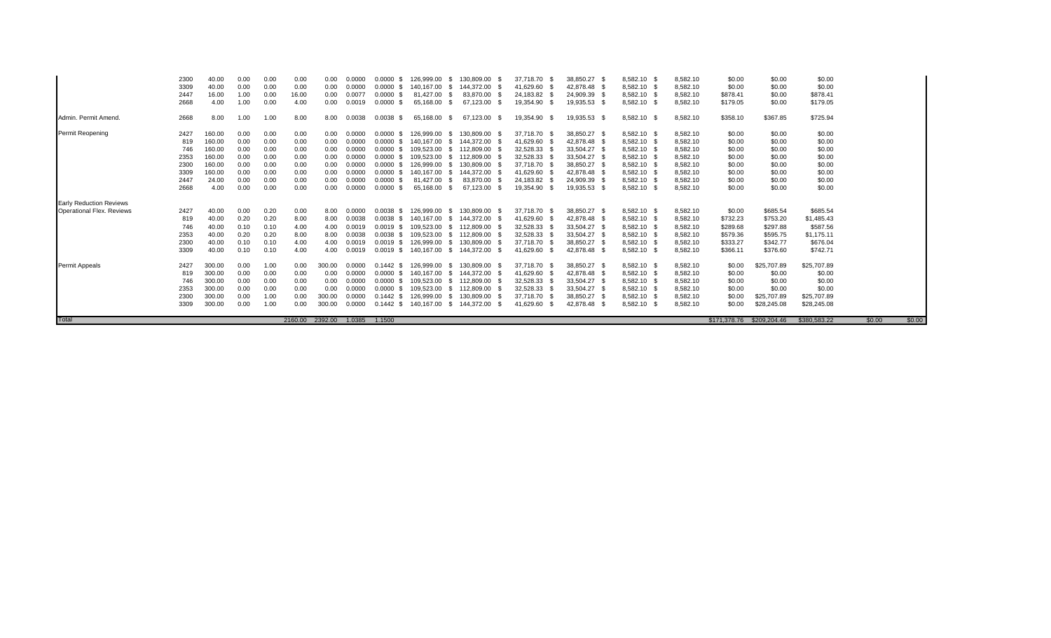| | | | | | | | | | | | | | | | | | | | |
|---|---|---|---|---|---|---|---|---|---|---|---|---|---|---|---|---|---|---|---|
| | 2300 | 40.00 | 0.00 | 0.00 | 0.00 | 0.00 | 0.0000 | 0.0000 $ | 126,999.00 $ | 130,809.00 $ | 37,718.70 $ | 38,850.27 $ | 8,582.10 $ | 8,582.10 | $0.00 | $0.00 | $0.00 | | |
| | 3309 | 40.00 | 0.00 | 0.00 | 0.00 | 0.00 | 0.0000 | 0.0000 $ | 140,167.00 $ | 144,372.00 $ | 41,629.60 $ | 42,878.48 $ | 8,582.10 $ | 8,582.10 | $0.00 | $0.00 | $0.00 | | |
| | 2447 | 16.00 | 1.00 | 0.00 | 16.00 | 0.00 | 0.0077 | 0.0000 $ | 81,427.00 $ | 83,870.00 $ | 24,183.82 $ | 24,909.39 $ | 8,582.10 $ | 8,582.10 | $878.41 | $0.00 | $878.41 | | |
| | 2668 | 4.00 | 1.00 | 0.00 | 4.00 | 0.00 | 0.0019 | 0.0000 $ | 65,168.00 $ | 67,123.00 $ | 19,354.90 $ | 19,935.53 $ | 8,582.10 $ | 8,582.10 | $179.05 | $0.00 | $179.05 | | |
| Admin. Permit Amend. | 2668 | 8.00 | 1.00 | 1.00 | 8.00 | 8.00 | 0.0038 | 0.0038 $ | 65,168.00 $ | 67,123.00 $ | 19,354.90 $ | 19,935.53 $ | 8,582.10 $ | 8,582.10 | $358.10 | $367.85 | $725.94 | | |
| Permit Reopening | 2427 | 160.00 | 0.00 | 0.00 | 0.00 | 0.00 | 0.0000 | 0.0000 $ | 126,999.00 $ | 130,809.00 $ | 37,718.70 $ | 38,850.27 $ | 8,582.10 $ | 8,582.10 | $0.00 | $0.00 | $0.00 | | |
| | 819 | 160.00 | 0.00 | 0.00 | 0.00 | 0.00 | 0.0000 | 0.0000 $ | 140,167.00 $ | 144,372.00 $ | 41,629.60 $ | 42,878.48 $ | 8,582.10 $ | 8,582.10 | $0.00 | $0.00 | $0.00 | | |
| | 746 | 160.00 | 0.00 | 0.00 | 0.00 | 0.00 | 0.0000 | 0.0000 $ | 109,523.00 $ | 112,809.00 $ | 32,528.33 $ | 33,504.27 $ | 8,582.10 $ | 8,582.10 | $0.00 | $0.00 | $0.00 | | |
| | 2353 | 160.00 | 0.00 | 0.00 | 0.00 | 0.00 | 0.0000 | 0.0000 $ | 109,523.00 $ | 112,809.00 $ | 32,528.33 $ | 33,504.27 $ | 8,582.10 $ | 8,582.10 | $0.00 | $0.00 | $0.00 | | |
| | 2300 | 160.00 | 0.00 | 0.00 | 0.00 | 0.00 | 0.0000 | 0.0000 $ | 126,999.00 $ | 130,809.00 $ | 37,718.70 $ | 38,850.27 $ | 8,582.10 $ | 8,582.10 | $0.00 | $0.00 | $0.00 | | |
| | 3309 | 160.00 | 0.00 | 0.00 | 0.00 | 0.00 | 0.0000 | 0.0000 $ | 140,167.00 $ | 144,372.00 $ | 41,629.60 $ | 42,878.48 $ | 8,582.10 $ | 8,582.10 | $0.00 | $0.00 | $0.00 | | |
| | 2447 | 24.00 | 0.00 | 0.00 | 0.00 | 0.00 | 0.0000 | 0.0000 $ | 81,427.00 $ | 83,870.00 $ | 24,183.82 $ | 24,909.39 $ | 8,582.10 $ | 8,582.10 | $0.00 | $0.00 | $0.00 | | |
| | 2668 | 4.00 | 0.00 | 0.00 | 0.00 | 0.00 | 0.0000 | 0.0000 $ | 65,168.00 $ | 67,123.00 $ | 19,354.90 $ | 19,935.53 $ | 8,582.10 $ | 8,582.10 | $0.00 | $0.00 | $0.00 | | |
| Early Reduction Reviews | | | | | | | | | | | | | | | | | | | |
| Operational Flex. Reviews | 2427 | 40.00 | 0.00 | 0.20 | 0.00 | 8.00 | 0.0000 | 0.0038 $ | 126,999.00 $ | 130,809.00 $ | 37,718.70 $ | 38,850.27 $ | 8,582.10 $ | 8,582.10 | $0.00 | $685.54 | $685.54 | | |
| | 819 | 40.00 | 0.20 | 0.20 | 8.00 | 8.00 | 0.0038 | 0.0038 $ | 140,167.00 $ | 144,372.00 $ | 41,629.60 $ | 42,878.48 $ | 8,582.10 $ | 8,582.10 | $732.23 | $753.20 | $1,485.43 | | |
| | 746 | 40.00 | 0.10 | 0.10 | 4.00 | 4.00 | 0.0019 | 0.0019 $ | 109,523.00 $ | 112,809.00 $ | 32,528.33 $ | 33,504.27 $ | 8,582.10 $ | 8,582.10 | $289.68 | $297.88 | $587.56 | | |
| | 2353 | 40.00 | 0.20 | 0.20 | 8.00 | 8.00 | 0.0038 | 0.0038 $ | 109,523.00 $ | 112,809.00 $ | 32,528.33 $ | 33,504.27 $ | 8,582.10 $ | 8,582.10 | $579.36 | $595.75 | $1,175.11 | | |
| | 2300 | 40.00 | 0.10 | 0.10 | 4.00 | 4.00 | 0.0019 | 0.0019 $ | 126,999.00 $ | 130,809.00 $ | 37,718.70 $ | 38,850.27 $ | 8,582.10 $ | 8,582.10 | $333.27 | $342.77 | $676.04 | | |
| | 3309 | 40.00 | 0.10 | 0.10 | 4.00 | 4.00 | 0.0019 | 0.0019 $ | 140,167.00 $ | 144,372.00 $ | 41,629.60 $ | 42,878.48 $ | 8,582.10 $ | 8,582.10 | $366.11 | $376.60 | $742.71 | | |
| Permit Appeals | 2427 | 300.00 | 0.00 | 1.00 | 0.00 | 300.00 | 0.0000 | 0.1442 $ | 126,999.00 $ | 130,809.00 $ | 37,718.70 $ | 38,850.27 $ | 8,582.10 $ | 8,582.10 | $0.00 | $25,707.89 | $25,707.89 | | |
| | 819 | 300.00 | 0.00 | 0.00 | 0.00 | 0.00 | 0.0000 | 0.0000 $ | 140,167.00 $ | 144,372.00 $ | 41,629.60 $ | 42,878.48 $ | 8,582.10 $ | 8,582.10 | $0.00 | $0.00 | $0.00 | | |
| | 746 | 300.00 | 0.00 | 0.00 | 0.00 | 0.00 | 0.0000 | 0.0000 $ | 109,523.00 $ | 112,809.00 $ | 32,528.33 $ | 33,504.27 $ | 8,582.10 $ | 8,582.10 | $0.00 | $0.00 | $0.00 | | |
| | 2353 | 300.00 | 0.00 | 0.00 | 0.00 | 0.00 | 0.0000 | 0.0000 $ | 109,523.00 $ | 112,809.00 $ | 32,528.33 $ | 33,504.27 $ | 8,582.10 $ | 8,582.10 | $0.00 | $0.00 | $0.00 | | |
| | 2300 | 300.00 | 0.00 | 1.00 | 0.00 | 300.00 | 0.0000 | 0.1442 $ | 126,999.00 $ | 130,809.00 $ | 37,718.70 $ | 38,850.27 $ | 8,582.10 $ | 8,582.10 | $0.00 | $25,707.89 | $25,707.89 | | |
| | 3309 | 300.00 | 0.00 | 1.00 | 0.00 | 300.00 | 0.0000 | 0.1442 $ | 140,167.00 $ | 144,372.00 $ | 41,629.60 $ | 42,878.48 $ | 8,582.10 $ | 8,582.10 | $0.00 | $28,245.08 | $28,245.08 | | |
| Total | | | | | 2160.00 | 2392.00 | 1.0385 | 1.1500 | | | | | | | $171,378.76 | $209,204.46 | $380,583.22 | $0.00 | $0.00 |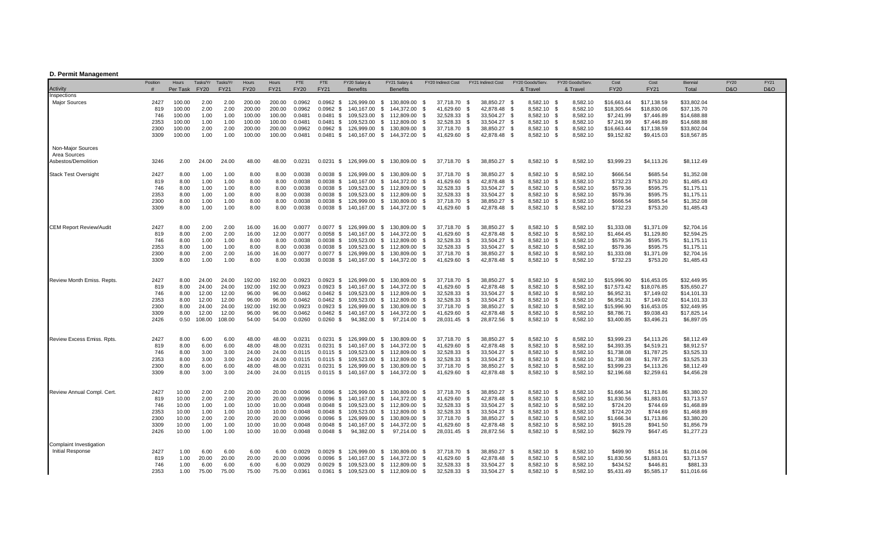## D. Permit Management

| Activity | Position # | Hours Per Task | Tasks/Yr FY20 | Tasks/Yr FY21 | Hours FY20 | Hours FY21 | FTE FY20 | FTE FY21 | FY20 Salary & Benefits | FY21 Salary & Benefits | FY20 Indirect Cost | FY21 Indirect Cost | FY20 Goods/Serv. & Travel | FY20 Goods/Serv. & Travel | Cost FY20 | Cost FY21 | Biennial Total | FY20 D&O | FY21 D&O |
|---|---|---|---|---|---|---|---|---|---|---|---|---|---|---|---|---|---|---|---|
| Inspections | | | | | | | | | | | | | | | | | | | |
| Major Sources | 2427 | 100.00 | 2.00 | 2.00 | 200.00 | 200.00 | 0.0962 | 0.0962 | $ 126,999.00 | $ 130,809.00 | $ 37,718.70 | $ 38,850.27 | $ 8,582.10 | $ 8,582.10 | $16,663.44 | $17,138.59 | $33,802.04 | | |
| | 819 | 100.00 | 2.00 | 2.00 | 200.00 | 200.00 | 0.0962 | 0.0962 | $ 140,167.00 | $ 144,372.00 | $ 41,629.60 | $ 42,878.48 | $ 8,582.10 | $ 8,582.10 | $18,305.64 | $18,830.06 | $37,135.70 | | |
| | 746 | 100.00 | 1.00 | 1.00 | 100.00 | 100.00 | 0.0481 | 0.0481 | $ 109,523.00 | $ 112,809.00 | $ 32,528.33 | $ 33,504.27 | $ 8,582.10 | $ 8,582.10 | $7,241.99 | $7,446.89 | $14,688.88 | | |
| | 2353 | 100.00 | 1.00 | 1.00 | 100.00 | 100.00 | 0.0481 | 0.0481 | $ 109,523.00 | $ 112,809.00 | $ 32,528.33 | $ 33,504.27 | $ 8,582.10 | $ 8,582.10 | $7,241.99 | $7,446.89 | $14,688.88 | | |
| | 2300 | 100.00 | 2.00 | 2.00 | 200.00 | 200.00 | 0.0962 | 0.0962 | $ 126,999.00 | $ 130,809.00 | $ 37,718.70 | $ 38,850.27 | $ 8,582.10 | $ 8,582.10 | $16,663.44 | $17,138.59 | $33,802.04 | | |
| | 3309 | 100.00 | 1.00 | 1.00 | 100.00 | 100.00 | 0.0481 | 0.0481 | $ 140,167.00 | $ 144,372.00 | $ 41,629.60 | $ 42,878.48 | $ 8,582.10 | $ 8,582.10 | $9,152.82 | $9,415.03 | $18,567.85 | | |
| Non-Major Sources | | | | | | | | | | | | | | | | | | | |
| Area Sources | | | | | | | | | | | | | | | | | | | |
| Asbestos/Demolition | 3246 | 2.00 | 24.00 | 24.00 | 48.00 | 48.00 | 0.0231 | 0.0231 | $ 126,999.00 | $ 130,809.00 | $ 37,718.70 | $ 38,850.27 | $ 8,582.10 | $ 8,582.10 | $3,999.23 | $4,113.26 | $8,112.49 | | |
| Stack Test Oversight | 2427 | 8.00 | 1.00 | 1.00 | 8.00 | 8.00 | 0.0038 | 0.0038 | $ 126,999.00 | $ 130,809.00 | $ 37,718.70 | $ 38,850.27 | $ 8,582.10 | $ 8,582.10 | $666.54 | $685.54 | $1,352.08 | | |
| | 819 | 8.00 | 1.00 | 1.00 | 8.00 | 8.00 | 0.0038 | 0.0038 | $ 140,167.00 | $ 144,372.00 | $ 41,629.60 | $ 42,878.48 | $ 8,582.10 | $ 8,582.10 | $732.23 | $753.20 | $1,485.43 | | |
| | 746 | 8.00 | 1.00 | 1.00 | 8.00 | 8.00 | 0.0038 | 0.0038 | $ 109,523.00 | $ 112,809.00 | $ 32,528.33 | $ 33,504.27 | $ 8,582.10 | $ 8,582.10 | $579.36 | $595.75 | $1,175.11 | | |
| | 2353 | 8.00 | 1.00 | 1.00 | 8.00 | 8.00 | 0.0038 | 0.0038 | $ 109,523.00 | $ 112,809.00 | $ 32,528.33 | $ 33,504.27 | $ 8,582.10 | $ 8,582.10 | $579.36 | $595.75 | $1,175.11 | | |
| | 2300 | 8.00 | 1.00 | 1.00 | 8.00 | 8.00 | 0.0038 | 0.0038 | $ 126,999.00 | $ 130,809.00 | $ 37,718.70 | $ 38,850.27 | $ 8,582.10 | $ 8,582.10 | $666.54 | $685.54 | $1,352.08 | | |
| | 3309 | 8.00 | 1.00 | 1.00 | 8.00 | 8.00 | 0.0038 | 0.0038 | $ 140,167.00 | $ 144,372.00 | $ 41,629.60 | $ 42,878.48 | $ 8,582.10 | $ 8,582.10 | $732.23 | $753.20 | $1,485.43 | | |
| CEM Report Review/Audit | 2427 | 8.00 | 2.00 | 2.00 | 16.00 | 16.00 | 0.0077 | 0.0077 | $ 126,999.00 | $ 130,809.00 | $ 37,718.70 | $ 38,850.27 | $ 8,582.10 | $ 8,582.10 | $1,333.08 | $1,371.09 | $2,704.16 | | |
| | 819 | 8.00 | 2.00 | 2.00 | 16.00 | 12.00 | 0.0077 | 0.0058 | $ 140,167.00 | $ 144,372.00 | $ 41,629.60 | $ 42,878.48 | $ 8,582.10 | $ 8,582.10 | $1,464.45 | $1,129.80 | $2,594.25 | | |
| | 746 | 8.00 | 1.00 | 1.00 | 8.00 | 8.00 | 0.0038 | 0.0038 | $ 109,523.00 | $ 112,809.00 | $ 32,528.33 | $ 33,504.27 | $ 8,582.10 | $ 8,582.10 | $579.36 | $595.75 | $1,175.11 | | |
| | 2353 | 8.00 | 1.00 | 1.00 | 8.00 | 8.00 | 0.0038 | 0.0038 | $ 109,523.00 | $ 112,809.00 | $ 32,528.33 | $ 33,504.27 | $ 8,582.10 | $ 8,582.10 | $579.36 | $595.75 | $1,175.11 | | |
| | 2300 | 8.00 | 2.00 | 2.00 | 16.00 | 16.00 | 0.0077 | 0.0077 | $ 126,999.00 | $ 130,809.00 | $ 37,718.70 | $ 38,850.27 | $ 8,582.10 | $ 8,582.10 | $1,333.08 | $1,371.09 | $2,704.16 | | |
| | 3309 | 8.00 | 1.00 | 1.00 | 8.00 | 8.00 | 0.0038 | 0.0038 | $ 140,167.00 | $ 144,372.00 | $ 41,629.60 | $ 42,878.48 | $ 8,582.10 | $ 8,582.10 | $732.23 | $753.20 | $1,485.43 | | |
| Review Month Emiss. Repts. | 2427 | 8.00 | 24.00 | 24.00 | 192.00 | 192.00 | 0.0923 | 0.0923 | $ 126,999.00 | $ 130,809.00 | $ 37,718.70 | $ 38,850.27 | $ 8,582.10 | $ 8,582.10 | $15,996.90 | $16,453.05 | $32,449.95 | | |
| | 819 | 8.00 | 24.00 | 24.00 | 192.00 | 192.00 | 0.0923 | 0.0923 | $ 140,167.00 | $ 144,372.00 | $ 41,629.60 | $ 42,878.48 | $ 8,582.10 | $ 8,582.10 | $17,573.42 | $18,076.85 | $35,650.27 | | |
| | 746 | 8.00 | 12.00 | 12.00 | 96.00 | 96.00 | 0.0462 | 0.0462 | $ 109,523.00 | $ 112,809.00 | $ 32,528.33 | $ 33,504.27 | $ 8,582.10 | $ 8,582.10 | $6,952.31 | $7,149.02 | $14,101.33 | | |
| | 2353 | 8.00 | 12.00 | 12.00 | 96.00 | 96.00 | 0.0462 | 0.0462 | $ 109,523.00 | $ 112,809.00 | $ 32,528.33 | $ 33,504.27 | $ 8,582.10 | $ 8,582.10 | $6,952.31 | $7,149.02 | $14,101.33 | | |
| | 2300 | 8.00 | 24.00 | 24.00 | 192.00 | 192.00 | 0.0923 | 0.0923 | $ 126,999.00 | $ 130,809.00 | $ 37,718.70 | $ 38,850.27 | $ 8,582.10 | $ 8,582.10 | $15,996.90 | $16,453.05 | $32,449.95 | | |
| | 3309 | 8.00 | 12.00 | 12.00 | 96.00 | 96.00 | 0.0462 | 0.0462 | $ 140,167.00 | $ 144,372.00 | $ 41,629.60 | $ 42,878.48 | $ 8,582.10 | $ 8,582.10 | $8,786.71 | $9,038.43 | $17,825.14 | | |
| | 2426 | 0.50 | 108.00 | 108.00 | 54.00 | 54.00 | 0.0260 | 0.0260 | $ 94,382.00 | $ 97,214.00 | $ 28,031.45 | $ 28,872.56 | $ 8,582.10 | $ 8,582.10 | $3,400.85 | $3,496.21 | $6,897.05 | | |
| Review Excess Emiss. Rpts. | 2427 | 8.00 | 6.00 | 6.00 | 48.00 | 48.00 | 0.0231 | 0.0231 | $ 126,999.00 | $ 130,809.00 | $ 37,718.70 | $ 38,850.27 | $ 8,582.10 | $ 8,582.10 | $3,999.23 | $4,113.26 | $8,112.49 | | |
| | 819 | 8.00 | 6.00 | 6.00 | 48.00 | 48.00 | 0.0231 | 0.0231 | $ 140,167.00 | $ 144,372.00 | $ 41,629.60 | $ 42,878.48 | $ 8,582.10 | $ 8,582.10 | $4,393.35 | $4,519.21 | $8,912.57 | | |
| | 746 | 8.00 | 3.00 | 3.00 | 24.00 | 24.00 | 0.0115 | 0.0115 | $ 109,523.00 | $ 112,809.00 | $ 32,528.33 | $ 33,504.27 | $ 8,582.10 | $ 8,582.10 | $1,738.08 | $1,787.25 | $3,525.33 | | |
| | 2353 | 8.00 | 3.00 | 3.00 | 24.00 | 24.00 | 0.0115 | 0.0115 | $ 109,523.00 | $ 112,809.00 | $ 32,528.33 | $ 33,504.27 | $ 8,582.10 | $ 8,582.10 | $1,738.08 | $1,787.25 | $3,525.33 | | |
| | 2300 | 8.00 | 6.00 | 6.00 | 48.00 | 48.00 | 0.0231 | 0.0231 | $ 126,999.00 | $ 130,809.00 | $ 37,718.70 | $ 38,850.27 | $ 8,582.10 | $ 8,582.10 | $3,999.23 | $4,113.26 | $8,112.49 | | |
| | 3309 | 8.00 | 3.00 | 3.00 | 24.00 | 24.00 | 0.0115 | 0.0115 | $ 140,167.00 | $ 144,372.00 | $ 41,629.60 | $ 42,878.48 | $ 8,582.10 | $ 8,582.10 | $2,196.68 | $2,259.61 | $4,456.28 | | |
| Review Annual Compl. Cert. | 2427 | 10.00 | 2.00 | 2.00 | 20.00 | 20.00 | 0.0096 | 0.0096 | $ 126,999.00 | $ 130,809.00 | $ 37,718.70 | $ 38,850.27 | $ 8,582.10 | $ 8,582.10 | $1,666.34 | $1,713.86 | $3,380.20 | | |
| | 819 | 10.00 | 2.00 | 2.00 | 20.00 | 20.00 | 0.0096 | 0.0096 | $ 140,167.00 | $ 144,372.00 | $ 41,629.60 | $ 42,878.48 | $ 8,582.10 | $ 8,582.10 | $1,830.56 | $1,883.01 | $3,713.57 | | |
| | 746 | 10.00 | 1.00 | 1.00 | 10.00 | 10.00 | 0.0048 | 0.0048 | $ 109,523.00 | $ 112,809.00 | $ 32,528.33 | $ 33,504.27 | $ 8,582.10 | $ 8,582.10 | $724.20 | $744.69 | $1,468.89 | | |
| | 2353 | 10.00 | 1.00 | 1.00 | 10.00 | 10.00 | 0.0048 | 0.0048 | $ 109,523.00 | $ 112,809.00 | $ 32,528.33 | $ 33,504.27 | $ 8,582.10 | $ 8,582.10 | $724.20 | $744.69 | $1,468.89 | | |
| | 2300 | 10.00 | 2.00 | 2.00 | 20.00 | 20.00 | 0.0096 | 0.0096 | $ 126,999.00 | $ 130,809.00 | $ 37,718.70 | $ 38,850.27 | $ 8,582.10 | $ 8,582.10 | $1,666.34 | $1,713.86 | $3,380.20 | | |
| | 3309 | 10.00 | 1.00 | 1.00 | 10.00 | 10.00 | 0.0048 | 0.0048 | $ 140,167.00 | $ 144,372.00 | $ 41,629.60 | $ 42,878.48 | $ 8,582.10 | $ 8,582.10 | $915.28 | $941.50 | $1,856.79 | | |
| | 2426 | 10.00 | 1.00 | 1.00 | 10.00 | 10.00 | 0.0048 | 0.0048 | $ 94,382.00 | $ 97,214.00 | $ 28,031.45 | $ 28,872.56 | $ 8,582.10 | $ 8,582.10 | $629.79 | $647.45 | $1,277.23 | | |
| Complaint Investigation | | | | | | | | | | | | | | | | | | | |
| Initial Response | 2427 | 1.00 | 6.00 | 6.00 | 6.00 | 6.00 | 0.0029 | 0.0029 | $ 126,999.00 | $ 130,809.00 | $ 37,718.70 | $ 38,850.27 | $ 8,582.10 | $ 8,582.10 | $499.90 | $514.16 | $1,014.06 | | |
| | 819 | 1.00 | 20.00 | 20.00 | 20.00 | 20.00 | 0.0096 | 0.0096 | $ 140,167.00 | $ 144,372.00 | $ 41,629.60 | $ 42,878.48 | $ 8,582.10 | $ 8,582.10 | $1,830.56 | $1,883.01 | $3,713.57 | | |
| | 746 | 1.00 | 6.00 | 6.00 | 6.00 | 6.00 | 0.0029 | 0.0029 | $ 109,523.00 | $ 112,809.00 | $ 32,528.33 | $ 33,504.27 | $ 8,582.10 | $ 8,582.10 | $434.52 | $446.81 | $881.33 | | |
| | 2353 | 1.00 | 75.00 | 75.00 | 75.00 | 75.00 | 0.0361 | 0.0361 | $ 109,523.00 | $ 112,809.00 | $ 32,528.33 | $ 33,504.27 | $ 8,582.10 | $ 8,582.10 | $5,431.49 | $5,585.17 | $11,016.66 | | |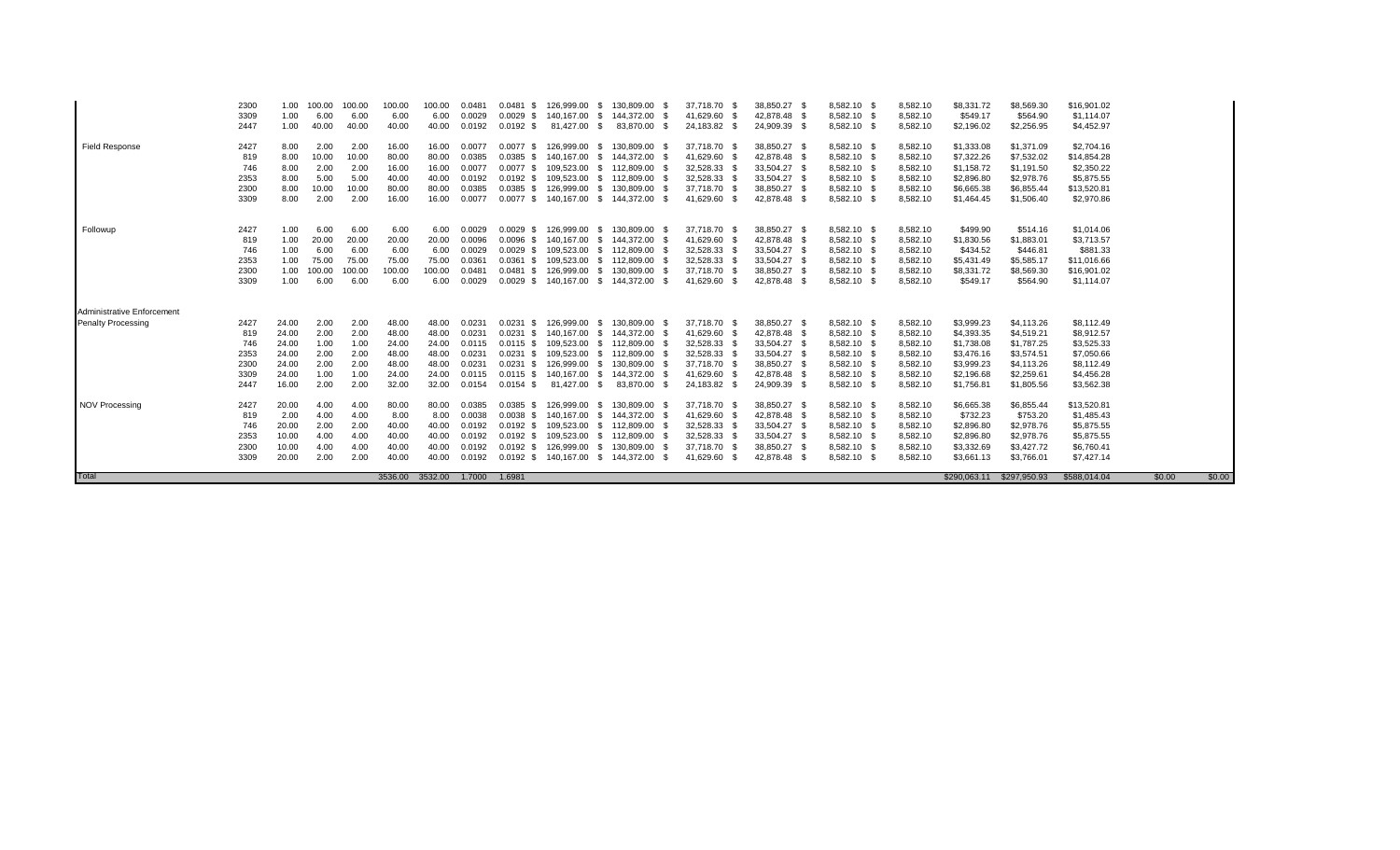| | | | | | | | | | | | | | | | | | | | |
|---|---|---|---|---|---|---|---|---|---|---|---|---|---|---|---|---|---|---|---|
| | 2300 | 1.00 | 100.00 | 100.00 | 100.00 | 100.00 | 0.0481 | 0.0481 | $ 126,999.00 | $ 130,809.00 | $ 37,718.70 | $ 38,850.27 | $ 8,582.10 | $ 8,582.10 | $8,331.72 | $8,569.30 | $16,901.02 | | |
| | 3309 | 1.00 | 6.00 | 6.00 | 6.00 | 6.00 | 0.0029 | 0.0029 | $ 140,167.00 | $ 144,372.00 | $ 41,629.60 | $ 42,878.48 | $ 8,582.10 | $ 8,582.10 | $549.17 | $564.90 | $1,114.07 | | |
| | 2447 | 1.00 | 40.00 | 40.00 | 40.00 | 40.00 | 0.0192 | 0.0192 | $ 81,427.00 | $ 83,870.00 | $ 24,183.82 | $ 24,909.39 | $ 8,582.10 | $ 8,582.10 | $2,196.02 | $2,256.95 | $4,452.97 | | |
| Field Response | 2427 | 8.00 | 2.00 | 2.00 | 16.00 | 16.00 | 0.0077 | 0.0077 | $ 126,999.00 | $ 130,809.00 | $ 37,718.70 | $ 38,850.27 | $ 8,582.10 | $ 8,582.10 | $1,333.08 | $1,371.09 | $2,704.16 | | |
| | 819 | 8.00 | 10.00 | 10.00 | 80.00 | 80.00 | 0.0385 | 0.0385 | $ 140,167.00 | $ 144,372.00 | $ 41,629.60 | $ 42,878.48 | $ 8,582.10 | $ 8,582.10 | $7,322.26 | $7,532.02 | $14,854.28 | | |
| | 746 | 8.00 | 2.00 | 2.00 | 16.00 | 16.00 | 0.0077 | 0.0077 | $ 109,523.00 | $ 112,809.00 | $ 32,528.33 | $ 33,504.27 | $ 8,582.10 | $ 8,582.10 | $1,158.72 | $1,191.50 | $2,350.22 | | |
| | 2353 | 8.00 | 5.00 | 5.00 | 40.00 | 40.00 | 0.0192 | 0.0192 | $ 109,523.00 | $ 112,809.00 | $ 32,528.33 | $ 33,504.27 | $ 8,582.10 | $ 8,582.10 | $2,896.80 | $2,978.76 | $5,875.55 | | |
| | 2300 | 8.00 | 10.00 | 10.00 | 80.00 | 80.00 | 0.0385 | 0.0385 | $ 126,999.00 | $ 130,809.00 | $ 37,718.70 | $ 38,850.27 | $ 8,582.10 | $ 8,582.10 | $6,665.38 | $6,855.44 | $13,520.81 | | |
| | 3309 | 8.00 | 2.00 | 2.00 | 16.00 | 16.00 | 0.0077 | 0.0077 | $ 140,167.00 | $ 144,372.00 | $ 41,629.60 | $ 42,878.48 | $ 8,582.10 | $ 8,582.10 | $1,464.45 | $1,506.40 | $2,970.86 | | |
| Followup | 2427 | 1.00 | 6.00 | 6.00 | 6.00 | 6.00 | 0.0029 | 0.0029 | $ 126,999.00 | $ 130,809.00 | $ 37,718.70 | $ 38,850.27 | $ 8,582.10 | $ 8,582.10 | $499.90 | $514.16 | $1,014.06 | | |
| | 819 | 1.00 | 20.00 | 20.00 | 20.00 | 20.00 | 0.0096 | 0.0096 | $ 140,167.00 | $ 144,372.00 | $ 41,629.60 | $ 42,878.48 | $ 8,582.10 | $ 8,582.10 | $1,830.56 | $1,883.01 | $3,713.57 | | |
| | 746 | 1.00 | 6.00 | 6.00 | 6.00 | 6.00 | 0.0029 | 0.0029 | $ 109,523.00 | $ 112,809.00 | $ 32,528.33 | $ 33,504.27 | $ 8,582.10 | $ 8,582.10 | $434.52 | $446.81 | $881.33 | | |
| | 2353 | 1.00 | 75.00 | 75.00 | 75.00 | 75.00 | 0.0361 | 0.0361 | $ 109,523.00 | $ 112,809.00 | $ 32,528.33 | $ 33,504.27 | $ 8,582.10 | $ 8,582.10 | $5,431.49 | $5,585.17 | $11,016.66 | | |
| | 2300 | 1.00 | 100.00 | 100.00 | 100.00 | 100.00 | 0.0481 | 0.0481 | $ 126,999.00 | $ 130,809.00 | $ 37,718.70 | $ 38,850.27 | $ 8,582.10 | $ 8,582.10 | $8,331.72 | $8,569.30 | $16,901.02 | | |
| | 3309 | 1.00 | 6.00 | 6.00 | 6.00 | 6.00 | 0.0029 | 0.0029 | $ 140,167.00 | $ 144,372.00 | $ 41,629.60 | $ 42,878.48 | $ 8,582.10 | $ 8,582.10 | $549.17 | $564.90 | $1,114.07 | | |
| Administrative Enforcement | | | | | | | | | | | | | | | | | | | |
| Penalty Processing | 2427 | 24.00 | 2.00 | 2.00 | 48.00 | 48.00 | 0.0231 | 0.0231 | $ 126,999.00 | $ 130,809.00 | $ 37,718.70 | $ 38,850.27 | $ 8,582.10 | $ 8,582.10 | $3,999.23 | $4,113.26 | $8,112.49 | | |
| | 819 | 24.00 | 2.00 | 2.00 | 48.00 | 48.00 | 0.0231 | 0.0231 | $ 140,167.00 | $ 144,372.00 | $ 41,629.60 | $ 42,878.48 | $ 8,582.10 | $ 8,582.10 | $4,393.35 | $4,519.21 | $8,912.57 | | |
| | 746 | 24.00 | 1.00 | 1.00 | 24.00 | 24.00 | 0.0115 | 0.0115 | $ 109,523.00 | $ 112,809.00 | $ 32,528.33 | $ 33,504.27 | $ 8,582.10 | $ 8,582.10 | $1,738.08 | $1,787.25 | $3,525.33 | | |
| | 2353 | 24.00 | 2.00 | 2.00 | 48.00 | 48.00 | 0.0231 | 0.0231 | $ 109,523.00 | $ 112,809.00 | $ 32,528.33 | $ 33,504.27 | $ 8,582.10 | $ 8,582.10 | $3,476.16 | $3,574.51 | $7,050.66 | | |
| | 2300 | 24.00 | 2.00 | 2.00 | 48.00 | 48.00 | 0.0231 | 0.0231 | $ 126,999.00 | $ 130,809.00 | $ 37,718.70 | $ 38,850.27 | $ 8,582.10 | $ 8,582.10 | $3,999.23 | $4,113.26 | $8,112.49 | | |
| | 3309 | 24.00 | 1.00 | 1.00 | 24.00 | 24.00 | 0.0115 | 0.0115 | $ 140,167.00 | $ 144,372.00 | $ 41,629.60 | $ 42,878.48 | $ 8,582.10 | $ 8,582.10 | $2,196.68 | $2,259.61 | $4,456.28 | | |
| | 2447 | 16.00 | 2.00 | 2.00 | 32.00 | 32.00 | 0.0154 | 0.0154 | $ 81,427.00 | $ 83,870.00 | $ 24,183.82 | $ 24,909.39 | $ 8,582.10 | $ 8,582.10 | $1,756.81 | $1,805.56 | $3,562.38 | | |
| NOV Processing | 2427 | 20.00 | 4.00 | 4.00 | 80.00 | 80.00 | 0.0385 | 0.0385 | $ 126,999.00 | $ 130,809.00 | $ 37,718.70 | $ 38,850.27 | $ 8,582.10 | $ 8,582.10 | $6,665.38 | $6,855.44 | $13,520.81 | | |
| | 819 | 2.00 | 4.00 | 4.00 | 8.00 | 8.00 | 0.0038 | 0.0038 | $ 140,167.00 | $ 144,372.00 | $ 41,629.60 | $ 42,878.48 | $ 8,582.10 | $ 8,582.10 | $732.23 | $753.20 | $1,485.43 | | |
| | 746 | 20.00 | 2.00 | 2.00 | 40.00 | 40.00 | 0.0192 | 0.0192 | $ 109,523.00 | $ 112,809.00 | $ 32,528.33 | $ 33,504.27 | $ 8,582.10 | $ 8,582.10 | $2,896.80 | $2,978.76 | $5,875.55 | | |
| | 2353 | 10.00 | 4.00 | 4.00 | 40.00 | 40.00 | 0.0192 | 0.0192 | $ 109,523.00 | $ 112,809.00 | $ 32,528.33 | $ 33,504.27 | $ 8,582.10 | $ 8,582.10 | $2,896.80 | $2,978.76 | $5,875.55 | | |
| | 2300 | 10.00 | 4.00 | 4.00 | 40.00 | 40.00 | 0.0192 | 0.0192 | $ 126,999.00 | $ 130,809.00 | $ 37,718.70 | $ 38,850.27 | $ 8,582.10 | $ 8,582.10 | $3,332.69 | $3,427.72 | $6,760.41 | | |
| | 3309 | 20.00 | 2.00 | 2.00 | 40.00 | 40.00 | 0.0192 | 0.0192 | $ 140,167.00 | $ 144,372.00 | $ 41,629.60 | $ 42,878.48 | $ 8,582.10 | $ 8,582.10 | $3,661.13 | $3,766.01 | $7,427.14 | | |
| Total | | | | | 3536.00 | 3532.00 | 1.7000 | 1.6981 | | | | | | | $290,063.11 | $297,950.93 | $588,014.04 | $0.00 | $0.00 |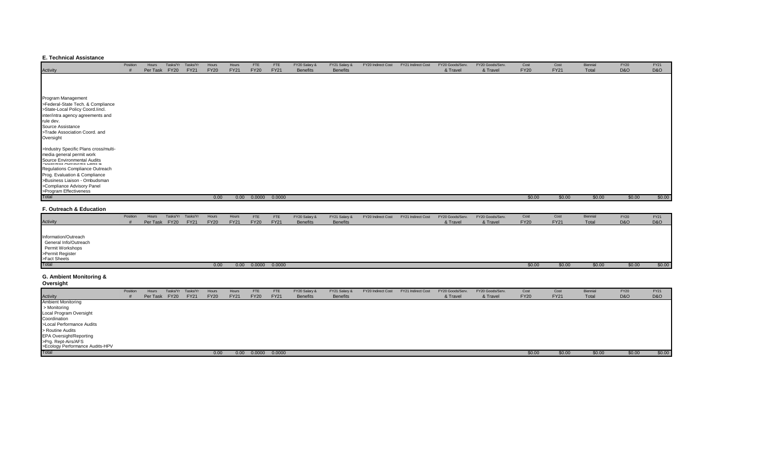### E. Technical Assistance

| Activity | Position # | Hours Per Task | Tasks/Yr FY20 | Tasks/Yr FY21 | Hours FY20 | Hours FY21 | FTE FY20 | FTE FY21 | FY20 Salary & Benefits | FY21 Salary & Benefits | FY20 Indirect Cost | FY21 Indirect Cost | FY20 Goods/Serv. & Travel | FY20 Goods/Serv. & Travel | Cost FY20 | Cost FY21 | Biennial Total | FY20 D&O | FY21 D&O |
|---|---|---|---|---|---|---|---|---|---|---|---|---|---|---|---|---|---|---|---|
| Program Management | | | | | | | | | | | | | | | | | | | |
| >Federal-State Tech. & Compliance | | | | | | | | | | | | | | | | | | | |
| >State-Local Policy Coord.Iincl. inter/intra agency agreements and rule dev. | | | | | | | | | | | | | | | | | | | |
| Source Assistance | | | | | | | | | | | | | | | | | | | |
| >Trade Association Coord. and Oversight | | | | | | | | | | | | | | | | | | | |
| >Industry Specific Plans cross/multi-media general permit work | | | | | | | | | | | | | | | | | | | |
| Source Environmental Audits | | | | | | | | | | | | | | | | | | | |
| >Business Advisories Laws & Regulations Compliance Outreach | | | | | | | | | | | | | | | | | | | |
| Prog. Evaluation & Compliance | | | | | | | | | | | | | | | | | | | |
| >Business Liaison - Ombudsman | | | | | | | | | | | | | | | | | | | |
| >Compliance Advisory Panel | | | | | | | | | | | | | | | | | | | |
| >Program Effectiveness | | | | | | | | | | | | | | | | | | | |
| Total | | | | | 0.00 | 0.00 | 0.0000 | 0.0000 | | | | | | | $0.00 | $0.00 | $0.00 | $0.00 | $0.00 |

### F. Outreach & Education

| Activity | Position # | Hours Per Task | Tasks/Yr FY20 | Tasks/Yr FY21 | Hours FY20 | Hours FY21 | FTE FY20 | FTE FY21 | FY20 Salary & Benefits | FY21 Salary & Benefits | FY20 Indirect Cost | FY21 Indirect Cost | FY20 Goods/Serv. & Travel | FY20 Goods/Serv. & Travel | Cost FY20 | Cost FY21 | Biennial Total | FY20 D&O | FY21 D&O |
|---|---|---|---|---|---|---|---|---|---|---|---|---|---|---|---|---|---|---|---|
| Information/Outreach | | | | | | | | | | | | | | | | | | | |
| General Info/Outreach | | | | | | | | | | | | | | | | | | | |
| Permit Workshops | | | | | | | | | | | | | | | | | | | |
| >Permit Register | | | | | | | | | | | | | | | | | | | |
| >Fact Sheets | | | | | | | | | | | | | | | | | | | |
| Total | | | | | 0.00 | 0.00 | 0.0000 | 0.0000 | | | | | | | $0.00 | $0.00 | $0.00 | $0.00 | $0.00 |

### G. Ambient Monitoring & Oversight

| Activity | Position # | Hours Per Task | Tasks/Yr FY20 | Tasks/Yr FY21 | Hours FY20 | Hours FY21 | FTE FY20 | FTE FY21 | FY20 Salary & Benefits | FY21 Salary & Benefits | FY20 Indirect Cost | FY21 Indirect Cost | FY20 Goods/Serv. & Travel | FY20 Goods/Serv. & Travel | Cost FY20 | Cost FY21 | Biennial Total | FY20 D&O | FY21 D&O |
|---|---|---|---|---|---|---|---|---|---|---|---|---|---|---|---|---|---|---|---|
| Ambient Monitoring | | | | | | | | | | | | | | | | | | | |
| > Monitoring | | | | | | | | | | | | | | | | | | | |
| Local Program Oversight Coordination | | | | | | | | | | | | | | | | | | | |
| >Local Performance Audits | | | | | | | | | | | | | | | | | | | |
| > Routine Audits | | | | | | | | | | | | | | | | | | | |
| EPA Oversight/Reporting | | | | | | | | | | | | | | | | | | | |
| >Prg. Rept-Airs/AFS | | | | | | | | | | | | | | | | | | | |
| >Ecology Performance Audits-HPV | | | | | | | | | | | | | | | | | | | |
| Total | | | | | 0.00 | 0.00 | 0.0000 | 0.0000 | | | | | | | $0.00 | $0.00 | $0.00 | $0.00 | $0.00 |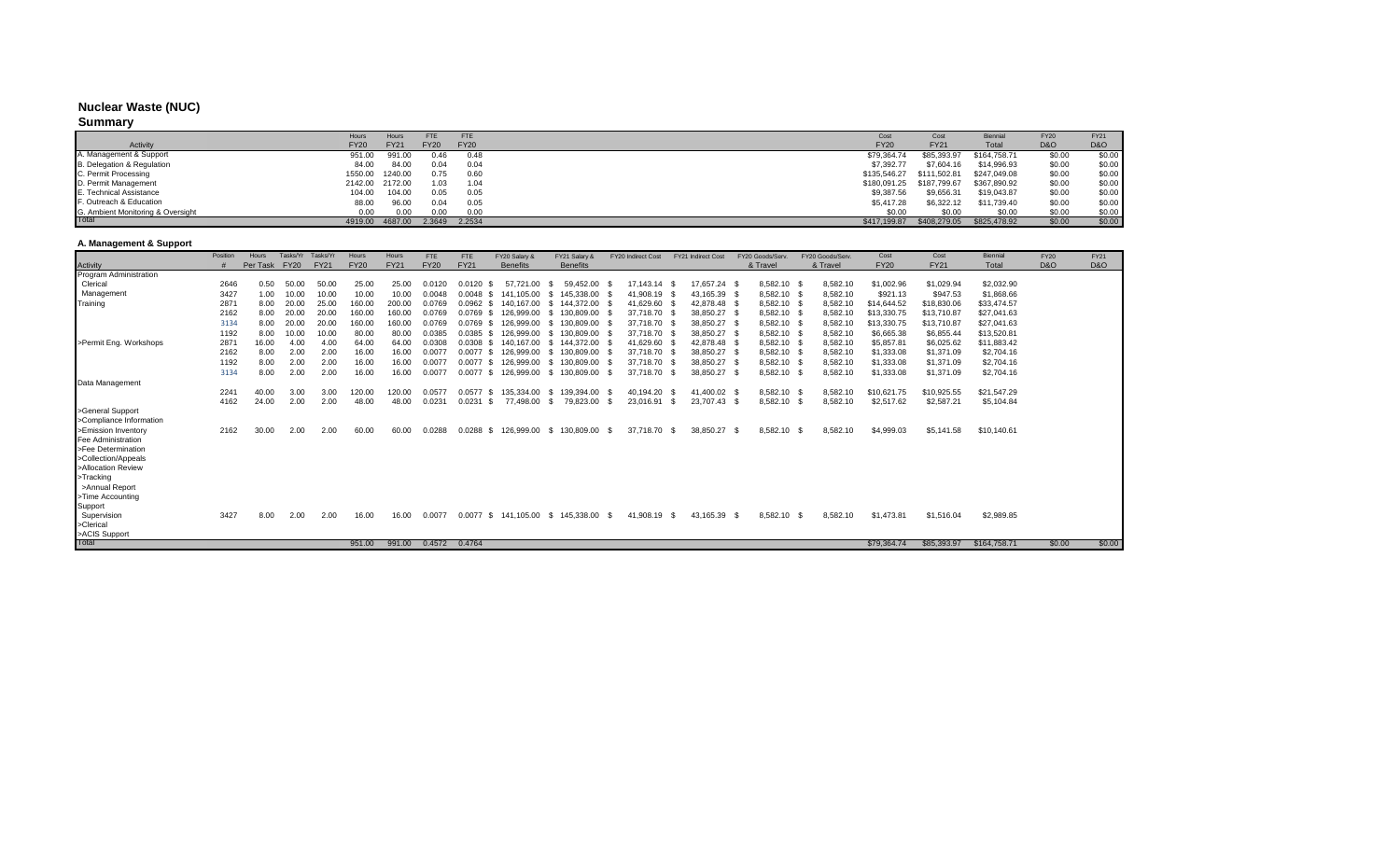# Nuclear Waste (NUC)

## Summary

| Activity | Hours FY20 | Hours FY21 | FTE FY20 | FTE FY20 | Cost FY20 | Cost FY21 | Biennial Total | FY20 D&O | FY21 D&O |
|---|---|---|---|---|---|---|---|---|---|
| A. Management & Support | 951.00 | 991.00 | 0.46 | 0.48 | $79,364.74 | $85,393.97 | $164,758.71 | $0.00 | $0.00 |
| B. Delegation & Regulation | 84.00 | 84.00 | 0.04 | 0.04 | $7,392.77 | $7,604.16 | $14,996.93 | $0.00 | $0.00 |
| C. Permit Processing | 1550.00 | 1240.00 | 0.75 | 0.60 | $135,546.27 | $111,502.81 | $247,049.08 | $0.00 | $0.00 |
| D. Permit Management | 2142.00 | 2172.00 | 1.03 | 1.04 | $180,091.25 | $187,799.67 | $367,890.92 | $0.00 | $0.00 |
| E. Technical Assistance | 104.00 | 104.00 | 0.05 | 0.05 | $9,387.56 | $9,656.31 | $19,043.87 | $0.00 | $0.00 |
| F. Outreach & Education | 88.00 | 96.00 | 0.04 | 0.05 | $5,417.28 | $6,322.12 | $11,739.40 | $0.00 | $0.00 |
| G. Ambient Monitoring & Oversight | 0.00 | 0.00 | 0.00 | 0.00 | $0.00 | $0.00 | $0.00 | $0.00 | $0.00 |
| Total | 4919.00 | 4687.00 | 2.3649 | 2.2534 | $417,199.87 | $408,279.05 | $825,478.92 | $0.00 | $0.00 |

### A. Management & Support

| Activity | Position # | Hours Per Task | Tasks/Yr FY20 | Tasks/Yr FY21 | Hours FY20 | Hours FY21 | FTE FY20 | FTE FY21 | FY20 Salary & Benefits | FY21 Salary & Benefits | FY20 Indirect Cost | FY21 Indirect Cost | FY20 Goods/Serv. & Travel | FY20 Goods/Serv. & Travel | Cost FY20 | Cost FY21 | Biennial Total | FY20 D&O | FY21 D&O |
|---|---|---|---|---|---|---|---|---|---|---|---|---|---|---|---|---|---|---|---|
| Program Administration | | | | | | | | | | | | | | | | | | | |
| Clerical | 2646 | 0.50 | 50.00 | 50.00 | 25.00 | 25.00 | 0.0120 | 0.0120 | $ 57,721.00 | $ 59,452.00 | $ 17,143.14 | $ 17,657.24 | $ 8,582.10 | $ 8,582.10 | $1,002.96 | $1,029.94 | $2,032.90 | | |
| Management | 3427 | 1.00 | 10.00 | 10.00 | 10.00 | 10.00 | 0.0048 | 0.0048 | $ 141,105.00 | $ 145,338.00 | $ 41,908.19 | $ 43,165.39 | $ 8,582.10 | $ 8,582.10 | $921.13 | $947.53 | $1,868.66 | | |
| Training | 2871 | 8.00 | 20.00 | 25.00 | 160.00 | 200.00 | 0.0769 | 0.0962 | $ 140,167.00 | $ 144,372.00 | $ 41,629.60 | $ 42,878.48 | $ 8,582.10 | $ 8,582.10 | $14,644.52 | $18,830.06 | $33,474.57 | | |
| | 2162 | 8.00 | 20.00 | 20.00 | 160.00 | 160.00 | 0.0769 | 0.0769 | $ 126,999.00 | $ 130,809.00 | $ 37,718.70 | $ 38,850.27 | $ 8,582.10 | $ 8,582.10 | $13,330.75 | $13,710.87 | $27,041.63 | | |
| | 3134 | 8.00 | 20.00 | 20.00 | 160.00 | 160.00 | 0.0769 | 0.0769 | $ 126,999.00 | $ 130,809.00 | $ 37,718.70 | $ 38,850.27 | $ 8,582.10 | $ 8,582.10 | $13,330.75 | $13,710.87 | $27,041.63 | | |
| | 1192 | 8.00 | 10.00 | 10.00 | 80.00 | 80.00 | 0.0385 | 0.0385 | $ 126,999.00 | $ 130,809.00 | $ 37,718.70 | $ 38,850.27 | $ 8,582.10 | $ 8,582.10 | $6,665.38 | $6,855.44 | $13,520.81 | | |
| >Permit Eng. Workshops | 2871 | 16.00 | 4.00 | 4.00 | 64.00 | 64.00 | 0.0308 | 0.0308 | $ 140,167.00 | $ 144,372.00 | $ 41,629.60 | $ 42,878.48 | $ 8,582.10 | $ 8,582.10 | $5,857.81 | $6,025.62 | $11,883.42 | | |
| | 2162 | 8.00 | 2.00 | 2.00 | 16.00 | 16.00 | 0.0077 | 0.0077 | $ 126,999.00 | $ 130,809.00 | $ 37,718.70 | $ 38,850.27 | $ 8,582.10 | $ 8,582.10 | $1,333.08 | $1,371.09 | $2,704.16 | | |
| | 1192 | 8.00 | 2.00 | 2.00 | 16.00 | 16.00 | 0.0077 | 0.0077 | $ 126,999.00 | $ 130,809.00 | $ 37,718.70 | $ 38,850.27 | $ 8,582.10 | $ 8,582.10 | $1,333.08 | $1,371.09 | $2,704.16 | | |
| | 3134 | 8.00 | 2.00 | 2.00 | 16.00 | 16.00 | 0.0077 | 0.0077 | $ 126,999.00 | $ 130,809.00 | $ 37,718.70 | $ 38,850.27 | $ 8,582.10 | $ 8,582.10 | $1,333.08 | $1,371.09 | $2,704.16 | | |
| Data Management | | | | | | | | | | | | | | | | | | | |
| | 2241 | 40.00 | 3.00 | 3.00 | 120.00 | 120.00 | 0.0577 | 0.0577 | $ 135,334.00 | $ 139,394.00 | $ 40,194.20 | $ 41,400.02 | $ 8,582.10 | $ 8,582.10 | $10,621.75 | $10,925.55 | $21,547.29 | | |
| | 4162 | 24.00 | 2.00 | 2.00 | 48.00 | 48.00 | 0.0231 | 0.0231 | $ 77,498.00 | $ 79,823.00 | $ 23,016.91 | $ 23,707.43 | $ 8,582.10 | $ 8,582.10 | $2,517.62 | $2,587.21 | $5,104.84 | | |
| >General Support | | | | | | | | | | | | | | | | | | | |
| >Compliance Information | | | | | | | | | | | | | | | | | | | |
| >Emission Inventory | 2162 | 30.00 | 2.00 | 2.00 | 60.00 | 60.00 | 0.0288 | 0.0288 | $ 126,999.00 | $ 130,809.00 | $ 37,718.70 | $ 38,850.27 | $ 8,582.10 | $ 8,582.10 | $4,999.03 | $5,141.58 | $10,140.61 | | |
| Fee Administration | | | | | | | | | | | | | | | | | | | |
| >Fee Determination | | | | | | | | | | | | | | | | | | | |
| >Collection/Appeals | | | | | | | | | | | | | | | | | | | |
| >Allocation Review | | | | | | | | | | | | | | | | | | | |
| >Tracking | | | | | | | | | | | | | | | | | | | |
| >Annual Report | | | | | | | | | | | | | | | | | | | |
| >Time Accounting | | | | | | | | | | | | | | | | | | | |
| Support | | | | | | | | | | | | | | | | | | | |
| Supervision | 3427 | 8.00 | 2.00 | 2.00 | 16.00 | 16.00 | 0.0077 | 0.0077 | $ 141,105.00 | $ 145,338.00 | $ 41,908.19 | $ 43,165.39 | $ 8,582.10 | $ 8,582.10 | $1,473.81 | $1,516.04 | $2,989.85 | | |
| >Clerical | | | | | | | | | | | | | | | | | | | |
| >ACIS Support | | | | | | | | | | | | | | | | | | | |
| Total | | | | | 951.00 | 991.00 | 0.4572 | 0.4764 | | | | | | | $79,364.74 | $85,393.97 | $164,758.71 | $0.00 | $0.00 |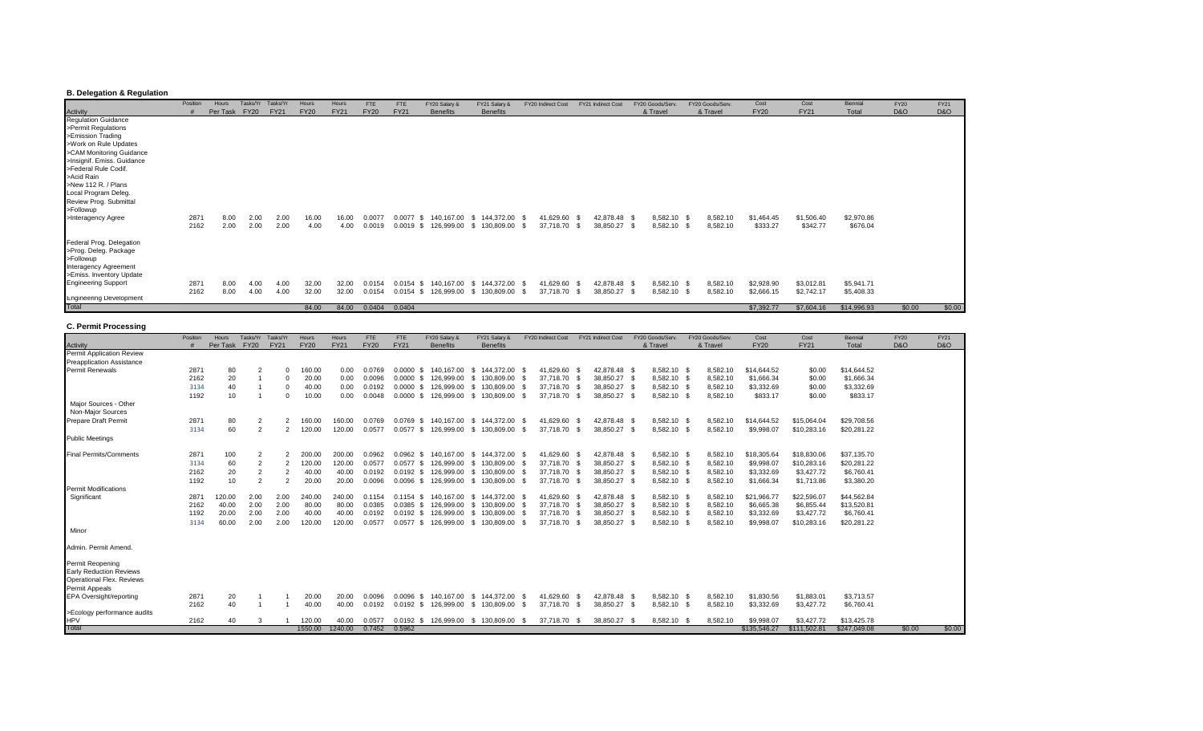### B. Delegation & Regulation

| Activity | Position # | Hours Per Task | Tasks/Yr FY20 | Tasks/Yr FY21 | Hours FY20 | Hours FY21 | FTE FY20 | FTE FY21 | FY20 Salary & Benefits | FY21 Salary & Benefits | FY20 Indirect Cost | FY21 Indirect Cost | FY20 Goods/Serv. & Travel | FY20 Goods/Serv. & Travel | Cost FY20 | Cost FY21 | Biennial Total | FY20 D&O | FY21 D&O |
|---|---|---|---|---|---|---|---|---|---|---|---|---|---|---|---|---|---|---|---|
| Regulation Guidance | | | | | | | | | | | | | | | | | | | |
| >Permit Regulations | | | | | | | | | | | | | | | | | | | |
| >Emission Trading | | | | | | | | | | | | | | | | | | | |
| >Work on Rule Updates | | | | | | | | | | | | | | | | | | | |
| >CAM Monitoring Guidance | | | | | | | | | | | | | | | | | | | |
| >Insignif. Emiss. Guidance | | | | | | | | | | | | | | | | | | | |
| >Federal Rule Codif. | | | | | | | | | | | | | | | | | | | |
| >Acid Rain | | | | | | | | | | | | | | | | | | | |
| >New 112 R. / Plans | | | | | | | | | | | | | | | | | | | |
| Local Program Deleg. | | | | | | | | | | | | | | | | | | | |
| Review Prog. Submittal | | | | | | | | | | | | | | | | | | | |
| >Followup | | | | | | | | | | | | | | | | | | | |
| >Interagency Agree | 2871 | 8.00 | 2.00 | 2.00 | 16.00 | 16.00 | 0.0077 | 0.0077 | $ 140,167.00 | $ 144,372.00 | $ 41,629.60 | $ 42,878.48 | $ 8,582.10 | $ 8,582.10 | $1,464.45 | $1,506.40 | $2,970.86 | | |
| | 2162 | 2.00 | 2.00 | 2.00 | 4.00 | 4.00 | 0.0019 | 0.0019 | $ 126,999.00 | $ 130,809.00 | $ 37,718.70 | $ 38,850.27 | $ 8,582.10 | $ 8,582.10 | $333.27 | $342.77 | $676.04 | | |
| Federal Prog. Delegation | | | | | | | | | | | | | | | | | | | |
| >Prog. Deleg. Package | | | | | | | | | | | | | | | | | | | |
| >Followup | | | | | | | | | | | | | | | | | | | |
| Interagency Agreement | | | | | | | | | | | | | | | | | | | |
| >Emiss. Inventory Update | | | | | | | | | | | | | | | | | | | |
| Engineering Support | 2871 | 8.00 | 4.00 | 4.00 | 32.00 | 32.00 | 0.0154 | 0.0154 | $ 140,167.00 | $ 144,372.00 | $ 41,629.60 | $ 42,878.48 | $ 8,582.10 | $ 8,582.10 | $2,928.90 | $3,012.81 | $5,941.71 | | |
| | 2162 | 8.00 | 4.00 | 4.00 | 32.00 | 32.00 | 0.0154 | 0.0154 | $ 126,999.00 | $ 130,809.00 | $ 37,718.70 | $ 38,850.27 | $ 8,582.10 | $ 8,582.10 | $2,666.15 | $2,742.17 | $5,408.33 | | |
| Engineering Development | | | | | | | | | | | | | | | | | | | |
| Total | | | | | 84.00 | 84.00 | 0.0404 | 0.0404 | | | | | | | $7,392.77 | $7,604.16 | $14,996.93 | $0.00 | $0.00 |

### C. Permit Processing

| Activity | Position # | Hours Per Task | Tasks/Yr FY20 | Tasks/Yr FY21 | Hours FY20 | Hours FY21 | FTE FY20 | FTE FY21 | FY20 Salary & Benefits | FY21 Salary & Benefits | FY20 Indirect Cost | FY21 Indirect Cost | FY20 Goods/Serv. & Travel | FY20 Goods/Serv. & Travel | Cost FY20 | Cost FY21 | Biennial Total | FY20 D&O | FY21 D&O |
|---|---|---|---|---|---|---|---|---|---|---|---|---|---|---|---|---|---|---|---|
| Permit Application Review | | | | | | | | | | | | | | | | | | | |
| Preapplication Assistance | | | | | | | | | | | | | | | | | | | |
| Permit Renewals | 2871 | 80 | 2 | 0 | 160.00 | 0.00 | 0.0769 | 0.0000 | $ 140,167.00 | $ 144,372.00 | $ 41,629.60 | $ 42,878.48 | $ 8,582.10 | $ 8,582.10 | $14,644.52 | $0.00 | $14,644.52 | | |
| | 2162 | 20 | 1 | 0 | 20.00 | 0.00 | 0.0096 | 0.0000 | $ 126,999.00 | $ 130,809.00 | $ 37,718.70 | $ 38,850.27 | $ 8,582.10 | $ 8,582.10 | $1,666.34 | $0.00 | $1,666.34 | | |
| | 3134 | 40 | 1 | 0 | 40.00 | 0.00 | 0.0192 | 0.0000 | $ 126,999.00 | $ 130,809.00 | $ 37,718.70 | $ 38,850.27 | $ 8,582.10 | $ 8,582.10 | $3,332.69 | $0.00 | $3,332.69 | | |
| | 1192 | 10 | 1 | 0 | 10.00 | 0.00 | 0.0048 | 0.0000 | $ 126,999.00 | $ 130,809.00 | $ 37,718.70 | $ 38,850.27 | $ 8,582.10 | $ 8,582.10 | $833.17 | $0.00 | $833.17 | | |
| Major Sources - Other | | | | | | | | | | | | | | | | | | | |
| Non-Major Sources | | | | | | | | | | | | | | | | | | | |
| Prepare Draft Permit | 2871 | 80 | 2 | 2 | 160.00 | 160.00 | 0.0769 | 0.0769 | $ 140,167.00 | $ 144,372.00 | $ 41,629.60 | $ 42,878.48 | $ 8,582.10 | $ 8,582.10 | $14,644.52 | $15,064.04 | $29,708.56 | | |
| | 3134 | 60 | 2 | 2 | 120.00 | 120.00 | 0.0577 | 0.0577 | $ 126,999.00 | $ 130,809.00 | $ 37,718.70 | $ 38,850.27 | $ 8,582.10 | $ 8,582.10 | $9,998.07 | $10,283.16 | $20,281.22 | | |
| Public Meetings | | | | | | | | | | | | | | | | | | | |
| Final Permits/Comments | 2871 | 100 | 2 | 2 | 200.00 | 200.00 | 0.0962 | 0.0962 | $ 140,167.00 | $ 144,372.00 | $ 41,629.60 | $ 42,878.48 | $ 8,582.10 | $ 8,582.10 | $18,305.64 | $18,830.06 | $37,135.70 | | |
| | 3134 | 60 | 2 | 2 | 120.00 | 120.00 | 0.0577 | 0.0577 | $ 126,999.00 | $ 130,809.00 | $ 37,718.70 | $ 38,850.27 | $ 8,582.10 | $ 8,582.10 | $9,998.07 | $10,283.16 | $20,281.22 | | |
| | 2162 | 20 | 2 | 2 | 40.00 | 40.00 | 0.0192 | 0.0192 | $ 126,999.00 | $ 130,809.00 | $ 37,718.70 | $ 38,850.27 | $ 8,582.10 | $ 8,582.10 | $3,332.69 | $3,427.72 | $6,760.41 | | |
| | 1192 | 10 | 2 | 2 | 20.00 | 20.00 | 0.0096 | 0.0096 | $ 126,999.00 | $ 130,809.00 | $ 37,718.70 | $ 38,850.27 | $ 8,582.10 | $ 8,582.10 | $1,666.34 | $1,713.86 | $3,380.20 | | |
| Permit Modifications | | | | | | | | | | | | | | | | | | | |
| Significant | 2871 | 120.00 | 2.00 | 2.00 | 240.00 | 240.00 | 0.1154 | 0.1154 | $ 140,167.00 | $ 144,372.00 | $ 41,629.60 | $ 42,878.48 | $ 8,582.10 | $ 8,582.10 | $21,966.77 | $22,596.07 | $44,562.84 | | |
| | 2162 | 40.00 | 2.00 | 2.00 | 80.00 | 80.00 | 0.0385 | 0.0385 | $ 126,999.00 | $ 130,809.00 | $ 37,718.70 | $ 38,850.27 | $ 8,582.10 | $ 8,582.10 | $6,665.38 | $6,855.44 | $13,520.81 | | |
| | 1192 | 20.00 | 2.00 | 2.00 | 40.00 | 40.00 | 0.0192 | 0.0192 | $ 126,999.00 | $ 130,809.00 | $ 37,718.70 | $ 38,850.27 | $ 8,582.10 | $ 8,582.10 | $3,332.69 | $3,427.72 | $6,760.41 | | |
| | 3134 | 60.00 | 2.00 | 2.00 | 120.00 | 120.00 | 0.0577 | 0.0577 | $ 126,999.00 | $ 130,809.00 | $ 37,718.70 | $ 38,850.27 | $ 8,582.10 | $ 8,582.10 | $9,998.07 | $10,283.16 | $20,281.22 | | |
| Minor | | | | | | | | | | | | | | | | | | | |
| Admin. Permit Amend. | | | | | | | | | | | | | | | | | | | |
| Permit Reopening | | | | | | | | | | | | | | | | | | | |
| Early Reduction Reviews | | | | | | | | | | | | | | | | | | | |
| Operational Flex. Reviews | | | | | | | | | | | | | | | | | | | |
| Permit Appeals | | | | | | | | | | | | | | | | | | | |
| EPA Oversight/reporting | 2871 | 20 | 1 | 1 | 20.00 | 20.00 | 0.0096 | 0.0096 | $ 140,167.00 | $ 144,372.00 | $ 41,629.60 | $ 42,878.48 | $ 8,582.10 | $ 8,582.10 | $1,830.56 | $1,883.01 | $3,713.57 | | |
| | 2162 | 40 | 1 | 1 | 40.00 | 40.00 | 0.0192 | 0.0192 | $ 126,999.00 | $ 130,809.00 | $ 37,718.70 | $ 38,850.27 | $ 8,582.10 | $ 8,582.10 | $3,332.69 | $3,427.72 | $6,760.41 | | |
| >Ecology performance audits | | | | | | | | | | | | | | | | | | | |
| HPV | 2162 | 40 | 3 | 1 | 120.00 | 40.00 | 0.0577 | 0.0192 | $ 126,999.00 | $ 130,809.00 | $ 37,718.70 | $ 38,850.27 | $ 8,582.10 | $ 8,582.10 | $9,998.07 | $3,427.72 | $13,425.78 | | |
| Total | | | | | 1550.00 | 1240.00 | 0.7452 | 0.5962 | | | | | | | $135,546.27 | $111,502.81 | $247,049.08 | $0.00 | $0.00 |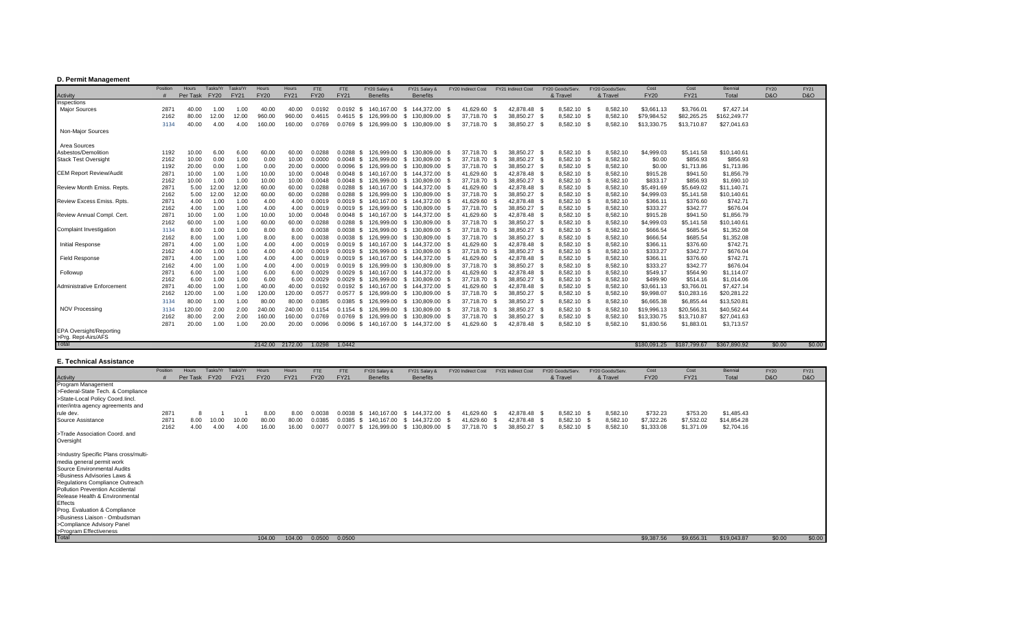### D. Permit Management

| Activity | Position # | Hours Per Task | Tasks/Yr FY20 | Tasks/Yr FY21 | Hours FY20 | Hours FY21 | FTE FY20 | FTE FY21 | FY20 Salary & Benefits | FY21 Salary & Benefits | FY20 Indirect Cost | FY21 Indirect Cost | FY20 Goods/Serv. & Travel | FY20 Goods/Serv. & Travel | Cost FY20 | Cost FY21 | Biennial Total | FY20 D&O | FY21 D&O |
|---|---|---|---|---|---|---|---|---|---|---|---|---|---|---|---|---|---|---|---|
| Inspections | | | | | | | | | | | | | | | | | | | |
| Major Sources | 2871 | 40.00 | 1.00 | 1.00 | 40.00 | 40.00 | 0.0192 | 0.0192 | $ 140,167.00 | $ 144,372.00 | $ 41,629.60 | $ 42,878.48 | $ 8,582.10 | $ 8,582.10 | $3,661.13 | $3,766.01 | $7,427.14 | | |
| | 2162 | 80.00 | 12.00 | 12.00 | 960.00 | 960.00 | 0.4615 | 0.4615 | $ 126,999.00 | $ 130,809.00 | $ 37,718.70 | $ 38,850.27 | $ 8,582.10 | $ 8,582.10 | $79,984.52 | $82,265.25 | $162,249.77 | | |
| | 3134 | 40.00 | 4.00 | 4.00 | 160.00 | 160.00 | 0.0769 | 0.0769 | $ 126,999.00 | $ 130,809.00 | $ 37,718.70 | $ 38,850.27 | $ 8,582.10 | $ 8,582.10 | $13,330.75 | $13,710.87 | $27,041.63 | | |
| Non-Major Sources | | | | | | | | | | | | | | | | | | | |
| Area Sources | | | | | | | | | | | | | | | | | | | |
| Asbestos/Demolition | 1192 | 10.00 | 6.00 | 6.00 | 60.00 | 60.00 | 0.0288 | 0.0288 | $ 126,999.00 | $ 130,809.00 | $ 37,718.70 | $ 38,850.27 | $ 8,582.10 | $ 8,582.10 | $4,999.03 | $5,141.58 | $10,140.61 | | |
| Stack Test Oversight | 2162 | 10.00 | 0.00 | 1.00 | 0.00 | 10.00 | 0.0000 | 0.0048 | $ 126,999.00 | $ 130,809.00 | $ 37,718.70 | $ 38,850.27 | $ 8,582.10 | $ 8,582.10 | $0.00 | $856.93 | $856.93 | | |
| | 1192 | 20.00 | 0.00 | 1.00 | 0.00 | 20.00 | 0.0000 | 0.0096 | $ 126,999.00 | $ 130,809.00 | $ 37,718.70 | $ 38,850.27 | $ 8,582.10 | $ 8,582.10 | $0.00 | $1,713.86 | $1,713.86 | | |
| CEM Report Review/Audit | 2871 | 10.00 | 1.00 | 1.00 | 10.00 | 10.00 | 0.0048 | 0.0048 | $ 140,167.00 | $ 144,372.00 | $ 41,629.60 | $ 42,878.48 | $ 8,582.10 | $ 8,582.10 | $915.28 | $941.50 | $1,856.79 | | |
| | 2162 | 10.00 | 1.00 | 1.00 | 10.00 | 10.00 | 0.0048 | 0.0048 | $ 126,999.00 | $ 130,809.00 | $ 37,718.70 | $ 38,850.27 | $ 8,582.10 | $ 8,582.10 | $833.17 | $856.93 | $1,690.10 | | |
| Review Month Emiss. Repts. | 2871 | 5.00 | 12.00 | 12.00 | 60.00 | 60.00 | 0.0288 | 0.0288 | $ 140,167.00 | $ 144,372.00 | $ 41,629.60 | $ 42,878.48 | $ 8,582.10 | $ 8,582.10 | $5,491.69 | $5,649.02 | $11,140.71 | | |
| | 2162 | 5.00 | 12.00 | 12.00 | 60.00 | 60.00 | 0.0288 | 0.0288 | $ 126,999.00 | $ 130,809.00 | $ 37,718.70 | $ 38,850.27 | $ 8,582.10 | $ 8,582.10 | $4,999.03 | $5,141.58 | $10,140.61 | | |
| Review Excess Emiss. Rpts. | 2871 | 4.00 | 1.00 | 1.00 | 4.00 | 4.00 | 0.0019 | 0.0019 | $ 140,167.00 | $ 144,372.00 | $ 41,629.60 | $ 42,878.48 | $ 8,582.10 | $ 8,582.10 | $366.11 | $376.60 | $742.71 | | |
| | 2162 | 4.00 | 1.00 | 1.00 | 4.00 | 4.00 | 0.0019 | 0.0019 | $ 126,999.00 | $ 130,809.00 | $ 37,718.70 | $ 38,850.27 | $ 8,582.10 | $ 8,582.10 | $333.27 | $342.77 | $676.04 | | |
| Review Annual Compl. Cert. | 2871 | 10.00 | 1.00 | 1.00 | 10.00 | 10.00 | 0.0048 | 0.0048 | $ 140,167.00 | $ 144,372.00 | $ 41,629.60 | $ 42,878.48 | $ 8,582.10 | $ 8,582.10 | $915.28 | $941.50 | $1,856.79 | | |
| | 2162 | 60.00 | 1.00 | 1.00 | 60.00 | 60.00 | 0.0288 | 0.0288 | $ 126,999.00 | $ 130,809.00 | $ 37,718.70 | $ 38,850.27 | $ 8,582.10 | $ 8,582.10 | $4,999.03 | $5,141.58 | $10,140.61 | | |
| Complaint Investigation | 3134 | 8.00 | 1.00 | 1.00 | 8.00 | 8.00 | 0.0038 | 0.0038 | $ 126,999.00 | $ 130,809.00 | $ 37,718.70 | $ 38,850.27 | $ 8,582.10 | $ 8,582.10 | $666.54 | $685.54 | $1,352.08 | | |
| | 2162 | 8.00 | 1.00 | 1.00 | 8.00 | 8.00 | 0.0038 | 0.0038 | $ 126,999.00 | $ 130,809.00 | $ 37,718.70 | $ 38,850.27 | $ 8,582.10 | $ 8,582.10 | $666.54 | $685.54 | $1,352.08 | | |
| Initial Response | 2871 | 4.00 | 1.00 | 1.00 | 4.00 | 4.00 | 0.0019 | 0.0019 | $ 140,167.00 | $ 144,372.00 | $ 41,629.60 | $ 42,878.48 | $ 8,582.10 | $ 8,582.10 | $366.11 | $376.60 | $742.71 | | |
| | 2162 | 4.00 | 1.00 | 1.00 | 4.00 | 4.00 | 0.0019 | 0.0019 | $ 126,999.00 | $ 130,809.00 | $ 37,718.70 | $ 38,850.27 | $ 8,582.10 | $ 8,582.10 | $333.27 | $342.77 | $676.04 | | |
| Field Response | 2871 | 4.00 | 1.00 | 1.00 | 4.00 | 4.00 | 0.0019 | 0.0019 | $ 140,167.00 | $ 144,372.00 | $ 41,629.60 | $ 42,878.48 | $ 8,582.10 | $ 8,582.10 | $366.11 | $376.60 | $742.71 | | |
| | 2162 | 4.00 | 1.00 | 1.00 | 4.00 | 4.00 | 0.0019 | 0.0019 | $ 126,999.00 | $ 130,809.00 | $ 37,718.70 | $ 38,850.27 | $ 8,582.10 | $ 8,582.10 | $333.27 | $342.77 | $676.04 | | |
| Followup | 2871 | 6.00 | 1.00 | 1.00 | 6.00 | 6.00 | 0.0029 | 0.0029 | $ 140,167.00 | $ 144,372.00 | $ 41,629.60 | $ 42,878.48 | $ 8,582.10 | $ 8,582.10 | $549.17 | $564.90 | $1,114.07 | | |
| | 2162 | 6.00 | 1.00 | 1.00 | 6.00 | 6.00 | 0.0029 | 0.0029 | $ 126,999.00 | $ 130,809.00 | $ 37,718.70 | $ 38,850.27 | $ 8,582.10 | $ 8,582.10 | $499.90 | $514.16 | $1,014.06 | | |
| Administrative Enforcement | 2871 | 40.00 | 1.00 | 1.00 | 40.00 | 40.00 | 0.0192 | 0.0192 | $ 140,167.00 | $ 144,372.00 | $ 41,629.60 | $ 42,878.48 | $ 8,582.10 | $ 8,582.10 | $3,661.13 | $3,766.01 | $7,427.14 | | |
| | 2162 | 120.00 | 1.00 | 1.00 | 120.00 | 120.00 | 0.0577 | 0.0577 | $ 126,999.00 | $ 130,809.00 | $ 37,718.70 | $ 38,850.27 | $ 8,582.10 | $ 8,582.10 | $9,998.07 | $10,283.16 | $20,281.22 | | |
| | 3134 | 80.00 | 1.00 | 1.00 | 80.00 | 80.00 | 0.0385 | 0.0385 | $ 126,999.00 | $ 130,809.00 | $ 37,718.70 | $ 38,850.27 | $ 8,582.10 | $ 8,582.10 | $6,665.38 | $6,855.44 | $13,520.81 | | |
| NOV Processing | 3134 | 120.00 | 2.00 | 2.00 | 240.00 | 240.00 | 0.1154 | 0.1154 | $ 126,999.00 | $ 130,809.00 | $ 37,718.70 | $ 38,850.27 | $ 8,582.10 | $ 8,582.10 | $19,996.13 | $20,566.31 | $40,562.44 | | |
| | 2162 | 80.00 | 2.00 | 2.00 | 160.00 | 160.00 | 0.0769 | 0.0769 | $ 126,999.00 | $ 130,809.00 | $ 37,718.70 | $ 38,850.27 | $ 8,582.10 | $ 8,582.10 | $13,330.75 | $13,710.87 | $27,041.63 | | |
| | 2871 | 20.00 | 1.00 | 1.00 | 20.00 | 20.00 | 0.0096 | 0.0096 | $ 140,167.00 | $ 144,372.00 | $ 41,629.60 | $ 42,878.48 | $ 8,582.10 | $ 8,582.10 | $1,830.56 | $1,883.01 | $3,713.57 | | |
| EPA Oversight/Reporting >Prg. Rept-Airs/AFS | | | | | | | | | | | | | | | | | | | |
| Total | | | | | 2142.00 | 2172.00 | 1.0298 | 1.0442 | | | | | | | $180,091.25 | $187,799.67 | $367,890.92 | $0.00 | $0.00 |

### E. Technical Assistance

| Activity | Position # | Hours Per Task | Tasks/Yr FY20 | Tasks/Yr FY21 | Hours FY20 | Hours FY21 | FTE FY20 | FTE FY21 | FY20 Salary & Benefits | FY21 Salary & Benefits | FY20 Indirect Cost | FY21 Indirect Cost | FY20 Goods/Serv. & Travel | FY20 Goods/Serv. & Travel | Cost FY20 | Cost FY21 | Biennial Total | FY20 D&O | FY21 D&O |
|---|---|---|---|---|---|---|---|---|---|---|---|---|---|---|---|---|---|---|---|
| Program Management >Federal-State Tech. & Compliance >State-Local Policy Coord.Iincl. inter/intra agency agreements and rule dev. | 2871 | 8 | 1 | 1 | 8.00 | 8.00 | 0.0038 | 0.0038 | $ 140,167.00 | $ 144,372.00 | $ 41,629.60 | $ 42,878.48 | $ 8,582.10 | $ 8,582.10 | $732.23 | $753.20 | $1,485.43 | | |
| Source Assistance | 2871 | 8.00 | 10.00 | 10.00 | 80.00 | 80.00 | 0.0385 | 0.0385 | $ 140,167.00 | $ 144,372.00 | $ 41,629.60 | $ 42,878.48 | $ 8,582.10 | $ 8,582.10 | $7,322.26 | $7,532.02 | $14,854.28 | | |
| | 2162 | 4.00 | 4.00 | 4.00 | 16.00 | 16.00 | 0.0077 | 0.0077 | $ 126,999.00 | $ 130,809.00 | $ 37,718.70 | $ 38,850.27 | $ 8,582.10 | $ 8,582.10 | $1,333.08 | $1,371.09 | $2,704.16 | | |
| >Trade Association Coord. and Oversight | | | | | | | | | | | | | | | | | | | |
| >Industry Specific Plans cross/multi-media general permit work Source Environmental Audits >Business Advisories Laws & Regulations Compliance Outreach Pollution Prevention Accidental Release Health & Environmental Effects Prog. Evaluation & Compliance >Business Liaison - Ombudsman >Compliance Advisory Panel >Program Effectiveness | | | | | | | | | | | | | | | | | | | |
| Total | | | | | 104.00 | 104.00 | 0.0500 | 0.0500 | | | | | | | $9,387.56 | $9,656.31 | $19,043.87 | $0.00 | $0.00 |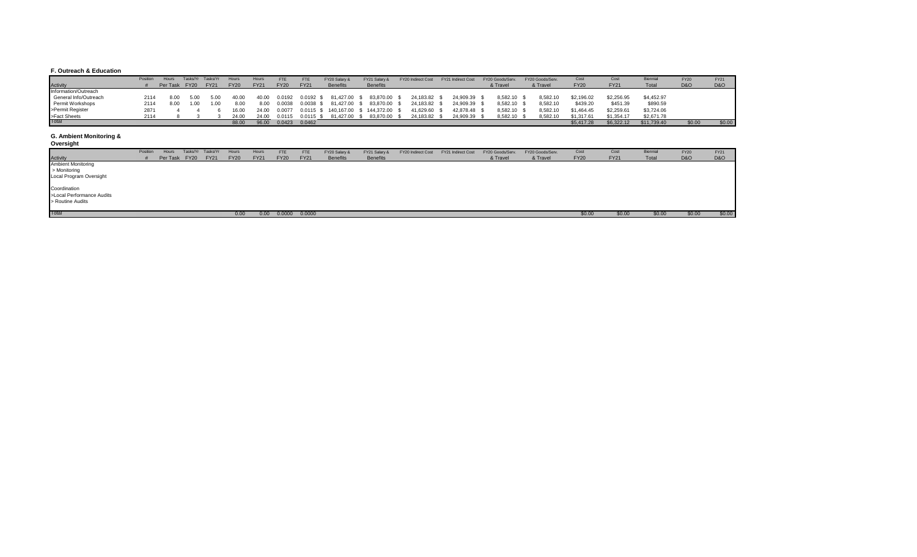### F. Outreach & Education

| Activity | Position # | Hours Per Task | Tasks/Yr FY20 | Tasks/Yr FY21 | Hours FY20 | Hours FY21 | FTE FY20 | FTE FY21 | FY20 Salary & Benefits | FY21 Salary & Benefits | FY20 Indirect Cost | FY21 Indirect Cost | FY20 Goods/Serv. & Travel | FY20 Goods/Serv. & Travel | Cost FY20 | Cost FY21 | Biennial Total | FY20 D&O | FY21 D&O |
|---|---|---|---|---|---|---|---|---|---|---|---|---|---|---|---|---|---|---|---|
| Information/Outreach | | | | | | | | | | | | | | | | | | | |
| General Info/Outreach | 2114 | 8.00 | 5.00 | 5.00 | 40.00 | 40.00 | 0.0192 | 0.0192 | $ 81,427.00 | $ 83,870.00 | $ 24,183.82 | $ 24,909.39 | $ 8,582.10 | $ 8,582.10 | $2,196.02 | $2,256.95 | $4,452.97 | | |
| Permit Workshops | 2114 | 8.00 | 1.00 | 1.00 | 8.00 | 8.00 | 0.0038 | 0.0038 | $ 81,427.00 | $ 83,870.00 | $ 24,183.82 | $ 24,909.39 | $ 8,582.10 | $ 8,582.10 | $439.20 | $451.39 | $890.59 | | |
| >Permit Register | 2871 | 4 | 4 | 6 | 16.00 | 24.00 | 0.0077 | 0.0115 | $ 140,167.00 | $ 144,372.00 | $ 41,629.60 | $ 42,878.48 | $ 8,582.10 | $ 8,582.10 | $1,464.45 | $2,259.61 | $3,724.06 | | |
| >Fact Sheets | 2114 | 8 | 3 | 3 | 24.00 | 24.00 | 0.0115 | 0.0115 | $ 81,427.00 | $ 83,870.00 | $ 24,183.82 | $ 24,909.39 | $ 8,582.10 | $ 8,582.10 | $1,317.61 | $1,354.17 | $2,671.78 | | |
| Total | | | | | 88.00 | 96.00 | 0.0423 | 0.0462 | | | | | | | $5,417.28 | $6,322.12 | $11,739.40 | $0.00 | $0.00 |

### G. Ambient Monitoring & Oversight

| Activity | Position # | Hours Per Task | Tasks/Yr FY20 | Tasks/Yr FY21 | Hours FY20 | Hours FY21 | FTE FY20 | FTE FY21 | FY20 Salary & Benefits | FY21 Salary & Benefits | FY20 Indirect Cost | FY21 Indirect Cost | FY20 Goods/Serv. & Travel | FY20 Goods/Serv. & Travel | Cost FY20 | Cost FY21 | Biennial Total | FY20 D&O | FY21 D&O |
|---|---|---|---|---|---|---|---|---|---|---|---|---|---|---|---|---|---|---|---|
| Ambient Monitoring | | | | | | | | | | | | | | | | | | | |
| > Monitoring | | | | | | | | | | | | | | | | | | | |
| Local Program Oversight | | | | | | | | | | | | | | | | | | | |
| Coordination | | | | | | | | | | | | | | | | | | | |
| >Local Performance Audits | | | | | | | | | | | | | | | | | | | |
| > Routine Audits | | | | | | | | | | | | | | | | | | | |
| Total | | | | | 0.00 | 0.00 | 0.0000 | 0.0000 | | | | | | | $0.00 | $0.00 | $0.00 | $0.00 | $0.00 |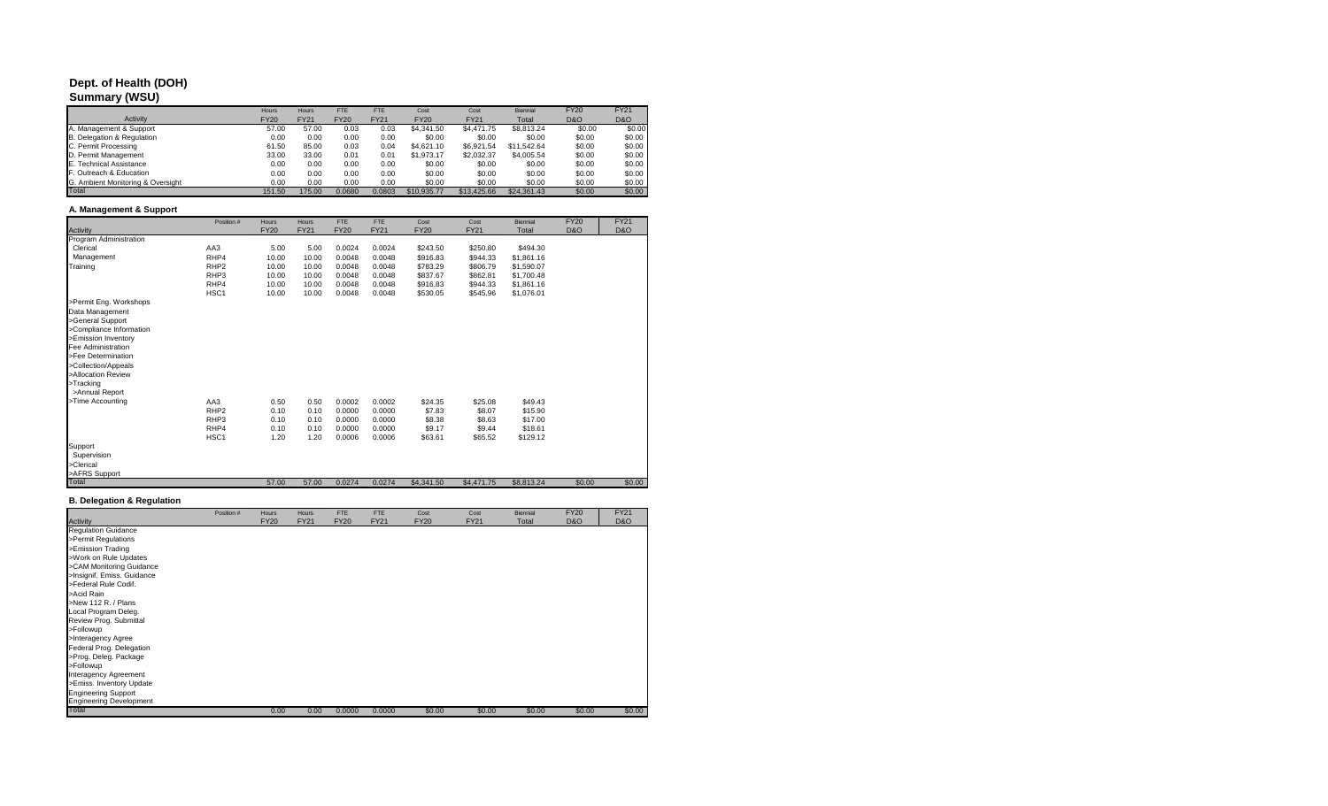# Dept. of Health (DOH)
## Summary (WSU)

| Activity | Hours FY20 | Hours FY21 | FTE FY20 | FTE FY21 | Cost FY20 | Cost FY21 | Biennial Total | FY20 D&O | FY21 D&O |
|---|---|---|---|---|---|---|---|---|---|
| A. Management & Support | 57.00 | 57.00 | 0.03 | 0.03 | $4,341.50 | $4,471.75 | $8,813.24 | $0.00 | $0.00 |
| B. Delegation & Regulation | 0.00 | 0.00 | 0.00 | 0.00 | $0.00 | $0.00 | $0.00 | $0.00 | $0.00 |
| C. Permit Processing | 61.50 | 85.00 | 0.03 | 0.04 | $4,621.10 | $6,921.54 | $11,542.64 | $0.00 | $0.00 |
| D. Permit Management | 33.00 | 33.00 | 0.01 | 0.01 | $1,973.17 | $2,032.37 | $4,005.54 | $0.00 | $0.00 |
| E. Technical Assistance | 0.00 | 0.00 | 0.00 | 0.00 | $0.00 | $0.00 | $0.00 | $0.00 | $0.00 |
| F. Outreach & Education | 0.00 | 0.00 | 0.00 | 0.00 | $0.00 | $0.00 | $0.00 | $0.00 | $0.00 |
| G. Ambient Monitoring & Oversight | 0.00 | 0.00 | 0.00 | 0.00 | $0.00 | $0.00 | $0.00 | $0.00 | $0.00 |
| Total | 151.50 | 175.00 | 0.0680 | 0.0803 | $10,935.77 | $13,425.66 | $24,361.43 | $0.00 | $0.00 |

### A. Management & Support

| Activity | Position # | Hours FY20 | Hours FY21 | FTE FY20 | FTE FY21 | Cost FY20 | Cost FY21 | Biennial Total | FY20 D&O | FY21 D&O |
|---|---|---|---|---|---|---|---|---|---|---|
| Program Administration | | | | | | | | | | |
| Clerical | AA3 | 5.00 | 5.00 | 0.0024 | 0.0024 | $243.50 | $250.80 | $494.30 | | |
| Management | RHP4 | 10.00 | 10.00 | 0.0048 | 0.0048 | $916.83 | $944.33 | $1,861.16 | | |
| Training | RHP2 | 10.00 | 10.00 | 0.0048 | 0.0048 | $783.29 | $806.79 | $1,590.07 | | |
| | RHP3 | 10.00 | 10.00 | 0.0048 | 0.0048 | $837.67 | $862.81 | $1,700.48 | | |
| | RHP4 | 10.00 | 10.00 | 0.0048 | 0.0048 | $916.83 | $944.33 | $1,861.16 | | |
| | HSC1 | 10.00 | 10.00 | 0.0048 | 0.0048 | $530.05 | $545.96 | $1,076.01 | | |
| >Permit Eng. Workshops | | | | | | | | | | |
| Data Management | | | | | | | | | | |
| >General Support | | | | | | | | | | |
| >Compliance Information | | | | | | | | | | |
| >Emission Inventory | | | | | | | | | | |
| Fee Administration | | | | | | | | | | |
| >Fee Determination | | | | | | | | | | |
| >Collection/Appeals | | | | | | | | | | |
| >Allocation Review | | | | | | | | | | |
| >Tracking | | | | | | | | | | |
| >Annual Report | | | | | | | | | | |
| >Time Accounting | AA3 | 0.50 | 0.50 | 0.0002 | 0.0002 | $24.35 | $25.08 | $49.43 | | |
| | RHP2 | 0.10 | 0.10 | 0.0000 | 0.0000 | $7.83 | $8.07 | $15.90 | | |
| | RHP3 | 0.10 | 0.10 | 0.0000 | 0.0000 | $8.38 | $8.63 | $17.00 | | |
| | RHP4 | 0.10 | 0.10 | 0.0000 | 0.0000 | $9.17 | $9.44 | $18.61 | | |
| | HSC1 | 1.20 | 1.20 | 0.0006 | 0.0006 | $63.61 | $65.52 | $129.12 | | |
| Support | | | | | | | | | | |
| Supervision | | | | | | | | | | |
| >Clerical | | | | | | | | | | |
| >AFRS Support | | | | | | | | | | |
| Total | | 57.00 | 57.00 | 0.0274 | 0.0274 | $4,341.50 | $4,471.75 | $8,813.24 | $0.00 | $0.00 |

### B. Delegation & Regulation

| Activity | Position # | Hours FY20 | Hours FY21 | FTE FY20 | FTE FY21 | Cost FY20 | Cost FY21 | Biennial Total | FY20 D&O | FY21 D&O |
|---|---|---|---|---|---|---|---|---|---|---|
| Regulation Guidance | | | | | | | | | | |
| >Permit Regulations | | | | | | | | | | |
| >Emission Trading | | | | | | | | | | |
| >Work on Rule Updates | | | | | | | | | | |
| >CAM Monitoring Guidance | | | | | | | | | | |
| >Insignif. Emiss. Guidance | | | | | | | | | | |
| >Federal Rule Codif. | | | | | | | | | | |
| >Acid Rain | | | | | | | | | | |
| >New 112 R. / Plans | | | | | | | | | | |
| Local Program Deleg. | | | | | | | | | | |
| Review Prog. Submittal | | | | | | | | | | |
| >Followup | | | | | | | | | | |
| >Interagency Agree | | | | | | | | | | |
| Federal Prog. Delegation | | | | | | | | | | |
| >Prog. Deleg. Package | | | | | | | | | | |
| >Followup | | | | | | | | | | |
| Interagency Agreement | | | | | | | | | | |
| >Emiss. Inventory Update | | | | | | | | | | |
| Engineering Support | | | | | | | | | | |
| Engineering Development | | | | | | | | | | |
| Total | | 0.00 | 0.00 | 0.0000 | 0.0000 | $0.00 | $0.00 | $0.00 | $0.00 | $0.00 |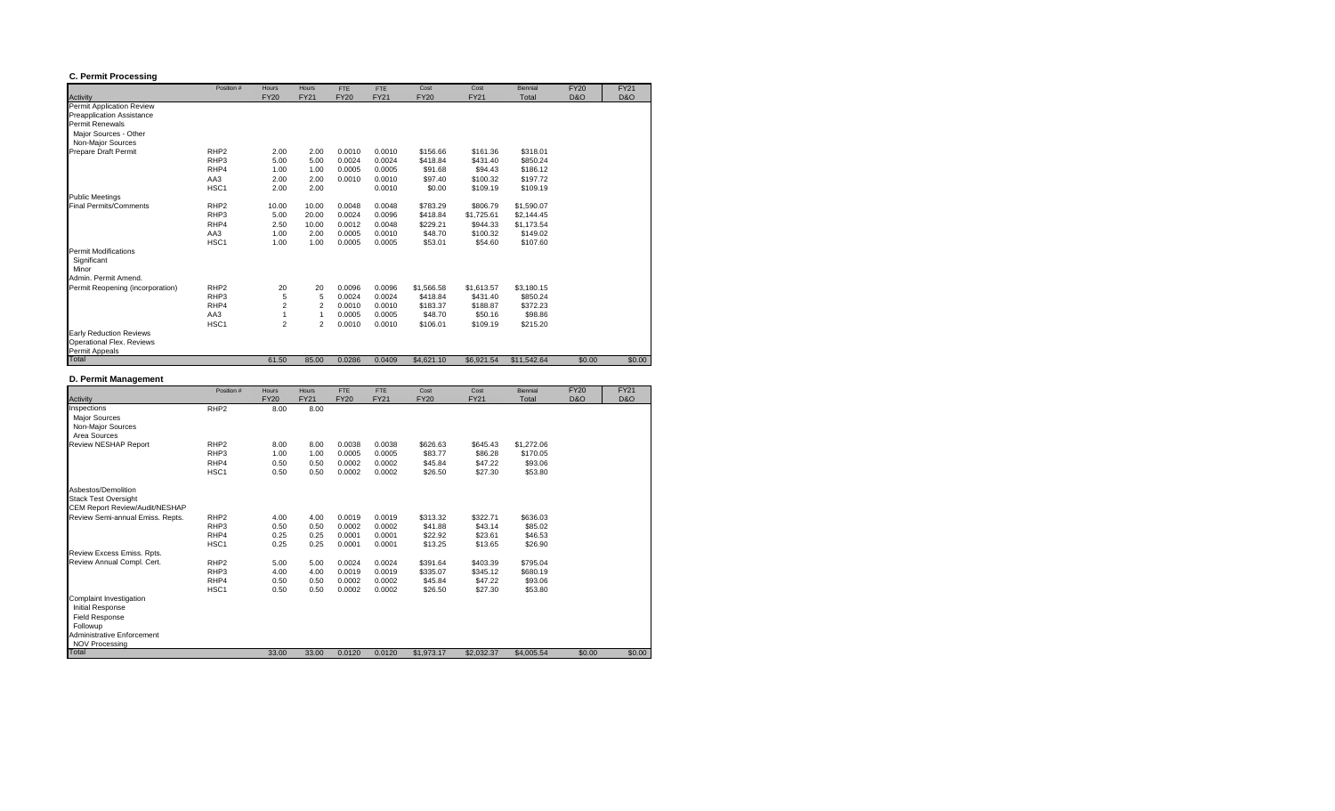### C. Permit Processing

| Activity | Position # | Hours FY20 | Hours FY21 | FTE FY20 | FTE FY21 | Cost FY20 | Cost FY21 | Biennial Total | FY20 D&O | FY21 D&O |
|---|---|---|---|---|---|---|---|---|---|---|
| Permit Application Review | | | | | | | | | | |
| Preapplication Assistance | | | | | | | | | | |
| Permit Renewals | | | | | | | | | | |
| Major Sources - Other | | | | | | | | | | |
| Non-Major Sources | | | | | | | | | | |
| Prepare Draft Permit | RHP2 | 2.00 | 2.00 | 0.0010 | 0.0010 | $156.66 | $161.36 | $318.01 | | |
| | RHP3 | 5.00 | 5.00 | 0.0024 | 0.0024 | $418.84 | $431.40 | $850.24 | | |
| | RHP4 | 1.00 | 1.00 | 0.0005 | 0.0005 | $91.68 | $94.43 | $186.12 | | |
| | AA3 | 2.00 | 2.00 | 0.0010 | 0.0010 | $97.40 | $100.32 | $197.72 | | |
| | HSC1 | 2.00 | 2.00 | | 0.0010 | $0.00 | $109.19 | $109.19 | | |
| Public Meetings | | | | | | | | | | |
| Final Permits/Comments | RHP2 | 10.00 | 10.00 | 0.0048 | 0.0048 | $783.29 | $806.79 | $1,590.07 | | |
| | RHP3 | 5.00 | 20.00 | 0.0024 | 0.0096 | $418.84 | $1,725.61 | $2,144.45 | | |
| | RHP4 | 2.50 | 10.00 | 0.0012 | 0.0048 | $229.21 | $944.33 | $1,173.54 | | |
| | AA3 | 1.00 | 2.00 | 0.0005 | 0.0010 | $48.70 | $100.32 | $149.02 | | |
| | HSC1 | 1.00 | 1.00 | 0.0005 | 0.0005 | $53.01 | $54.60 | $107.60 | | |
| Permit Modifications | | | | | | | | | | |
| Significant | | | | | | | | | | |
| Minor | | | | | | | | | | |
| Admin. Permit Amend. | | | | | | | | | | |
| Permit Reopening (incorporation) | RHP2 | 20 | 20 | 0.0096 | 0.0096 | $1,566.58 | $1,613.57 | $3,180.15 | | |
| | RHP3 | 5 | 5 | 0.0024 | 0.0024 | $418.84 | $431.40 | $850.24 | | |
| | RHP4 | 2 | 2 | 0.0010 | 0.0010 | $183.37 | $188.87 | $372.23 | | |
| | AA3 | 1 | 1 | 0.0005 | 0.0005 | $48.70 | $50.16 | $98.86 | | |
| | HSC1 | 2 | 2 | 0.0010 | 0.0010 | $106.01 | $109.19 | $215.20 | | |
| Early Reduction Reviews | | | | | | | | | | |
| Operational Flex. Reviews | | | | | | | | | | |
| Permit Appeals | | | | | | | | | | |
| Total | | 61.50 | 85.00 | 0.0286 | 0.0409 | $4,621.10 | $6,921.54 | $11,542.64 | $0.00 | $0.00 |

### D. Permit Management

| Activity | Position # | Hours FY20 | Hours FY21 | FTE FY20 | FTE FY21 | Cost FY20 | Cost FY21 | Biennial Total | FY20 D&O | FY21 D&O |
|---|---|---|---|---|---|---|---|---|---|---|
| Inspections | RHP2 | 8.00 | 8.00 | | | | | | | |
| Major Sources | | | | | | | | | | |
| Non-Major Sources | | | | | | | | | | |
| Area Sources | | | | | | | | | | |
| Review NESHAP Report | RHP2 | 8.00 | 8.00 | 0.0038 | 0.0038 | $626.63 | $645.43 | $1,272.06 | | |
| | RHP3 | 1.00 | 1.00 | 0.0005 | 0.0005 | $83.77 | $86.28 | $170.05 | | |
| | RHP4 | 0.50 | 0.50 | 0.0002 | 0.0002 | $45.84 | $47.22 | $93.06 | | |
| | HSC1 | 0.50 | 0.50 | 0.0002 | 0.0002 | $26.50 | $27.30 | $53.80 | | |
| Asbestos/Demolition | | | | | | | | | | |
| Stack Test Oversight | | | | | | | | | | |
| CEM Report Review/Audit/NESHAP | | | | | | | | | | |
| Review Semi-annual Emiss. Repts. | RHP2 | 4.00 | 4.00 | 0.0019 | 0.0019 | $313.32 | $322.71 | $636.03 | | |
| | RHP3 | 0.50 | 0.50 | 0.0002 | 0.0002 | $41.88 | $43.14 | $85.02 | | |
| | RHP4 | 0.25 | 0.25 | 0.0001 | 0.0001 | $22.92 | $23.61 | $46.53 | | |
| | HSC1 | 0.25 | 0.25 | 0.0001 | 0.0001 | $13.25 | $13.65 | $26.90 | | |
| Review Excess Emiss. Rpts. | | | | | | | | | | |
| Review Annual Compl. Cert. | RHP2 | 5.00 | 5.00 | 0.0024 | 0.0024 | $391.64 | $403.39 | $795.04 | | |
| | RHP3 | 4.00 | 4.00 | 0.0019 | 0.0019 | $335.07 | $345.12 | $680.19 | | |
| | RHP4 | 0.50 | 0.50 | 0.0002 | 0.0002 | $45.84 | $47.22 | $93.06 | | |
| | HSC1 | 0.50 | 0.50 | 0.0002 | 0.0002 | $26.50 | $27.30 | $53.80 | | |
| Complaint Investigation | | | | | | | | | | |
| Initial Response | | | | | | | | | | |
| Field Response | | | | | | | | | | |
| Followup | | | | | | | | | | |
| Administrative Enforcement | | | | | | | | | | |
| NOV Processing | | | | | | | | | | |
| Total | | 33.00 | 33.00 | 0.0120 | 0.0120 | $1,973.17 | $2,032.37 | $4,005.54 | $0.00 | $0.00 |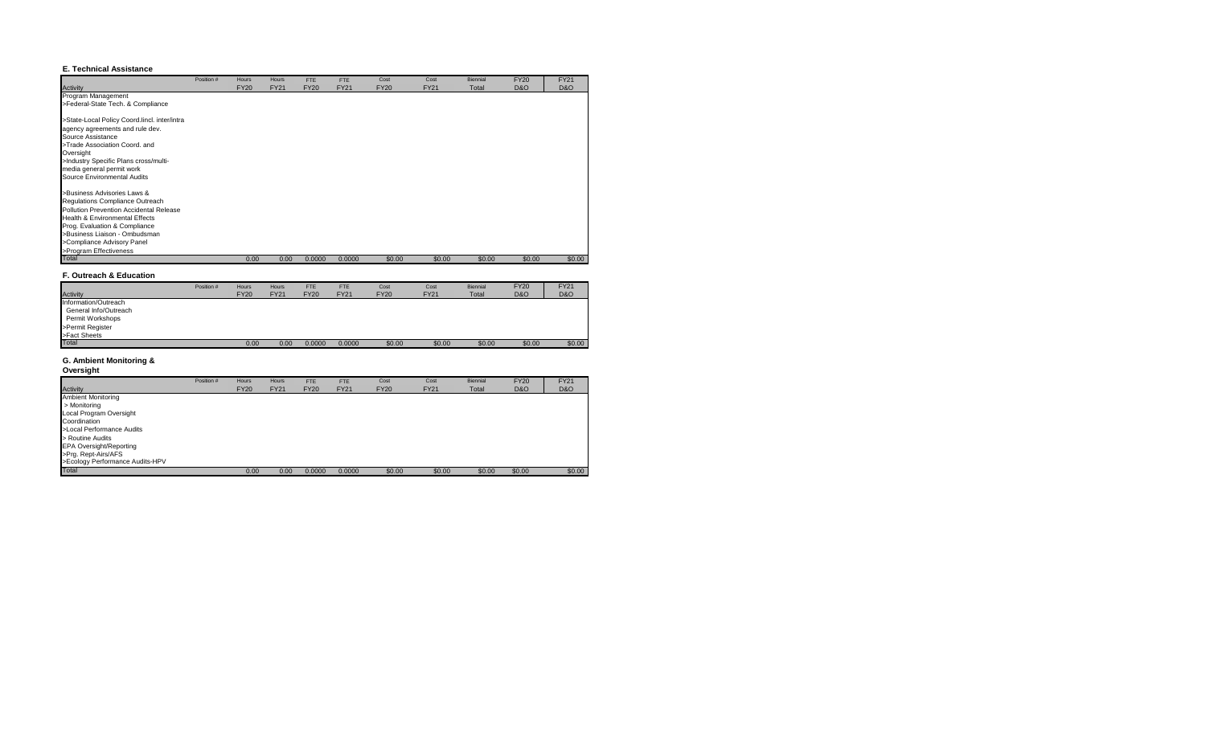### E. Technical Assistance

| Activity | Position # | Hours FY20 | Hours FY21 | FTE FY20 | FTE FY21 | Cost FY20 | Cost FY21 | Biennial Total | FY20 D&O | FY21 D&O |
|---|---|---|---|---|---|---|---|---|---|---|
| Program Management | | | | | | | | | | |
| >Federal-State Tech. & Compliance | | | | | | | | | | |
| >State-Local Policy Coord.lincl. inter/intra agency agreements and rule dev. | | | | | | | | | | |
| Source Assistance | | | | | | | | | | |
| >Trade Association Coord. and Oversight | | | | | | | | | | |
| >Industry Specific Plans cross/multi-media general permit work | | | | | | | | | | |
| Source Environmental Audits | | | | | | | | | | |
| >Business Advisories Laws & Regulations Compliance Outreach | | | | | | | | | | |
| Pollution Prevention Accidental Release | | | | | | | | | | |
| Health & Environmental Effects | | | | | | | | | | |
| Prog. Evaluation & Compliance | | | | | | | | | | |
| >Business Liaison - Ombudsman | | | | | | | | | | |
| >Compliance Advisory Panel | | | | | | | | | | |
| >Program Effectiveness | | | | | | | | | | |
| Total | | 0.00 | 0.00 | 0.0000 | 0.0000 | $0.00 | $0.00 | $0.00 | $0.00 | $0.00 |

### F. Outreach & Education

| Activity | Position # | Hours FY20 | Hours FY21 | FTE FY20 | FTE FY21 | Cost FY20 | Cost FY21 | Biennial Total | FY20 D&O | FY21 D&O |
|---|---|---|---|---|---|---|---|---|---|---|
| Information/Outreach | | | | | | | | | | |
| General Info/Outreach | | | | | | | | | | |
| Permit Workshops | | | | | | | | | | |
| >Permit Register | | | | | | | | | | |
| >Fact Sheets | | | | | | | | | | |
| Total | | 0.00 | 0.00 | 0.0000 | 0.0000 | $0.00 | $0.00 | $0.00 | $0.00 | $0.00 |

### G. Ambient Monitoring & Oversight

| Activity | Position # | Hours FY20 | Hours FY21 | FTE FY20 | FTE FY21 | Cost FY20 | Cost FY21 | Biennial Total | FY20 D&O | FY21 D&O |
|---|---|---|---|---|---|---|---|---|---|---|
| Ambient Monitoring | | | | | | | | | | |
| > Monitoring | | | | | | | | | | |
| Local Program Oversight | | | | | | | | | | |
| Coordination | | | | | | | | | | |
| >Local Performance Audits | | | | | | | | | | |
| > Routine Audits | | | | | | | | | | |
| EPA Oversight/Reporting | | | | | | | | | | |
| >Prg. Rept-Airs/AFS | | | | | | | | | | |
| >Ecology Performance Audits-HPV | | | | | | | | | | |
| Total | | 0.00 | 0.00 | 0.0000 | 0.0000 | $0.00 | $0.00 | $0.00 | $0.00 | $0.00 |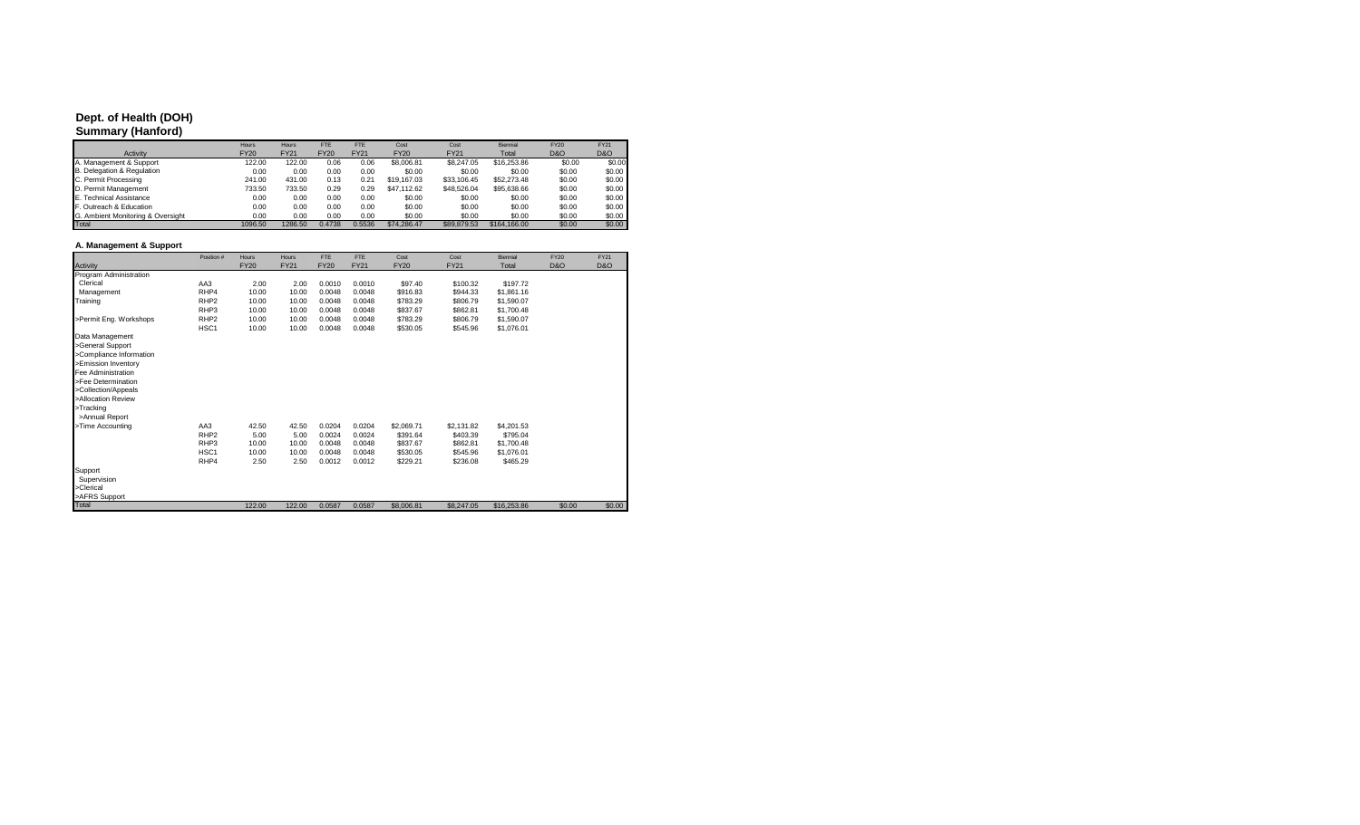## Dept. of Health (DOH)
## Summary (Hanford)

| Activity | Hours FY20 | Hours FY21 | FTE FY20 | FTE FY21 | Cost FY20 | Cost FY21 | Biennial Total | FY20 D&O | FY21 D&O |
|---|---|---|---|---|---|---|---|---|---|
| A. Management & Support | 122.00 | 122.00 | 0.06 | 0.06 | $8,006.81 | $8,247.05 | $16,253.86 | $0.00 | $0.00 |
| B. Delegation & Regulation | 0.00 | 0.00 | 0.00 | 0.00 | $0.00 | $0.00 | $0.00 | $0.00 | $0.00 |
| C. Permit Processing | 241.00 | 431.00 | 0.13 | 0.21 | $19,167.03 | $33,106.45 | $52,273.48 | $0.00 | $0.00 |
| D. Permit Management | 733.50 | 733.50 | 0.29 | 0.29 | $47,112.62 | $48,526.04 | $95,638.66 | $0.00 | $0.00 |
| E. Technical Assistance | 0.00 | 0.00 | 0.00 | 0.00 | $0.00 | $0.00 | $0.00 | $0.00 | $0.00 |
| F. Outreach & Education | 0.00 | 0.00 | 0.00 | 0.00 | $0.00 | $0.00 | $0.00 | $0.00 | $0.00 |
| G. Ambient Monitoring & Oversight | 0.00 | 0.00 | 0.00 | 0.00 | $0.00 | $0.00 | $0.00 | $0.00 | $0.00 |
| Total | 1096.50 | 1286.50 | 0.4738 | 0.5536 | $74,286.47 | $89,879.53 | $164,166.00 | $0.00 | $0.00 |

### A. Management & Support

| Activity | Position # | Hours FY20 | Hours FY21 | FTE FY20 | FTE FY21 | Cost FY20 | Cost FY21 | Biennial Total | FY20 D&O | FY21 D&O |
|---|---|---|---|---|---|---|---|---|---|---|
| Program Administration | | | | | | | | | | |
| Clerical | AA3 | 2.00 | 2.00 | 0.0010 | 0.0010 | $97.40 | $100.32 | $197.72 | | |
| Management | RHP4 | 10.00 | 10.00 | 0.0048 | 0.0048 | $916.83 | $944.33 | $1,861.16 | | |
| Training | RHP2 | 10.00 | 10.00 | 0.0048 | 0.0048 | $783.29 | $806.79 | $1,590.07 | | |
| | RHP3 | 10.00 | 10.00 | 0.0048 | 0.0048 | $837.67 | $862.81 | $1,700.48 | | |
| >Permit Eng. Workshops | RHP2 | 10.00 | 10.00 | 0.0048 | 0.0048 | $783.29 | $806.79 | $1,590.07 | | |
| | HSC1 | 10.00 | 10.00 | 0.0048 | 0.0048 | $530.05 | $545.96 | $1,076.01 | | |
| Data Management | | | | | | | | | | |
| >General Support | | | | | | | | | | |
| >Compliance Information | | | | | | | | | | |
| >Emission Inventory | | | | | | | | | | |
| Fee Administration | | | | | | | | | | |
| >Fee Determination | | | | | | | | | | |
| >Collection/Appeals | | | | | | | | | | |
| >Allocation Review | | | | | | | | | | |
| >Tracking | | | | | | | | | | |
| >Annual Report | | | | | | | | | | |
| >Time Accounting | AA3 | 42.50 | 42.50 | 0.0204 | 0.0204 | $2,069.71 | $2,131.82 | $4,201.53 | | |
| | RHP2 | 5.00 | 5.00 | 0.0024 | 0.0024 | $391.64 | $403.39 | $795.04 | | |
| | RHP3 | 10.00 | 10.00 | 0.0048 | 0.0048 | $837.67 | $862.81 | $1,700.48 | | |
| | HSC1 | 10.00 | 10.00 | 0.0048 | 0.0048 | $530.05 | $545.96 | $1,076.01 | | |
| | RHP4 | 2.50 | 2.50 | 0.0012 | 0.0012 | $229.21 | $236.08 | $465.29 | | |
| Support | | | | | | | | | | |
| Supervision | | | | | | | | | | |
| >Clerical | | | | | | | | | | |
| >AFRS Support | | | | | | | | | | |
| Total | | 122.00 | 122.00 | 0.0587 | 0.0587 | $8,006.81 | $8,247.05 | $16,253.86 | $0.00 | $0.00 |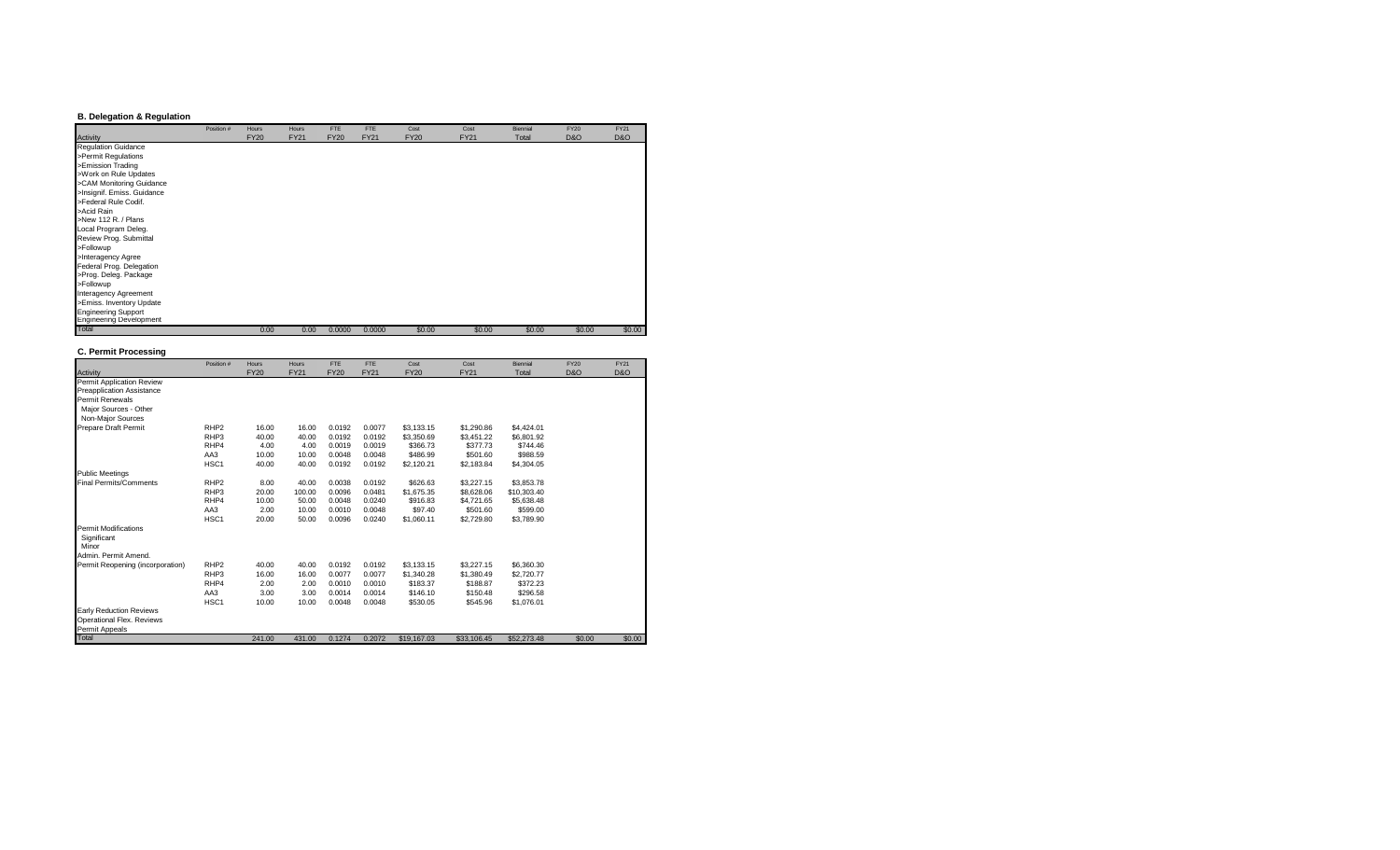### B. Delegation & Regulation

| Activity | Position # | Hours FY20 | Hours FY21 | FTE FY20 | FTE FY21 | Cost FY20 | Cost FY21 | Biennial Total | FY20 D&O | FY21 D&O |
|---|---|---|---|---|---|---|---|---|---|---|
| Regulation Guidance | | | | | | | | | | |
| >Permit Regulations | | | | | | | | | | |
| >Emission Trading | | | | | | | | | | |
| >Work on Rule Updates | | | | | | | | | | |
| >CAM Monitoring Guidance | | | | | | | | | | |
| >Insignif. Emiss. Guidance | | | | | | | | | | |
| >Federal Rule Codif. | | | | | | | | | | |
| >Acid Rain | | | | | | | | | | |
| >New 112 R. / Plans | | | | | | | | | | |
| Local Program Deleg. | | | | | | | | | | |
| Review Prog. Submittal | | | | | | | | | | |
| >Followup | | | | | | | | | | |
| >Interagency Agree | | | | | | | | | | |
| Federal Prog. Delegation | | | | | | | | | | |
| >Prog. Deleg. Package | | | | | | | | | | |
| >Followup | | | | | | | | | | |
| Interagency Agreement | | | | | | | | | | |
| >Emiss. Inventory Update | | | | | | | | | | |
| Engineering Support | | | | | | | | | | |
| Engineering Development | | | | | | | | | | |
| Total | | 0.00 | 0.00 | 0.0000 | 0.0000 | $0.00 | $0.00 | $0.00 | $0.00 | $0.00 |

### C. Permit Processing

| Activity | Position # | Hours FY20 | Hours FY21 | FTE FY20 | FTE FY21 | Cost FY20 | Cost FY21 | Biennial Total | FY20 D&O | FY21 D&O |
|---|---|---|---|---|---|---|---|---|---|---|
| Permit Application Review | | | | | | | | | | |
| Preapplication Assistance | | | | | | | | | | |
| Permit Renewals | | | | | | | | | | |
| Major Sources - Other | | | | | | | | | | |
| Non-Major Sources | | | | | | | | | | |
| Prepare Draft Permit | RHP2 | 16.00 | 16.00 | 0.0192 | 0.0077 | $3,133.15 | $1,290.86 | $4,424.01 | | |
| | RHP3 | 40.00 | 40.00 | 0.0192 | 0.0192 | $3,350.69 | $3,451.22 | $6,801.92 | | |
| | RHP4 | 4.00 | 4.00 | 0.0019 | 0.0019 | $366.73 | $377.73 | $744.46 | | |
| | AA3 | 10.00 | 10.00 | 0.0048 | 0.0048 | $486.99 | $501.60 | $988.59 | | |
| | HSC1 | 40.00 | 40.00 | 0.0192 | 0.0192 | $2,120.21 | $2,183.84 | $4,304.05 | | |
| Public Meetings | | | | | | | | | | |
| Final Permits/Comments | RHP2 | 8.00 | 40.00 | 0.0038 | 0.0192 | $626.63 | $3,227.15 | $3,853.78 | | |
| | RHP3 | 20.00 | 100.00 | 0.0096 | 0.0481 | $1,675.35 | $8,628.06 | $10,303.40 | | |
| | RHP4 | 10.00 | 50.00 | 0.0048 | 0.0240 | $916.83 | $4,721.65 | $5,638.48 | | |
| | AA3 | 2.00 | 10.00 | 0.0010 | 0.0048 | $97.40 | $501.60 | $599.00 | | |
| | HSC1 | 20.00 | 50.00 | 0.0096 | 0.0240 | $1,060.11 | $2,729.80 | $3,789.90 | | |
| Permit Modifications | | | | | | | | | | |
| Significant | | | | | | | | | | |
| Minor | | | | | | | | | | |
| Admin. Permit Amend. | | | | | | | | | | |
| Permit Reopening (incorporation) | RHP2 | 40.00 | 40.00 | 0.0192 | 0.0192 | $3,133.15 | $3,227.15 | $6,360.30 | | |
| | RHP3 | 16.00 | 16.00 | 0.0077 | 0.0077 | $1,340.28 | $1,380.49 | $2,720.77 | | |
| | RHP4 | 2.00 | 2.00 | 0.0010 | 0.0010 | $183.37 | $188.87 | $372.23 | | |
| | AA3 | 3.00 | 3.00 | 0.0014 | 0.0014 | $146.10 | $150.48 | $296.58 | | |
| | HSC1 | 10.00 | 10.00 | 0.0048 | 0.0048 | $530.05 | $545.96 | $1,076.01 | | |
| Early Reduction Reviews | | | | | | | | | | |
| Operational Flex. Reviews | | | | | | | | | | |
| Permit Appeals | | | | | | | | | | |
| Total | | 241.00 | 431.00 | 0.1274 | 0.2072 | $19,167.03 | $33,106.45 | $52,273.48 | $0.00 | $0.00 |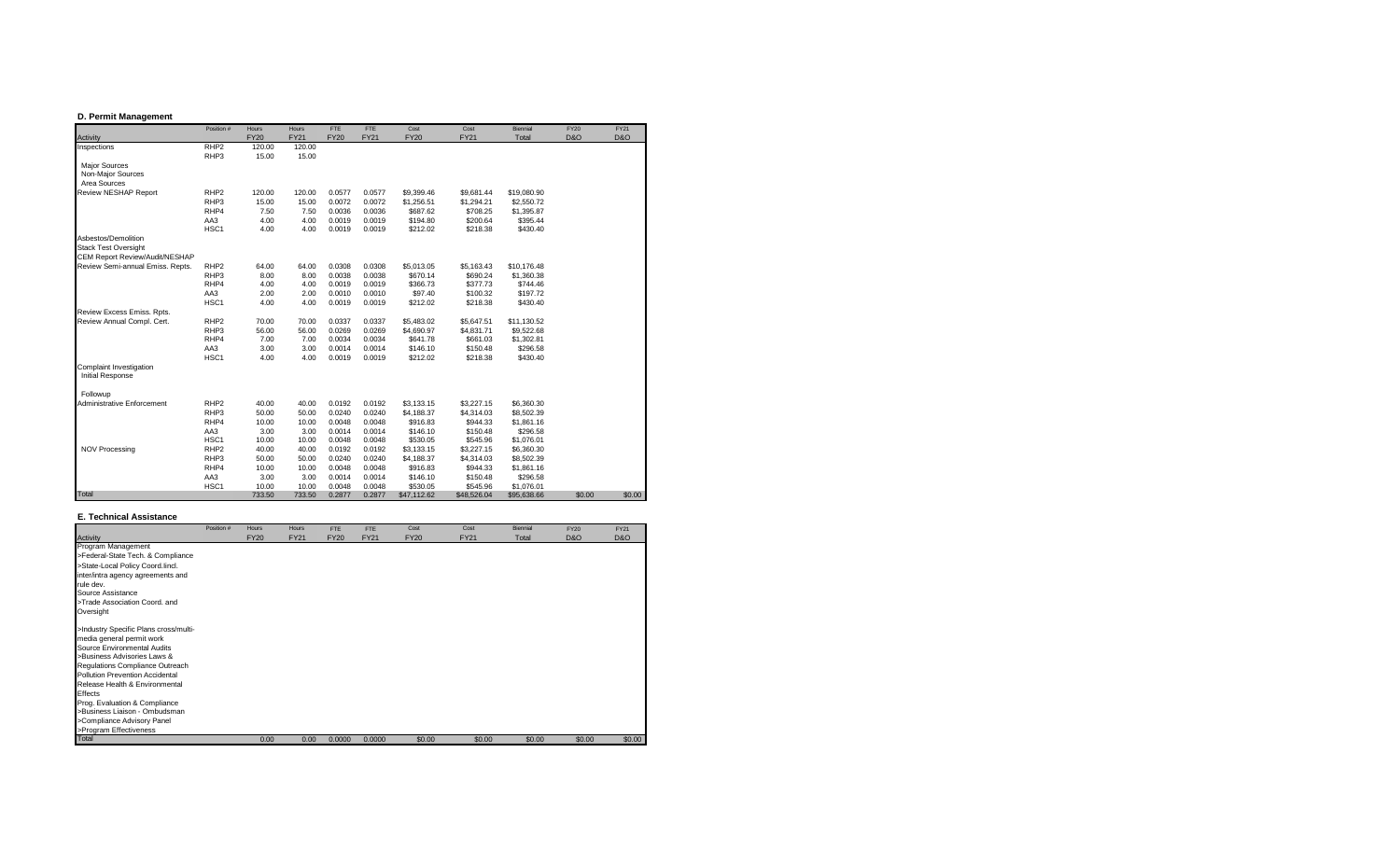### D. Permit Management

| Activity | Position # | Hours FY20 | Hours FY21 | FTE FY20 | FTE FY21 | Cost FY20 | Cost FY21 | Biennial Total | FY20 D&O | FY21 D&O |
|---|---|---|---|---|---|---|---|---|---|---|
| Inspections | RHP2 | 120.00 | 120.00 | | | | | | | |
| | RHP3 | 15.00 | 15.00 | | | | | | | |
| Major Sources | | | | | | | | | | |
| Non-Major Sources | | | | | | | | | | |
| Area Sources | | | | | | | | | | |
| Review NESHAP Report | RHP2 | 120.00 | 120.00 | 0.0577 | 0.0577 | $9,399.46 | $9,681.44 | $19,080.90 | | |
| | RHP3 | 15.00 | 15.00 | 0.0072 | 0.0072 | $1,256.51 | $1,294.21 | $2,550.72 | | |
| | RHP4 | 7.50 | 7.50 | 0.0036 | 0.0036 | $687.62 | $708.25 | $1,395.87 | | |
| | AA3 | 4.00 | 4.00 | 0.0019 | 0.0019 | $194.80 | $200.64 | $395.44 | | |
| | HSC1 | 4.00 | 4.00 | 0.0019 | 0.0019 | $212.02 | $218.38 | $430.40 | | |
| Asbestos/Demolition | | | | | | | | | | |
| Stack Test Oversight | | | | | | | | | | |
| CEM Report Review/Audit/NESHAP | | | | | | | | | | |
| Review Semi-annual Emiss. Repts. | RHP2 | 64.00 | 64.00 | 0.0308 | 0.0308 | $5,013.05 | $5,163.43 | $10,176.48 | | |
| | RHP3 | 8.00 | 8.00 | 0.0038 | 0.0038 | $670.14 | $690.24 | $1,360.38 | | |
| | RHP4 | 4.00 | 4.00 | 0.0019 | 0.0019 | $366.73 | $377.73 | $744.46 | | |
| | AA3 | 2.00 | 2.00 | 0.0010 | 0.0010 | $97.40 | $100.32 | $197.72 | | |
| | HSC1 | 4.00 | 4.00 | 0.0019 | 0.0019 | $212.02 | $218.38 | $430.40 | | |
| Review Excess Emiss. Rpts. | | | | | | | | | | |
| Review Annual Compl. Cert. | RHP2 | 70.00 | 70.00 | 0.0337 | 0.0337 | $5,483.02 | $5,647.51 | $11,130.52 | | |
| | RHP3 | 56.00 | 56.00 | 0.0269 | 0.0269 | $4,690.97 | $4,831.71 | $9,522.68 | | |
| | RHP4 | 7.00 | 7.00 | 0.0034 | 0.0034 | $641.78 | $661.03 | $1,302.81 | | |
| | AA3 | 3.00 | 3.00 | 0.0014 | 0.0014 | $146.10 | $150.48 | $296.58 | | |
| | HSC1 | 4.00 | 4.00 | 0.0019 | 0.0019 | $212.02 | $218.38 | $430.40 | | |
| Complaint Investigation | | | | | | | | | | |
| Initial Response | | | | | | | | | | |
| Followup | | | | | | | | | | |
| Administrative Enforcement | RHP2 | 40.00 | 40.00 | 0.0192 | 0.0192 | $3,133.15 | $3,227.15 | $6,360.30 | | |
| | RHP3 | 50.00 | 50.00 | 0.0240 | 0.0240 | $4,188.37 | $4,314.03 | $8,502.39 | | |
| | RHP4 | 10.00 | 10.00 | 0.0048 | 0.0048 | $916.83 | $944.33 | $1,861.16 | | |
| | AA3 | 3.00 | 3.00 | 0.0014 | 0.0014 | $146.10 | $150.48 | $296.58 | | |
| | HSC1 | 10.00 | 10.00 | 0.0048 | 0.0048 | $530.05 | $545.96 | $1,076.01 | | |
| NOV Processing | RHP2 | 40.00 | 40.00 | 0.0192 | 0.0192 | $3,133.15 | $3,227.15 | $6,360.30 | | |
| | RHP3 | 50.00 | 50.00 | 0.0240 | 0.0240 | $4,188.37 | $4,314.03 | $8,502.39 | | |
| | RHP4 | 10.00 | 10.00 | 0.0048 | 0.0048 | $916.83 | $944.33 | $1,861.16 | | |
| | AA3 | 3.00 | 3.00 | 0.0014 | 0.0014 | $146.10 | $150.48 | $296.58 | | |
| | HSC1 | 10.00 | 10.00 | 0.0048 | 0.0048 | $530.05 | $545.96 | $1,076.01 | | |
| Total | | 733.50 | 733.50 | 0.2877 | 0.2877 | $47,112.62 | $48,526.04 | $95,638.66 | $0.00 | $0.00 |

### E. Technical Assistance

| Activity | Position # | Hours FY20 | Hours FY21 | FTE FY20 | FTE FY21 | Cost FY20 | Cost FY21 | Biennial Total | FY20 D&O | FY21 D&O |
|---|---|---|---|---|---|---|---|---|---|---|
| Program Management | | | | | | | | | | |
| >Federal-State Tech. & Compliance | | | | | | | | | | |
| >State-Local Policy Coord.lincl. inter/intra agency agreements and rule dev. | | | | | | | | | | |
| Source Assistance | | | | | | | | | | |
| >Trade Association Coord. and Oversight | | | | | | | | | | |
| >Industry Specific Plans cross/multi-media general permit work | | | | | | | | | | |
| Source Environmental Audits | | | | | | | | | | |
| >Business Advisories Laws & Regulations Compliance Outreach | | | | | | | | | | |
| Pollution Prevention Accidental Release Health & Environmental Effects | | | | | | | | | | |
| Prog. Evaluation & Compliance | | | | | | | | | | |
| >Business Liaison - Ombudsman | | | | | | | | | | |
| >Compliance Advisory Panel | | | | | | | | | | |
| >Program Effectiveness | | | | | | | | | | |
| Total | | 0.00 | 0.00 | 0.0000 | 0.0000 | $0.00 | $0.00 | $0.00 | $0.00 | $0.00 |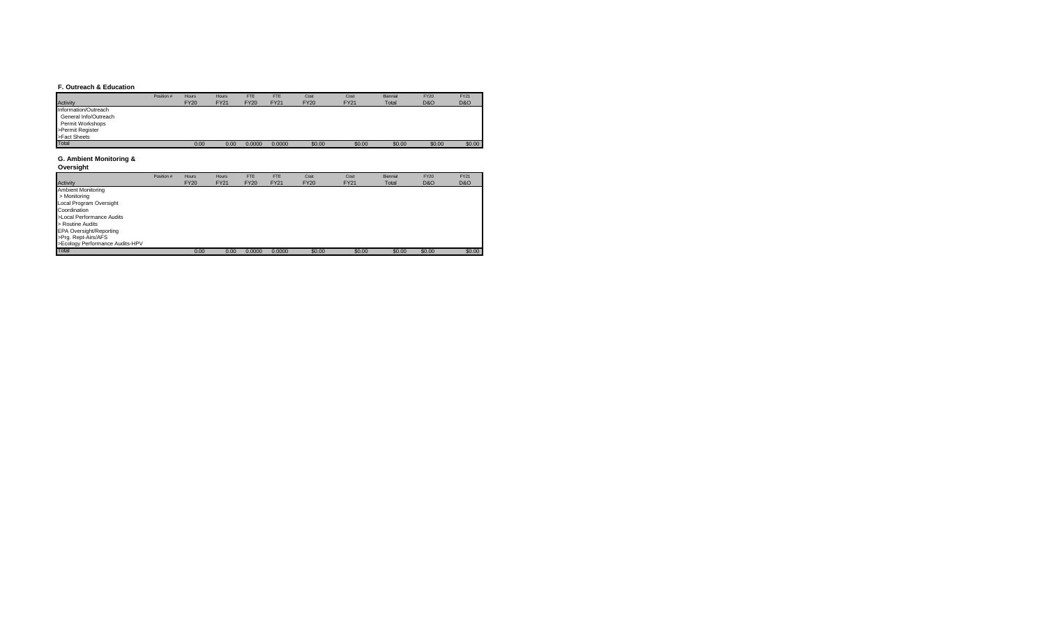**F. Outreach & Education**

| Activity | Position # | Hours FY20 | Hours FY21 | FTE FY20 | FTE FY21 | Cost FY20 | Cost FY21 | Biennial Total | FY20 D&O | FY21 D&O |
|---|---|---|---|---|---|---|---|---|---|---|
| Information/Outreach | | | | | | | | | | |
| General Info/Outreach | | | | | | | | | | |
| Permit Workshops | | | | | | | | | | |
| >Permit Register | | | | | | | | | | |
| >Fact Sheets | | | | | | | | | | |
| Total | | 0.00 | 0.00 | 0.0000 | 0.0000 | $0.00 | $0.00 | $0.00 | $0.00 | $0.00 |

**G. Ambient Monitoring & Oversight**

| Activity | Position # | Hours FY20 | Hours FY21 | FTE FY20 | FTE FY21 | Cost FY20 | Cost FY21 | Biennial Total | FY20 D&O | FY21 D&O |
|---|---|---|---|---|---|---|---|---|---|---|
| Ambient Monitoring | | | | | | | | | | |
| > Monitoring | | | | | | | | | | |
| Local Program Oversight | | | | | | | | | | |
| Coordination | | | | | | | | | | |
| >Local Performance Audits | | | | | | | | | | |
| > Routine Audits | | | | | | | | | | |
| EPA Oversight/Reporting | | | | | | | | | | |
| >Prg. Rept-Airs/AFS | | | | | | | | | | |
| >Ecology Performance Audits-HPV | | | | | | | | | | |
| Total | | 0.00 | 0.00 | 0.0000 | 0.0000 | $0.00 | $0.00 | $0.00 | $0.00 | $0.00 |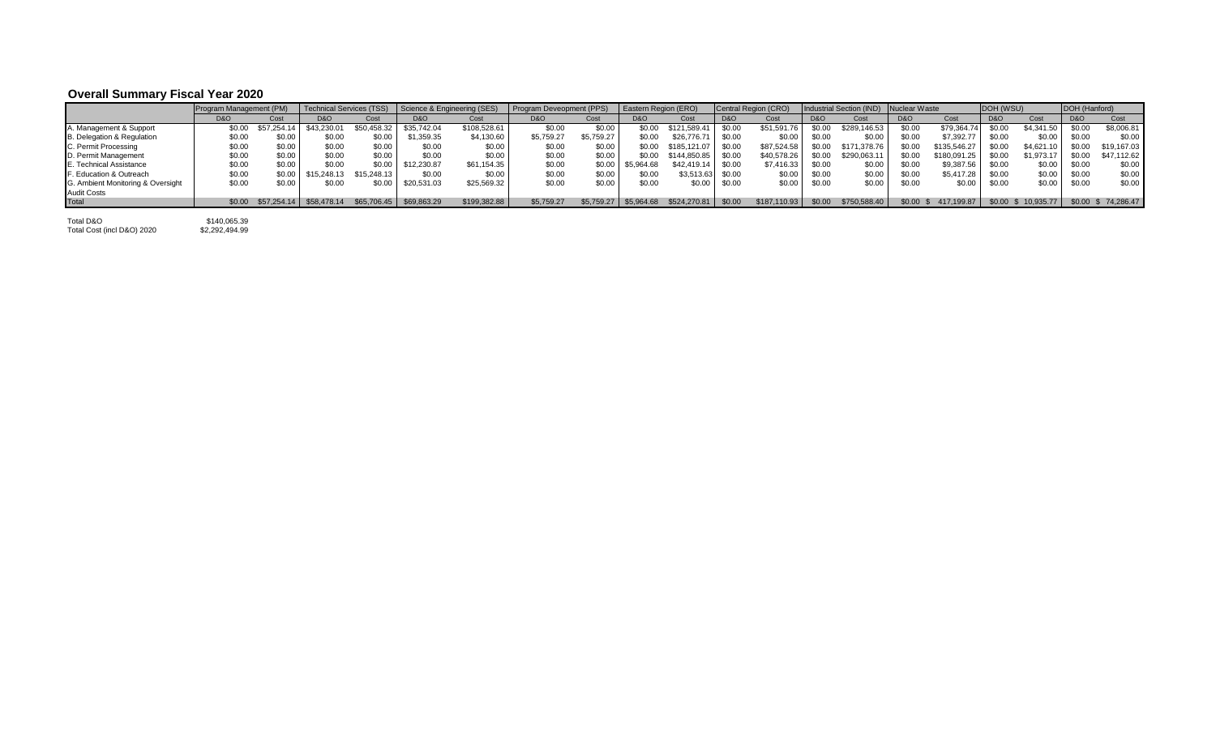## Overall Summary Fiscal Year 2020

| | Program Management (PM) | | Technical Services (TSS) | | Science & Engineering (SES) | | Program Deveopment (PPS) | | Eastern Region (ERO) | | Central Region (CRO) | | Industrial Section (IND) | | Nuclear Waste | | DOH (WSU) | | DOH (Hanford) | |
|---|---|---|---|---|---|---|---|---|---|---|---|---|---|---|---|---|---|---|---|---|
| | D&O | Cost | D&O | Cost | D&O | Cost | D&O | Cost | D&O | Cost | D&O | Cost | D&O | Cost | D&O | Cost | D&O | Cost | D&O | Cost |
| A. Management & Support | $0.00 | $57,254.14 | $43,230.01 | $50,458.32 | $35,742.04 | $108,528.61 | $0.00 | $0.00 | $0.00 | $121,589.41 | $0.00 | $51,591.76 | $0.00 | $289,146.53 | $0.00 | $79,364.74 | $0.00 | $4,341.50 | $0.00 | $8,006.81 |
| B. Delegation & Regulation | $0.00 | $0.00 | $0.00 | $0.00 | $1,359.35 | $4,130.60 | $5,759.27 | $5,759.27 | $0.00 | $26,776.71 | $0.00 | $0.00 | $0.00 | $0.00 | $0.00 | $7,392.77 | $0.00 | $0.00 | $0.00 | $0.00 |
| C. Permit Processing | $0.00 | $0.00 | $0.00 | $0.00 | $0.00 | $0.00 | $0.00 | $0.00 | $0.00 | $185,121.07 | $0.00 | $87,524.58 | $0.00 | $171,378.76 | $0.00 | $135,546.27 | $0.00 | $4,621.10 | $0.00 | $19,167.03 |
| D. Permit Management | $0.00 | $0.00 | $0.00 | $0.00 | $0.00 | $0.00 | $0.00 | $0.00 | $0.00 | $144,850.85 | $0.00 | $40,578.26 | $0.00 | $290,063.11 | $0.00 | $180,091.25 | $0.00 | $1,973.17 | $0.00 | $47,112.62 |
| E. Technical Assistance | $0.00 | $0.00 | $0.00 | $0.00 | $12,230.87 | $61,154.35 | $0.00 | $0.00 | $5,964.68 | $42,419.14 | $0.00 | $7,416.33 | $0.00 | $0.00 | $0.00 | $9,387.56 | $0.00 | $0.00 | $0.00 | $0.00 |
| F. Education & Outreach | $0.00 | $0.00 | $15,248.13 | $15,248.13 | $0.00 | $0.00 | $0.00 | $0.00 | $0.00 | $3,513.63 | $0.00 | $0.00 | $0.00 | $0.00 | $0.00 | $5,417.28 | $0.00 | $0.00 | $0.00 | $0.00 |
| G. Ambient Monitoring & Oversight | $0.00 | $0.00 | $0.00 | $0.00 | $20,531.03 | $25,569.32 | $0.00 | $0.00 | $0.00 | $0.00 | $0.00 | $0.00 | $0.00 | $0.00 | $0.00 | $0.00 | $0.00 | $0.00 | $0.00 | $0.00 |
| Audit Costs | | | | | | | | | | | | | | | | | | | | |
| Total | $0.00 | $57,254.14 | $58,478.14 | $65,706.45 | $69,863.29 | $199,382.88 | $5,759.27 | $5,759.27 | $5,964.68 | $524,270.81 | $0.00 | $187,110.93 | $0.00 | $750,588.40 | $0.00 | $ 417,199.87 | $0.00 | $ 10,935.77 | $0.00 | $ 74,286.47 |

Total D&O $140,065.39

Total Cost (incl D&O) 2020 $2,292,494.99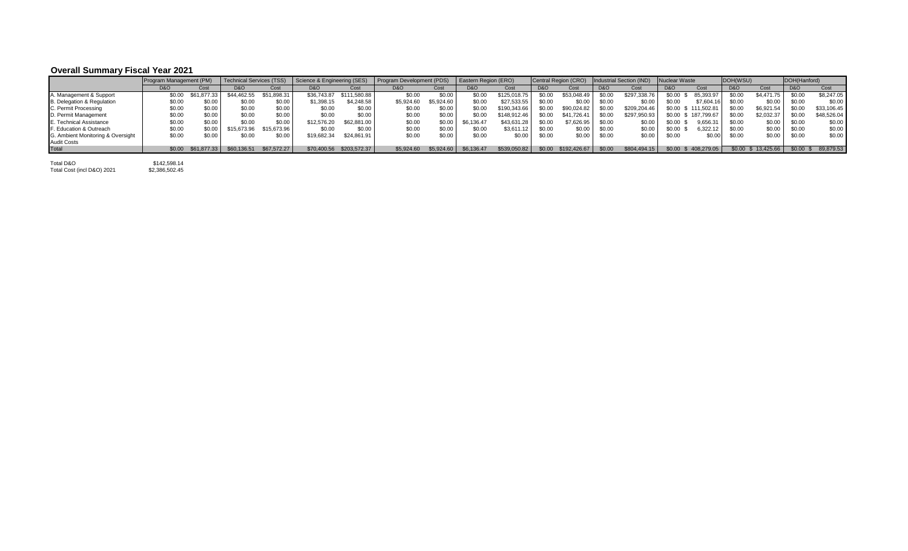## Overall Summary Fiscal Year 2021

| | Program Management (PM) | | Technical Services (TSS) | | Science & Engineering (SES) | | Program Development (PDS) | | Eastern Region (ERO) | | Central Region (CRO) | | Industrial Section (IND) | | Nuclear Waste | | DOH(WSU) | | DOH(Hanford) | |
|---|---|---|---|---|---|---|---|---|---|---|---|---|---|---|---|---|---|---|---|---|
| | D&O | Cost | D&O | Cost | D&O | Cost | D&O | Cost | D&O | Cost | D&O | Cost | D&O | Cost | D&O | Cost | D&O | Cost | D&O | Cost |
| A. Management & Support | $0.00 | $61,877.33 | $44,462.55 | $51,898.31 | $36,743.87 | $111,580.88 | $0.00 | $0.00 | $0.00 | $125,018.75 | $0.00 | $53,048.49 | $0.00 | $297,338.76 | $0.00 | $ 85,393.97 | $0.00 | $4,471.75 | $0.00 | $8,247.05 |
| B. Delegation & Regulation | $0.00 | $0.00 | $0.00 | $0.00 | $1,398.15 | $4,248.58 | $5,924.60 | $5,924.60 | $0.00 | $27,533.55 | $0.00 | $0.00 | $0.00 | $0.00 | $0.00 | $7,604.16 | $0.00 | $0.00 | $0.00 | $0.00 |
| C. Permit Processing | $0.00 | $0.00 | $0.00 | $0.00 | $0.00 | $0.00 | $0.00 | $0.00 | $0.00 | $190,343.66 | $0.00 | $90,024.82 | $0.00 | $209,204.46 | $0.00 | $ 111,502.81 | $0.00 | $6,921.54 | $0.00 | $33,106.45 |
| D. Permit Management | $0.00 | $0.00 | $0.00 | $0.00 | $0.00 | $0.00 | $0.00 | $0.00 | $0.00 | $148,912.46 | $0.00 | $41,726.41 | $0.00 | $297,950.93 | $0.00 | $ 187,799.67 | $0.00 | $2,032.37 | $0.00 | $48,526.04 |
| E. Technical Assistance | $0.00 | $0.00 | $0.00 | $0.00 | $12,576.20 | $62,881.00 | $0.00 | $0.00 | $6,136.47 | $43,631.28 | $0.00 | $7,626.95 | $0.00 | $0.00 | $0.00 | $ 9,656.31 | $0.00 | $0.00 | $0.00 | $0.00 |
| F. Education & Outreach | $0.00 | $0.00 | $15,673.96 | $15,673.96 | $0.00 | $0.00 | $0.00 | $0.00 | $0.00 | $3,611.12 | $0.00 | $0.00 | $0.00 | $0.00 | $0.00 | $ 6,322.12 | $0.00 | $0.00 | $0.00 | $0.00 |
| G. Ambient Monitoring & Oversight | $0.00 | $0.00 | $0.00 | $0.00 | $19,682.34 | $24,861.91 | $0.00 | $0.00 | $0.00 | $0.00 | $0.00 | $0.00 | $0.00 | $0.00 | $0.00 | $0.00 | $0.00 | $0.00 | $0.00 | $0.00 |
| Audit Costs | | | | | | | | | | | | | | | | | | | | |
| Total | $0.00 | $61,877.33 | $60,136.51 | $67,572.27 | $70,400.56 | $203,572.37 | $5,924.60 | $5,924.60 | $6,136.47 | $539,050.82 | $0.00 | $192,426.67 | $0.00 | $804,494.15 | $0.00 | $ 408,279.05 | $0.00 | $ 13,425.66 | $0.00 | $ 89,879.53 |

Total D&O $142,598.14

Total Cost (incl D&O) 2021 $2,386,502.45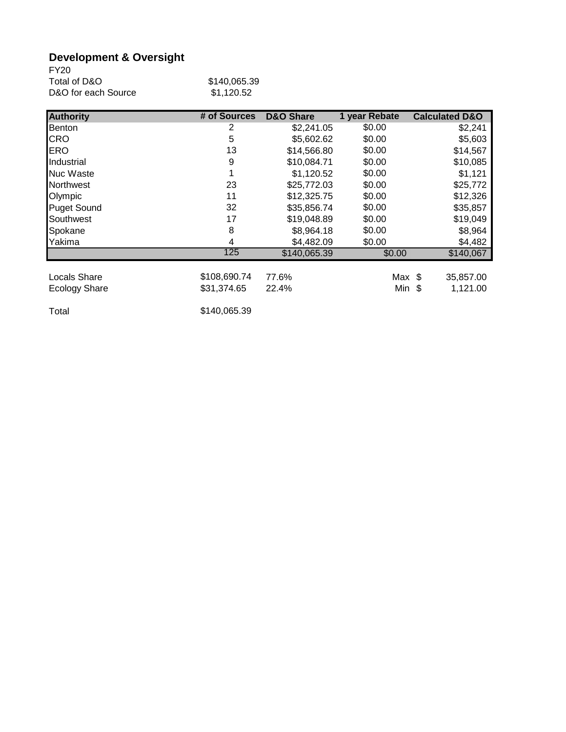## Development & Oversight

FY20

| | |
|---|---|
| Total of D&O | $140,065.39 |
| D&O for each Source | $1,120.52 |

| Authority | # of Sources | D&O Share | 1 year Rebate | Calculated D&O |
|---|---|---|---|---|
| Benton | 2 | $2,241.05 | $0.00 | $2,241 |
| CRO | 5 | $5,602.62 | $0.00 | $5,603 |
| ERO | 13 | $14,566.80 | $0.00 | $14,567 |
| Industrial | 9 | $10,084.71 | $0.00 | $10,085 |
| Nuc Waste | 1 | $1,120.52 | $0.00 | $1,121 |
| Northwest | 23 | $25,772.03 | $0.00 | $25,772 |
| Olympic | 11 | $12,325.75 | $0.00 | $12,326 |
| Puget Sound | 32 | $35,856.74 | $0.00 | $35,857 |
| Southwest | 17 | $19,048.89 | $0.00 | $19,049 |
| Spokane | 8 | $8,964.18 | $0.00 | $8,964 |
| Yakima | 4 | $4,482.09 | $0.00 | $4,482 |
| | 125 | $140,065.39 | $0.00 | $140,067 |

| | | | | |
|---|---|---|---|---|
| Locals Share | $108,690.74 | 77.6% | Max $ | 35,857.00 |
| Ecology Share | $31,374.65 | 22.4% | Min $ | 1,121.00 |
| | | | | |
| Total | $140,065.39 | | | |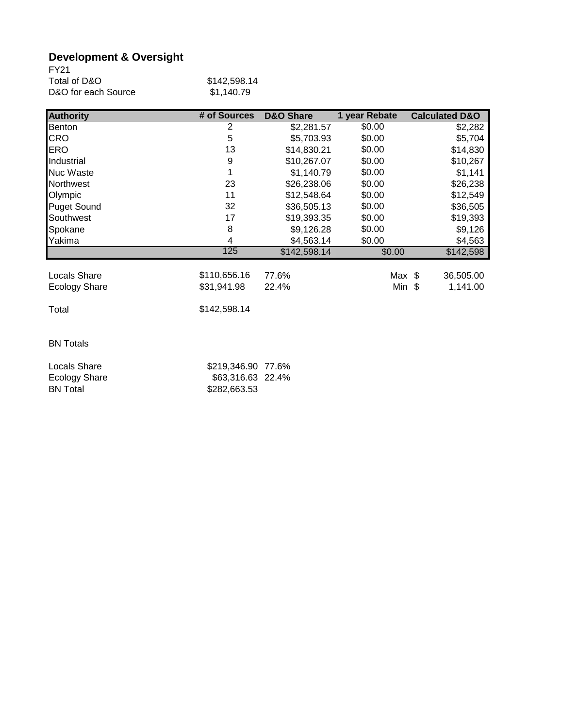## Development & Oversight

FY21

| | |
|---|---|
| Total of D&O | $142,598.14 |
| D&O for each Source | $1,140.79 |

| Authority | # of Sources | D&O Share | 1 year Rebate | Calculated D&O |
|---|---|---|---|---|
| Benton | 2 | $2,281.57 | $0.00 | $2,282 |
| CRO | 5 | $5,703.93 | $0.00 | $5,704 |
| ERO | 13 | $14,830.21 | $0.00 | $14,830 |
| Industrial | 9 | $10,267.07 | $0.00 | $10,267 |
| Nuc Waste | 1 | $1,140.79 | $0.00 | $1,141 |
| Northwest | 23 | $26,238.06 | $0.00 | $26,238 |
| Olympic | 11 | $12,548.64 | $0.00 | $12,549 |
| Puget Sound | 32 | $36,505.13 | $0.00 | $36,505 |
| Southwest | 17 | $19,393.35 | $0.00 | $19,393 |
| Spokane | 8 | $9,126.28 | $0.00 | $9,126 |
| Yakima | 4 | $4,563.14 | $0.00 | $4,563 |
| | 125 | $142,598.14 | $0.00 | $142,598 |

| | | | | |
|---|---|---|---|---|
| Locals Share | $110,656.16 | 77.6% | Max $ | 36,505.00 |
| Ecology Share | $31,941.98 | 22.4% | Min $ | 1,141.00 |
| | | | | |
| Total | $142,598.14 | | | |

BN Totals

| | | |
|---|---|---|
| Locals Share | $219,346.90 | 77.6% |
| Ecology Share | $63,316.63 | 22.4% |
| BN Total | $282,663.53 | |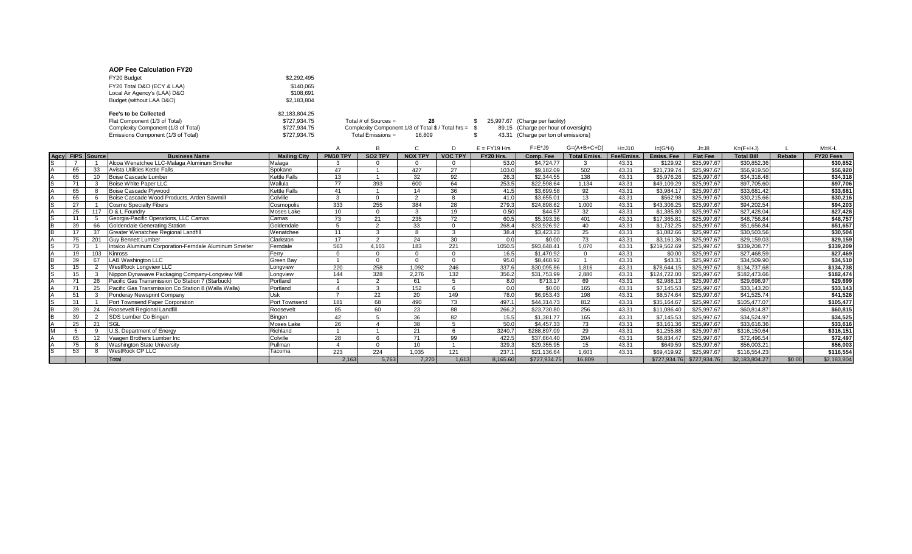## AOP Fee Calculation FY20

| | |
|---|---|
| FY20 Budget | $2,292,495 |
| FY20 Total D&O (ECY & LAA) | $140,065 |
| Local Air Agency's (LAA) D&O | $108,691 |
| Budget (without LAA D&O) | $2,183,804 |

| | | | | | |
|---|---|---|---|---|---|
| **Fee's to be Collected** | $2,183,804.25 | | | | |
| Flat Component (1/3 of Total) | $727,934.75 | Total # of Sources = | 28 | $ 25,997.67 | (Charge per facility) |
| Complexity Component (1/3 of Total) | $727,934.75 | Complexity Component 1/3 of Total $ / Total hrs = | | $ 89.15 | (Charge per hour of oversight) |
| Emissions Component (1/3 of Total) | $727,934.75 | Total Emissions = | 16,809 | $ 43.31 | (Charge per ton of emissions) |

| | | | | | A | B | C | D | E = FY19 Hrs | F=E*J9 | G=(A+B+C+D) | H=J10 | I=(G*H) | J=J8 | K=(F+I+J) | L | M=K-L |
|---|---|---|---|---|---|---|---|---|---|---|---|---|---|---|---|---|---|
| **Agcy** | **FIPS** | **Source** | **Business Name** | **Mailing City** | **PM10 TPY** | **SO2 TPY** | **NOX TPY** | **VOC TPY** | **FY20 Hrs.** | **Comp. Fee** | **Total Emiss.** | **Fee/Emiss.** | **Emiss. Fee** | **Flat Fee** | **Total Bill** | **Rebate** | **FY20 Fees** |
| S | 7 | 1 | Alcoa Wenatchee LLC-Malaga Aluminum Smelter | Malaga | 3 | 0 | 0 | 0 | 53.0 | $4,724.77 | 3 | 43.31 | $129.92 | $25,997.67 | $30,852.36 | | **$30,852** |
| A | 65 | 33 | Avista Utilities Kettle Falls | Spokane | 47 | 1 | 427 | 27 | 103.0 | $9,182.09 | 502 | 43.31 | $21,739.74 | $25,997.67 | $56,919.50 | | **$56,920** |
| A | 65 | 10 | Boise Cascade Lumber | Kettle Falls | 13 | 1 | 32 | 92 | 26.3 | $2,344.55 | 138 | 43.31 | $5,976.26 | $25,997.67 | $34,318.48 | | **$34,318** |
| S | 71 | 3 | Boise White Paper LLC | Wallula | 77 | 393 | 600 | 64 | 253.5 | $22,598.64 | 1,134 | 43.31 | $49,109.29 | $25,997.67 | $97,705.60 | | **$97,706** |
| A | 65 | 8 | Boise Cascade Plywood | Kettle Falls | 41 | 1 | 14 | 36 | 41.5 | $3,699.58 | 92 | 43.31 | $3,984.17 | $25,997.67 | $33,681.42 | | **$33,681** |
| A | 65 | 6 | Boise Cascade Wood Products, Arden Sawmill | Colville | 3 | 0 | 2 | 8 | 41.0 | $3,655.01 | 13 | 43.31 | $562.98 | $25,997.67 | $30,215.66 | | **$30,216** |
| S | 27 | 1 | Cosmo Specialty Fibers | Cosmopolis | 333 | 255 | 384 | 28 | 279.3 | $24,898.62 | 1,000 | 43.31 | $43,306.25 | $25,997.67 | $94,202.54 | | **$94,203** |
| A | 25 | 117 | D & L Foundry | Moses Lake | 10 | 0 | 3 | 19 | 0.50 | $44.57 | 32 | 43.31 | $1,385.80 | $25,997.67 | $27,428.04 | | **$27,428** |
| S | 11 | 5 | Georgia-Pacific Operations, LLC Camas | Camas | 73 | 21 | 235 | 72 | 60.5 | $5,393.36 | 401 | 43.31 | $17,365.81 | $25,997.67 | $48,756.84 | | **$48,757** |
| B | 39 | 66 | Goldendale Generating Station | Goldendale | 5 | 2 | 33 | 0 | 268.4 | $23,926.92 | 40 | 43.31 | $1,732.25 | $25,997.67 | $51,656.84 | | **$51,657** |
| B | 17 | 37 | Greater Wenatchee Regional Landfill | Wenatchee | 11 | 3 | 8 | 3 | 38.4 | $3,423.23 | 25 | 43.31 | $1,082.66 | $25,997.67 | $30,503.56 | | **$30,504** |
| A | 75 | 201 | Guy Bennett Lumber | Clarkston | 17 | 2 | 24 | 30 | 0.0 | $0.00 | 73 | 43.31 | $3,161.36 | $25,997.67 | $29,159.03 | | **$29,159** |
| S | 73 | 1 | Intalco Aluminum Corporation-Ferndale Aluminum Smelter | Ferndale | 563 | 4,103 | 183 | 221 | 1050.5 | $93,648.41 | 5,070 | 43.31 | $219,562.69 | $25,997.67 | $339,208.77 | | **$339,209** |
| A | 19 | 103 | Kinross | Ferry | 0 | 0 | 0 | 0 | 16.5 | $1,470.92 | 0 | 43.31 | $0.00 | $25,997.67 | $27,468.59 | | **$27,469** |
| B | 39 | 67 | LAB Washington LLC | Green Bay | 1 | 0 | 0 | 0 | 95.0 | $8,468.92 | 1 | 43.31 | $43.31 | $25,997.67 | $34,509.90 | | **$34,510** |
| S | 15 | 2 | WestRock Longview LLC | Longview | 220 | 258 | 1,092 | 246 | 337.6 | $30,095.86 | 1,816 | 43.31 | $78,644.15 | $25,997.67 | $134,737.68 | | **$134,738** |
| S | 15 | 3 | Nippon Dynawave Packaging Company-Longview Mill | Longview | 144 | 328 | 2,276 | 132 | 356.2 | $31,753.99 | 2,880 | 43.31 | $124,722.00 | $25,997.67 | $182,473.66 | | **$182,474** |
| A | 71 | 26 | Pacific Gas Transmission Co Station 7 (Starbuck) | Portland | 1 | 2 | 61 | 5 | 8.0 | $713.17 | 69 | 43.31 | $2,988.13 | $25,997.67 | $29,698.97 | | **$29,699** |
| A | 71 | 25 | Pacific Gas Transmission Co Station 8 (Walla Walla) | Portland | 4 | 3 | 152 | 6 | 0.0 | $0.00 | 165 | 43.31 | $7,145.53 | $25,997.67 | $33,143.20 | | **$33,143** |
| A | 51 | 3 | Ponderay Newsprint Company | Usk | 7 | 22 | 20 | 149 | 78.0 | $6,953.43 | 198 | 43.31 | $8,574.64 | $25,997.67 | $41,525.74 | | **$41,526** |
| S | 31 | 1 | Port Townsend Paper Corporation | Port Townsend | 181 | 68 | 490 | 73 | 497.1 | $44,314.73 | 812 | 43.31 | $35,164.67 | $25,997.67 | $105,477.07 | | **$105,477** |
| B | 39 | 24 | Roosevelt Regional Landfill | Roosevelt | 85 | 60 | 23 | 88 | 266.2 | $23,730.80 | 256 | 43.31 | $11,086.40 | $25,997.67 | $60,814.87 | | **$60,815** |
| B | 39 | 2 | SDS Lumber Co Bingen | Bingen | 42 | 5 | 36 | 82 | 15.5 | $1,381.77 | 165 | 43.31 | $7,145.53 | $25,997.67 | $34,524.97 | | **$34,525** |
| A | 25 | 21 | SGL | Moses Lake | 26 | 4 | 38 | 5 | 50.0 | $4,457.33 | 73 | 43.31 | $3,161.36 | $25,997.67 | $33,616.36 | | **$33,616** |
| M | 5 | 9 | U.S. Department of Energy | Richland | 1 | 1 | 21 | 6 | 3240.7 | $288,897.09 | 29 | 43.31 | $1,255.88 | $25,997.67 | $316,150.64 | | **$316,151** |
| A | 65 | 12 | Vaagen Brothers Lumber Inc | Colville | 28 | 6 | 71 | 99 | 422.5 | $37,664.40 | 204 | 43.31 | $8,834.47 | $25,997.67 | $72,496.54 | | **$72,497** |
| A | 75 | 8 | Washington State University | Pullman | 4 | 0 | 10 | 1 | 329.3 | $29,355.95 | 15 | 43.31 | $649.59 | $25,997.67 | $56,003.21 | | **$56,003** |
| S | 53 | 8 | WestRock CP LLC | Tacoma | 223 | 224 | 1,035 | 121 | 237.1 | $21,136.64 | 1,603 | 43.31 | $69,419.92 | $25,997.67 | $116,554.23 | | **$116,554** |
| | | | Total | | 2,163 | 5,763 | 7,270 | 1,613 | 8,165.60 | $727,934.75 | 16,809 | | $727,934.76 | $727,934.76 | $2,183,804.27 | $0.00 | $2,183,804 |